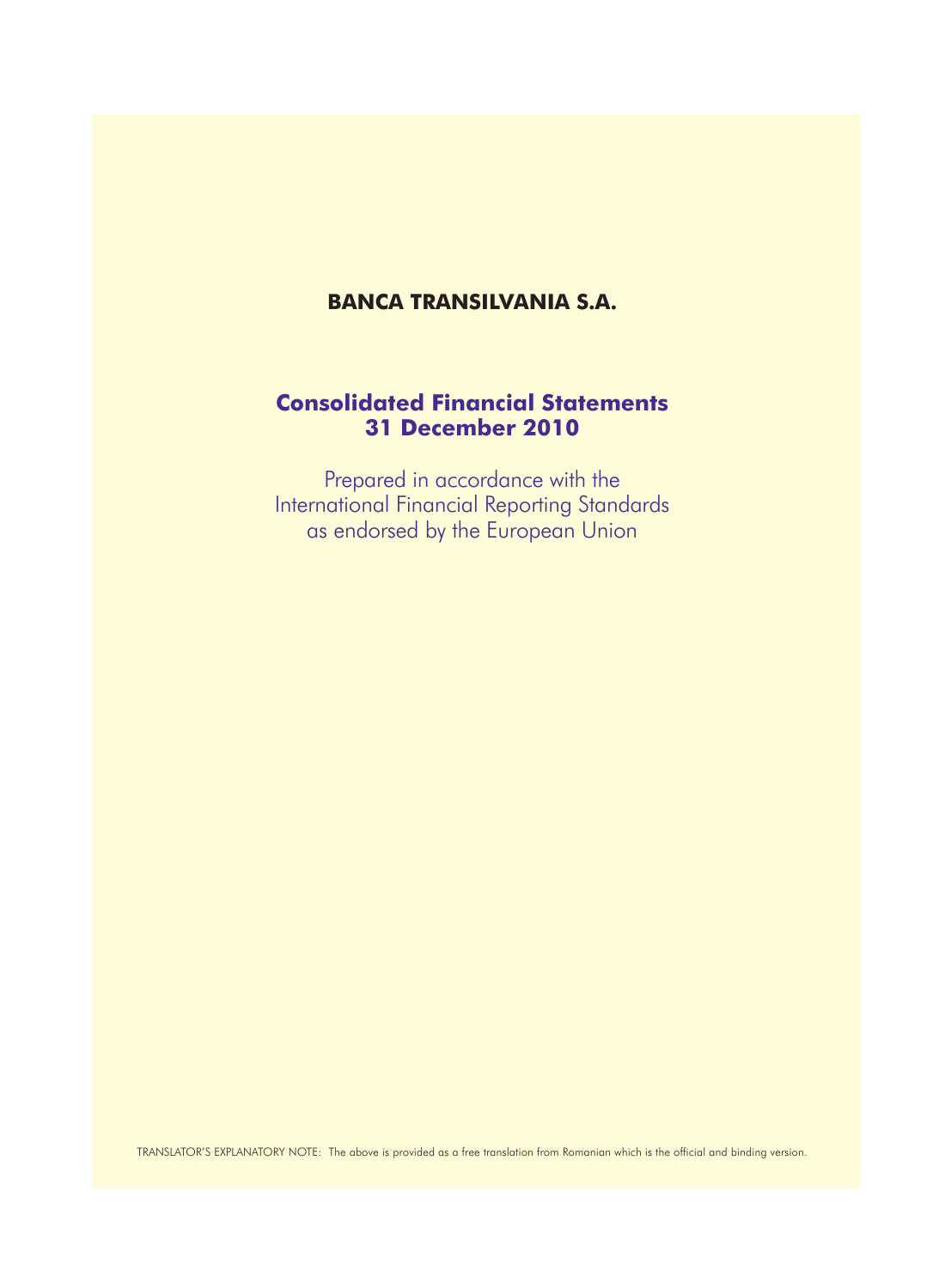# BANCA TRANSILVANIA S.A.

## Consolidated Financial Statements
## 31 December 2010

Prepared in accordance with the
International Financial Reporting Standards
as endorsed by the European Union

TRANSLATOR'S EXPLANATORY NOTE: The above is provided as a free translation from Romanian which is the official and binding version.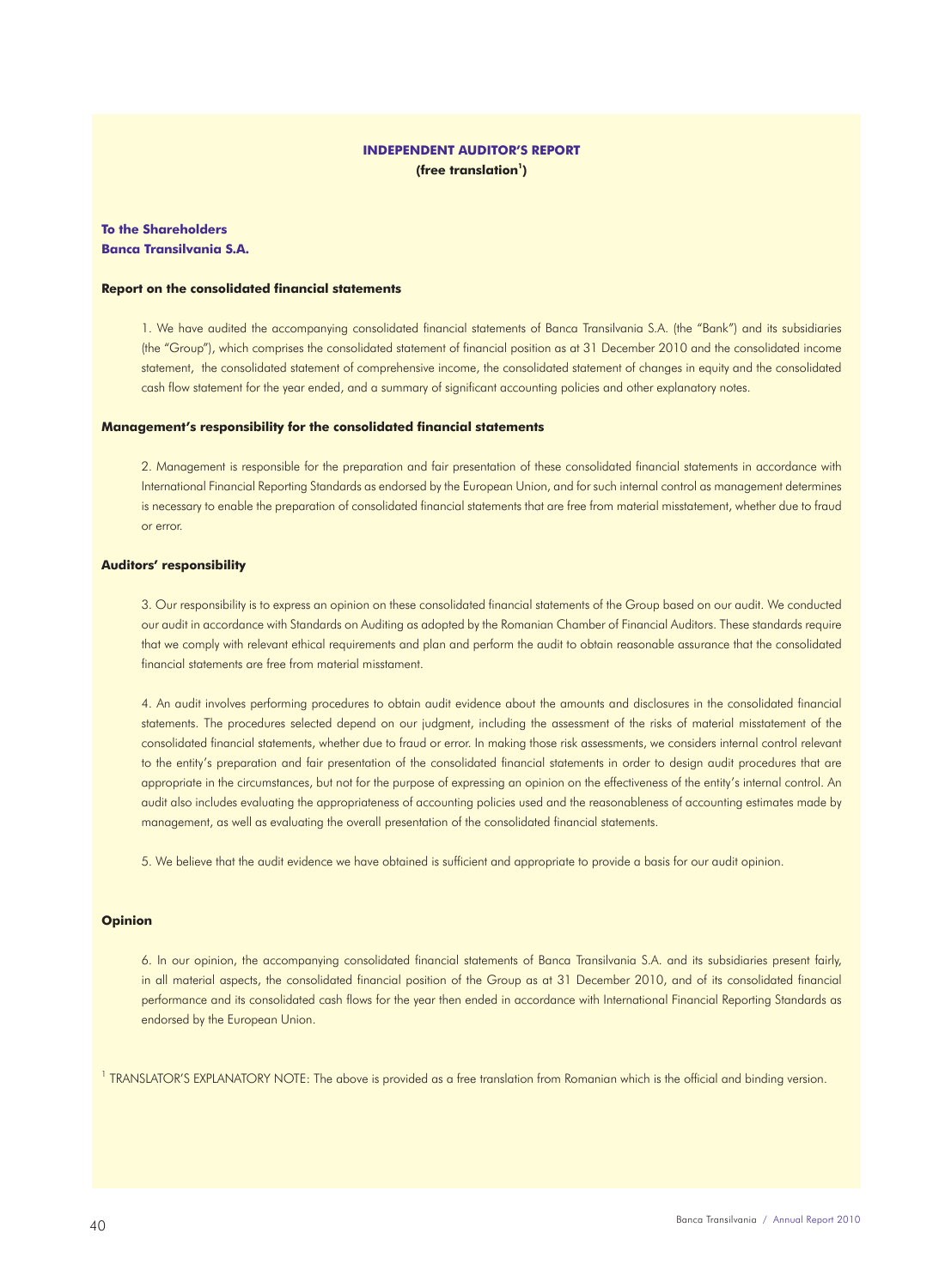# INDEPENDENT AUDITOR'S REPORT

**(free translation[1])**

**To the Shareholders**
**Banca Transilvania S.A.**

## Report on the consolidated financial statements

1. We have audited the accompanying consolidated financial statements of Banca Transilvania S.A. (the "Bank") and its subsidiaries (the "Group"), which comprises the consolidated statement of financial position as at 31 December 2010 and the consolidated income statement, the consolidated statement of comprehensive income, the consolidated statement of changes in equity and the consolidated cash flow statement for the year ended, and a summary of significant accounting policies and other explanatory notes.

## Management's responsibility for the consolidated financial statements

2. Management is responsible for the preparation and fair presentation of these consolidated financial statements in accordance with International Financial Reporting Standards as endorsed by the European Union, and for such internal control as management determines is necessary to enable the preparation of consolidated financial statements that are free from material misstatement, whether due to fraud or error.

## Auditors' responsibility

3. Our responsibility is to express an opinion on these consolidated financial statements of the Group based on our audit. We conducted our audit in accordance with Standards on Auditing as adopted by the Romanian Chamber of Financial Auditors. These standards require that we comply with relevant ethical requirements and plan and perform the audit to obtain reasonable assurance that the consolidated financial statements are free from material misstament.

4. An audit involves performing procedures to obtain audit evidence about the amounts and disclosures in the consolidated financial statements. The procedures selected depend on our judgment, including the assessment of the risks of material misstatement of the consolidated financial statements, whether due to fraud or error. In making those risk assessments, we considers internal control relevant to the entity's preparation and fair presentation of the consolidated financial statements in order to design audit procedures that are appropriate in the circumstances, but not for the purpose of expressing an opinion on the effectiveness of the entity's internal control. An audit also includes evaluating the appropriateness of accounting policies used and the reasonableness of accounting estimates made by management, as well as evaluating the overall presentation of the consolidated financial statements.

5. We believe that the audit evidence we have obtained is sufficient and appropriate to provide a basis for our audit opinion.

## Opinion

6. In our opinion, the accompanying consolidated financial statements of Banca Transilvania S.A. and its subsidiaries present fairly, in all material aspects, the consolidated financial position of the Group as at 31 December 2010, and of its consolidated financial performance and its consolidated cash flows for the year then ended in accordance with International Financial Reporting Standards as endorsed by the European Union.

[1] TRANSLATOR'S EXPLANATORY NOTE: The above is provided as a free translation from Romanian which is the official and binding version.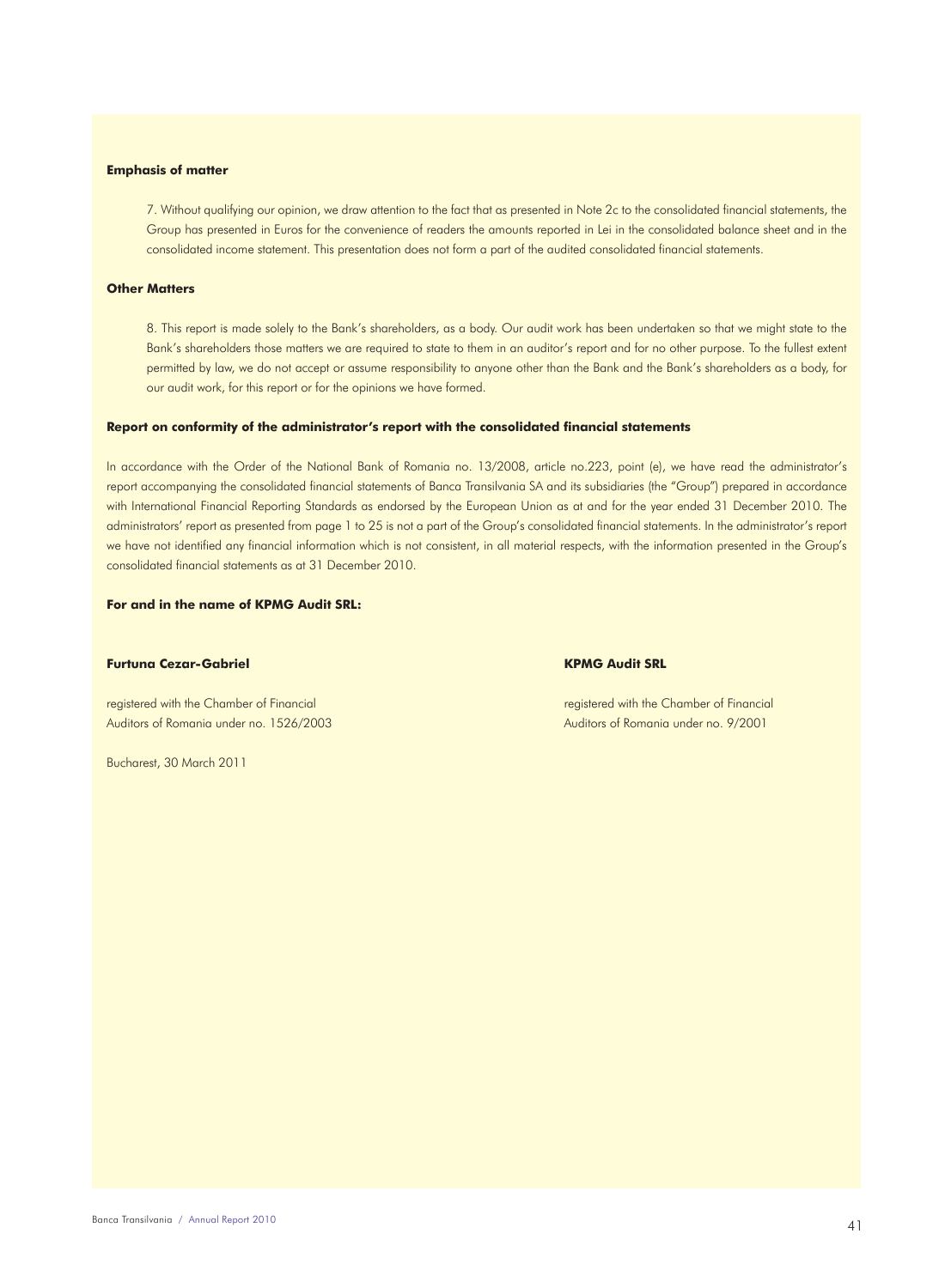**Emphasis of matter**

7. Without qualifying our opinion, we draw attention to the fact that as presented in Note 2c to the consolidated financial statements, the Group has presented in Euros for the convenience of readers the amounts reported in Lei in the consolidated balance sheet and in the consolidated income statement. This presentation does not form a part of the audited consolidated financial statements.

**Other Matters**

8. This report is made solely to the Bank's shareholders, as a body. Our audit work has been undertaken so that we might state to the Bank's shareholders those matters we are required to state to them in an auditor's report and for no other purpose. To the fullest extent permitted by law, we do not accept or assume responsibility to anyone other than the Bank and the Bank's shareholders as a body, for our audit work, for this report or for the opinions we have formed.

**Report on conformity of the administrator's report with the consolidated financial statements**

In accordance with the Order of the National Bank of Romania no. 13/2008, article no.223, point (e), we have read the administrator's report accompanying the consolidated financial statements of Banca Transilvania SA and its subsidiaries (the "Group") prepared in accordance with International Financial Reporting Standards as endorsed by the European Union as at and for the year ended 31 December 2010. The administrators' report as presented from page 1 to 25 is not a part of the Group's consolidated financial statements. In the administrator's report we have not identified any financial information which is not consistent, in all material respects, with the information presented in the Group's consolidated financial statements as at 31 December 2010.

**For and in the name of KPMG Audit SRL:**

**Furtuna Cezar-Gabriel**

registered with the Chamber of Financial Auditors of Romania under no. 1526/2003

**KPMG Audit SRL**

registered with the Chamber of Financial Auditors of Romania under no. 9/2001

Bucharest, 30 March 2011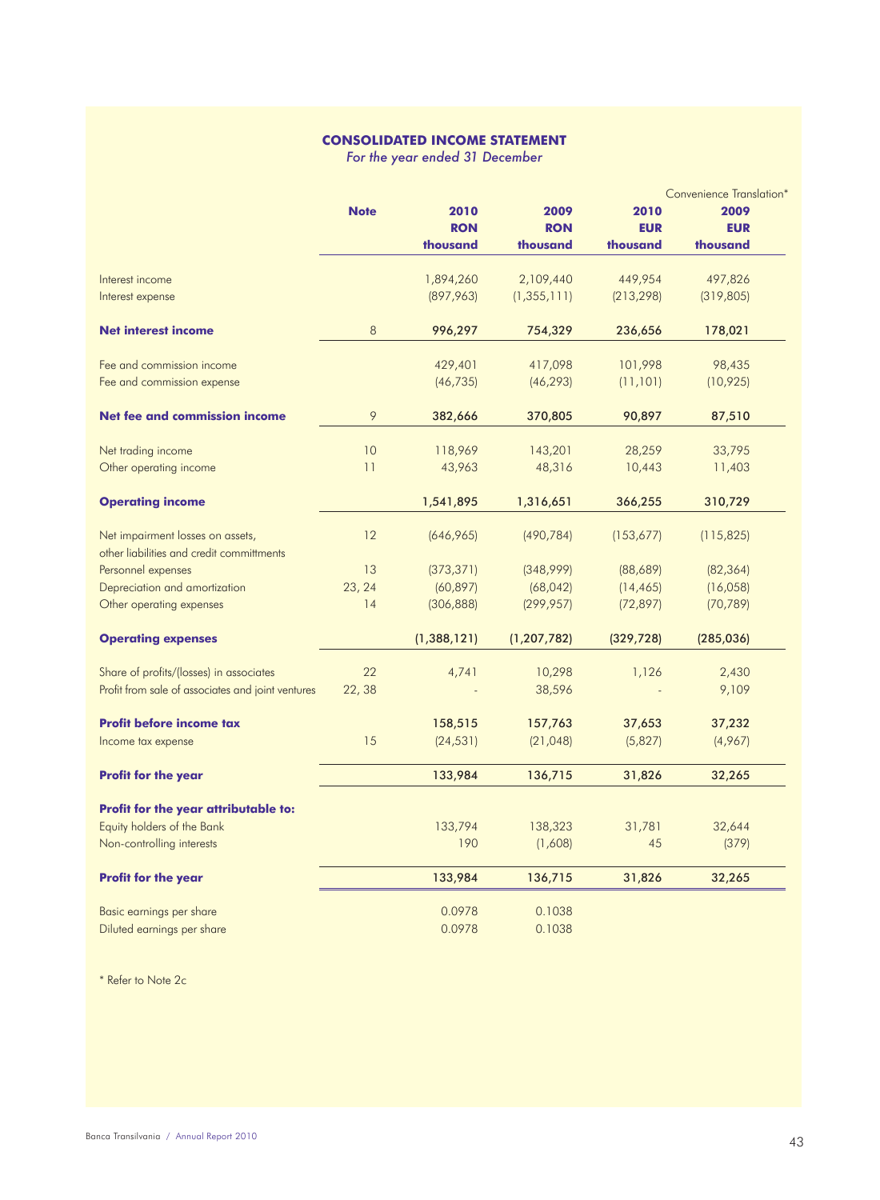## CONSOLIDATED INCOME STATEMENT

*For the year ended 31 December*

| | Note | 2010 RON thousand | 2009 RON thousand | Convenience Translation* 2010 EUR thousand | 2009 EUR thousand |
|---|---|---|---|---|---|
| Interest income | | 1,894,260 | 2,109,440 | 449,954 | 497,826 |
| Interest expense | | (897,963) | (1,355,111) | (213,298) | (319,805) |
| **Net interest income** | 8 | **996,297** | **754,329** | **236,656** | **178,021** |
| Fee and commission income | | 429,401 | 417,098 | 101,998 | 98,435 |
| Fee and commission expense | | (46,735) | (46,293) | (11,101) | (10,925) |
| **Net fee and commission income** | 9 | **382,666** | **370,805** | **90,897** | **87,510** |
| Net trading income | 10 | 118,969 | 143,201 | 28,259 | 33,795 |
| Other operating income | 11 | 43,963 | 48,316 | 10,443 | 11,403 |
| **Operating income** | | **1,541,895** | **1,316,651** | **366,255** | **310,729** |
| Net impairment losses on assets, other liabilities and credit committments | 12 | (646,965) | (490,784) | (153,677) | (115,825) |
| Personnel expenses | 13 | (373,371) | (348,999) | (88,689) | (82,364) |
| Depreciation and amortization | 23, 24 | (60,897) | (68,042) | (14,465) | (16,058) |
| Other operating expenses | 14 | (306,888) | (299,957) | (72,897) | (70,789) |
| **Operating expenses** | | **(1,388,121)** | **(1,207,782)** | **(329,728)** | **(285,036)** |
| Share of profits/(losses) in associates | 22 | 4,741 | 10,298 | 1,126 | 2,430 |
| Profit from sale of associates and joint ventures | 22, 38 | - | 38,596 | - | 9,109 |
| **Profit before income tax** | | **158,515** | **157,763** | **37,653** | **37,232** |
| Income tax expense | 15 | (24,531) | (21,048) | (5,827) | (4,967) |
| **Profit for the year** | | **133,984** | **136,715** | **31,826** | **32,265** |
| **Profit for the year attributable to:** | | | | | |
| Equity holders of the Bank | | 133,794 | 138,323 | 31,781 | 32,644 |
| Non-controlling interests | | 190 | (1,608) | 45 | (379) |
| **Profit for the year** | | **133,984** | **136,715** | **31,826** | **32,265** |
| Basic earnings per share | | 0.0978 | 0.1038 | | |
| Diluted earnings per share | | 0.0978 | 0.1038 | | |

\* Refer to Note 2c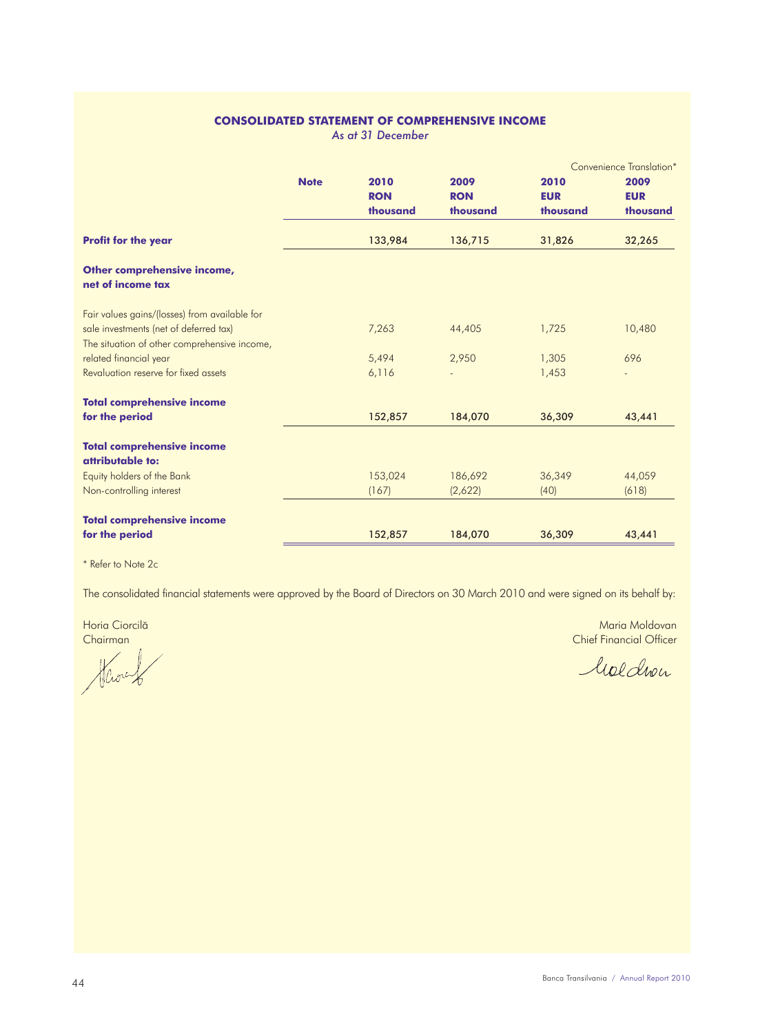## CONSOLIDATED STATEMENT OF COMPREHENSIVE INCOME

*As at 31 December*

| | Note | 2010 RON thousand | 2009 RON thousand | Convenience Translation* 2010 EUR thousand | 2009 EUR thousand |
|---|---|---|---|---|---|
| **Profit for the year** | | 133,984 | 136,715 | 31,826 | 32,265 |
| **Other comprehensive income, net of income tax** | | | | | |
| Fair values gains/(losses) from available for sale investments (net of deferred tax) | | 7,263 | 44,405 | 1,725 | 10,480 |
| The situation of other comprehensive income, related financial year | | 5,494 | 2,950 | 1,305 | 696 |
| Revaluation reserve for fixed assets | | 6,116 | - | 1,453 | - |
| **Total comprehensive income for the period** | | 152,857 | 184,070 | 36,309 | 43,441 |
| **Total comprehensive income attributable to:** | | | | | |
| Equity holders of the Bank | | 153,024 | 186,692 | 36,349 | 44,059 |
| Non-controlling interest | | (167) | (2,622) | (40) | (618) |
| **Total comprehensive income for the period** | | 152,857 | 184,070 | 36,309 | 43,441 |

* Refer to Note 2c

The consolidated financial statements were approved by the Board of Directors on 30 March 2010 and were signed on its behalf by:

Horia Ciorcilă
Chairman

Maria Moldovan
Chief Financial Officer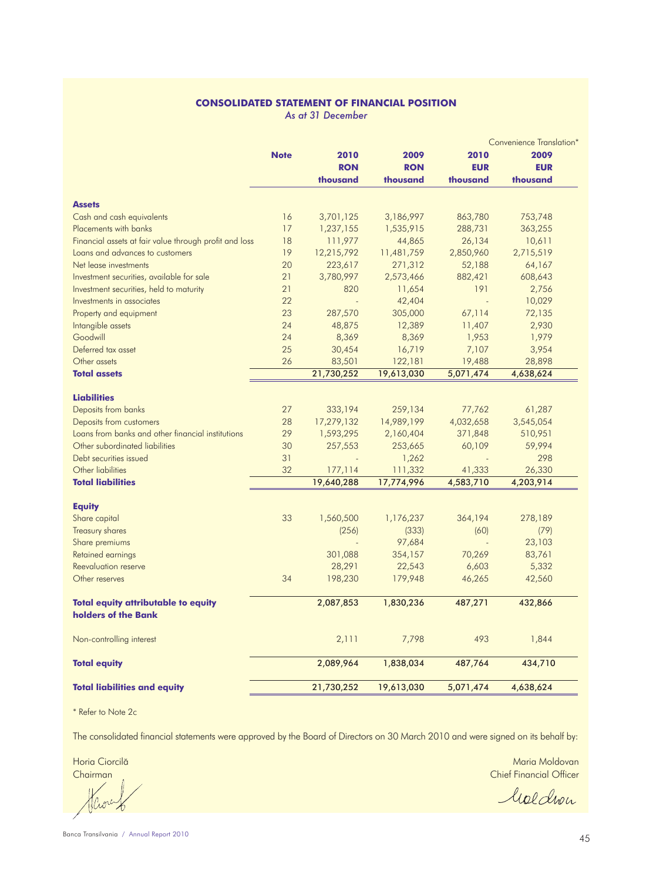## CONSOLIDATED STATEMENT OF FINANCIAL POSITION

*As at 31 December*

| | Note | 2010 RON thousand | 2009 RON thousand | Convenience Translation* 2010 EUR thousand | 2009 EUR thousand |
|---|---|---|---|---|---|
| **Assets** | | | | | |
| Cash and cash equivalents | 16 | 3,701,125 | 3,186,997 | 863,780 | 753,748 |
| Placements with banks | 17 | 1,237,155 | 1,535,915 | 288,731 | 363,255 |
| Financial assets at fair value through profit and loss | 18 | 111,977 | 44,865 | 26,134 | 10,611 |
| Loans and advances to customers | 19 | 12,215,792 | 11,481,759 | 2,850,960 | 2,715,519 |
| Net lease investments | 20 | 223,617 | 271,312 | 52,188 | 64,167 |
| Investment securities, available for sale | 21 | 3,780,997 | 2,573,466 | 882,421 | 608,643 |
| Investment securities, held to maturity | 21 | 820 | 11,654 | 191 | 2,756 |
| Investments in associates | 22 | - | 42,404 | - | 10,029 |
| Property and equipment | 23 | 287,570 | 305,000 | 67,114 | 72,135 |
| Intangible assets | 24 | 48,875 | 12,389 | 11,407 | 2,930 |
| Goodwill | 24 | 8,369 | 8,369 | 1,953 | 1,979 |
| Deferred tax asset | 25 | 30,454 | 16,719 | 7,107 | 3,954 |
| Other assets | 26 | 83,501 | 122,181 | 19,488 | 28,898 |
| **Total assets** | | 21,730,252 | 19,613,030 | 5,071,474 | 4,638,624 |
| **Liabilities** | | | | | |
| Deposits from banks | 27 | 333,194 | 259,134 | 77,762 | 61,287 |
| Deposits from customers | 28 | 17,279,132 | 14,989,199 | 4,032,658 | 3,545,054 |
| Loans from banks and other financial institutions | 29 | 1,593,295 | 2,160,404 | 371,848 | 510,951 |
| Other subordinated liabilities | 30 | 257,553 | 253,665 | 60,109 | 59,994 |
| Debt securities issued | 31 | - | 1,262 | - | 298 |
| Other liabilities | 32 | 177,114 | 111,332 | 41,333 | 26,330 |
| **Total liabilities** | | 19,640,288 | 17,774,996 | 4,583,710 | 4,203,914 |
| **Equity** | | | | | |
| Share capital | 33 | 1,560,500 | 1,176,237 | 364,194 | 278,189 |
| Treasury shares | | (256) | (333) | (60) | (79) |
| Share premiums | | - | 97,684 | - | 23,103 |
| Retained earnings | | 301,088 | 354,157 | 70,269 | 83,761 |
| Reevaluation reserve | | 28,291 | 22,543 | 6,603 | 5,332 |
| Other reserves | 34 | 198,230 | 179,948 | 46,265 | 42,560 |
| **Total equity attributable to equity holders of the Bank** | | 2,087,853 | 1,830,236 | 487,271 | 432,866 |
| Non-controlling interest | | 2,111 | 7,798 | 493 | 1,844 |
| **Total equity** | | 2,089,964 | 1,838,034 | 487,764 | 434,710 |
| **Total liabilities and equity** | | 21,730,252 | 19,613,030 | 5,071,474 | 4,638,624 |

* Refer to Note 2c

The consolidated financial statements were approved by the Board of Directors on 30 March 2010 and were signed on its behalf by:

Horia Ciorcilă
Chairman

Maria Moldovan
Chief Financial Officer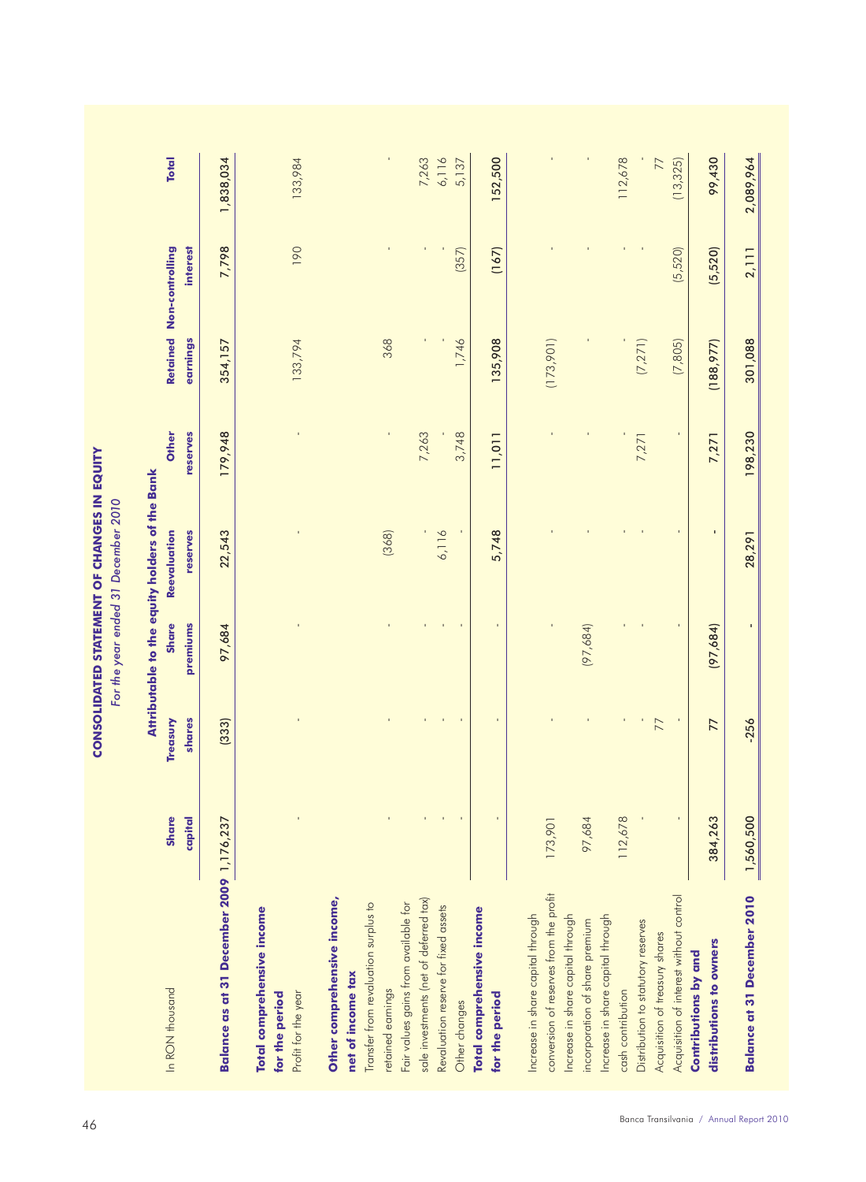# CONSOLIDATED STATEMENT OF CHANGES IN EQUITY

*For the year ended 31 December 2010*

| In RON thousand | Attributable to the equity holders of the Bank | | | | | | Non-controlling interest | Total |
|---|---|---|---|---|---|---|---|---|
| | Share capital | Treasury shares | Share premiums | Reevaluation reserves | Other reserves | Retained earnings | | |
| **Balance as at 31 December 2009** | 1,176,237 | (333) | 97,684 | 22,543 | 179,948 | 354,157 | 7,798 | 1,838,034 |
| **Total comprehensive income for the period** | | | | | | | | |
| Profit for the year | - | - | - | - | - | 133,794 | 190 | 133,984 |
| **Other comprehensive income, net of income tax** | | | | | | | | |
| Transfer from revaluation surplus to retained earnings | - | - | - | (368) | - | 368 | - | - |
| Fair values gains from available for sale investments (net of deferred tax) | - | - | - | - | 7,263 | - | - | 7,263 |
| Revaluation reserve for fixed assets | - | - | - | 6,116 | - | - | - | 6,116 |
| Other changes | - | - | - | - | 3,748 | 1,746 | (357) | 5,137 |
| **Total comprehensive income for the period** | - | - | - | 5,748 | 11,011 | 135,908 | (167) | 152,500 |
| Increase in share capital through conversion of reserves from the profit | 173,901 | - | - | - | - | (173,901) | - | - |
| Increase in share capital through incorporation of share premium | 97,684 | - | (97,684) | - | - | - | - | - |
| Increase in share capital through cash contribution | 112,678 | - | - | - | - | - | - | 112,678 |
| Distribution to statutory reserves | - | - | - | - | 7,271 | (7,271) | - | - |
| Acquisition of treasury shares | | 77 | | | | | | 77 |
| Acquisition of interest without control | - | - | - | - | - | (7,805) | (5,520) | (13,325) |
| **Contributions by and distributions to owners** | 384,263 | 77 | (97,684) | - | 7,271 | (188,977) | (5,520) | 99,430 |
| **Balance at 31 December 2010** | 1,560,500 | -256 | - | 28,291 | 198,230 | 301,088 | 2,111 | 2,089,964 |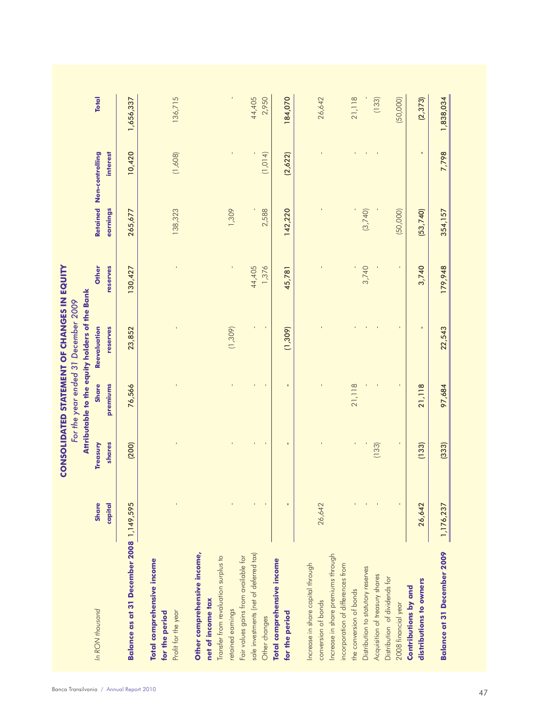# CONSOLIDATED STATEMENT OF CHANGES IN EQUITY

*For the year ended 31 December 2009*

| *In RON thousand* | Attributable to the equity holders of the Bank | | | | | | | |
|---|---|---|---|---|---|---|---|---|
| | Share capital | Treasury shares | Share premiums | Reevaluation reserves | Other reserves | Retained earnings | Non-controlling interest | Total |
| **Balance as at 31 December 2008** | 1,149,595 | (200) | 76,566 | 23,852 | 130,427 | 265,677 | 10,420 | 1,656,337 |
| **Total comprehensive income for the period** | | | | | | | | |
| Profit for the year | - | - | - | - | - | 138,323 | (1,608) | 136,715 |
| **Other comprehensive income, net of income tax** | | | | | | | | |
| Transfer from revaluation surplus to retained earnings | - | - | - | (1,309) | - | 1,309 | - | - |
| Fair values gains from available for sale investments (net of deferred tax) | - | - | - | - | 44,405 | - | - | 44,405 |
| Other changes | - | - | - | - | 1,376 | 2,588 | (1,014) | 2,950 |
| **Total comprehensive income for the period** | - | - | - | (1,309) | 45,781 | 142,220 | (2,622) | 184,070 |
| Increase in share capital through conversion of bonds | 26,642 | - | - | - | - | - | - | 26,642 |
| Increase in share premiums through incorporation of differences from the conversion of bonds | - | - | 21,118 | - | - | - | - | 21,118 |
| Distribution to statutory reserves | - | - | - | - | 3,740 | (3,740) | - | - |
| Acquisition of treasury shares | - | (133) | - | - | - | - | - | (133) |
| Distribution of dividends for 2008 financial year | - | - | - | - | - | (50,000) | - | (50,000) |
| **Contributions by and distributions to owners** | 26,642 | (133) | 21,118 | - | 3,740 | (53,740) | - | (2,373) |
| **Balance at 31 December 2009** | 1,176,237 | (333) | 97,684 | 22,543 | 179,948 | 354,157 | 7,798 | 1,838,034 |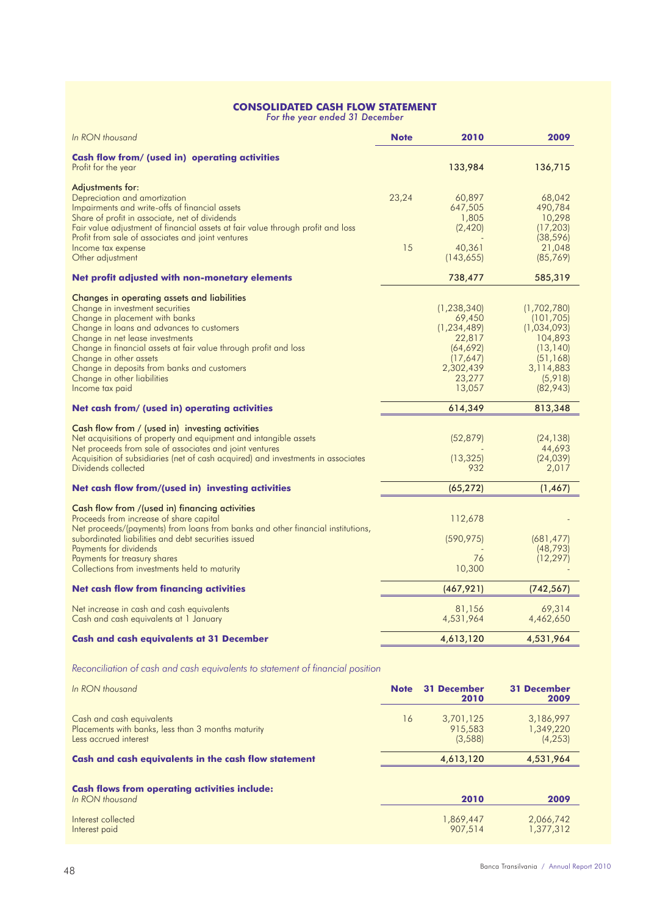## CONSOLIDATED CASH FLOW STATEMENT

*For the year ended 31 December*

| *In RON thousand* | Note | 2010 | 2009 |
|---|---|---|---|
| **Cash flow from/ (used in) operating activities** | | | |
| Profit for the year | | 133,984 | 136,715 |
| Adjustments for: | | | |
| Depreciation and amortization | 23,24 | 60,897 | 68,042 |
| Impairments and write-offs of financial assets | | 647,505 | 490,784 |
| Share of profit in associate, net of dividends | | 1,805 | 10,298 |
| Fair value adjustment of financial assets at fair value through profit and loss | | (2,420) | (17,203) |
| Profit from sale of associates and joint ventures | | - | (38,596) |
| Income tax expense | 15 | 40,361 | 21,048 |
| Other adjustment | | (143,655) | (85,769) |
| **Net profit adjusted with non-monetary elements** | | 738,477 | 585,319 |
| Changes in operating assets and liabilities | | | |
| Change in investment securities | | (1,238,340) | (1,702,780) |
| Change in placement with banks | | 69,450 | (101,705) |
| Change in loans and advances to customers | | (1,234,489) | (1,034,093) |
| Change in net lease investments | | 22,817 | 104,893 |
| Change in financial assets at fair value through profit and loss | | (64,692) | (13,140) |
| Change in other assets | | (17,647) | (51,168) |
| Change in deposits from banks and customers | | 2,302,439 | 3,114,883 |
| Change in other liabilities | | 23,277 | (5,918) |
| Income tax paid | | 13,057 | (82,943) |
| **Net cash from/ (used in) operating activities** | | 614,349 | 813,348 |
| Cash flow from / (used in) investing activities | | | |
| Net acquisitions of property and equipment and intangible assets | | (52,879) | (24,138) |
| Net proceeds from sale of associates and joint ventures | | - | 44,693 |
| Acquisition of subsidiaries (net of cash acquired) and investments in associates | | (13,325) | (24,039) |
| Dividends collected | | 932 | 2,017 |
| **Net cash flow from/(used in) investing activities** | | (65,272) | (1,467) |
| Cash flow from /(used in) financing activities | | | |
| Proceeds from increase of share capital | | 112,678 | - |
| Net proceeds/(payments) from loans from banks and other financial institutions, subordinated liabilities and debt securities issued | | (590,975) | (681,477) |
| Payments for dividends | | - | (48,793) |
| Payments for treasury shares | | 76 | (12,297) |
| Collections from investments held to maturity | | 10,300 | - |
| **Net cash flow from financing activities** | | (467,921) | (742,567) |
| Net increase in cash and cash equivalents | | 81,156 | 69,314 |
| Cash and cash equivalents at 1 January | | 4,531,964 | 4,462,650 |
| **Cash and cash equivalents at 31 December** | | 4,613,120 | 4,531,964 |

*Reconciliation of cash and cash equivalents to statement of financial position*

| *In RON thousand* | Note | 31 December 2010 | 31 December 2009 |
|---|---|---|---|
| Cash and cash equivalents | 16 | 3,701,125 | 3,186,997 |
| Placements with banks, less than 3 months maturity | | 915,583 | 1,349,220 |
| Less accrued interest | | (3,588) | (4,253) |
| **Cash and cash equivalents in the cash flow statement** | | 4,613,120 | 4,531,964 |

**Cash flows from operating activities include:**

| *In RON thousand* | 2010 | 2009 |
|---|---|---|
| Interest collected | 1,869,447 | 2,066,742 |
| Interest paid | 907,514 | 1,377,312 |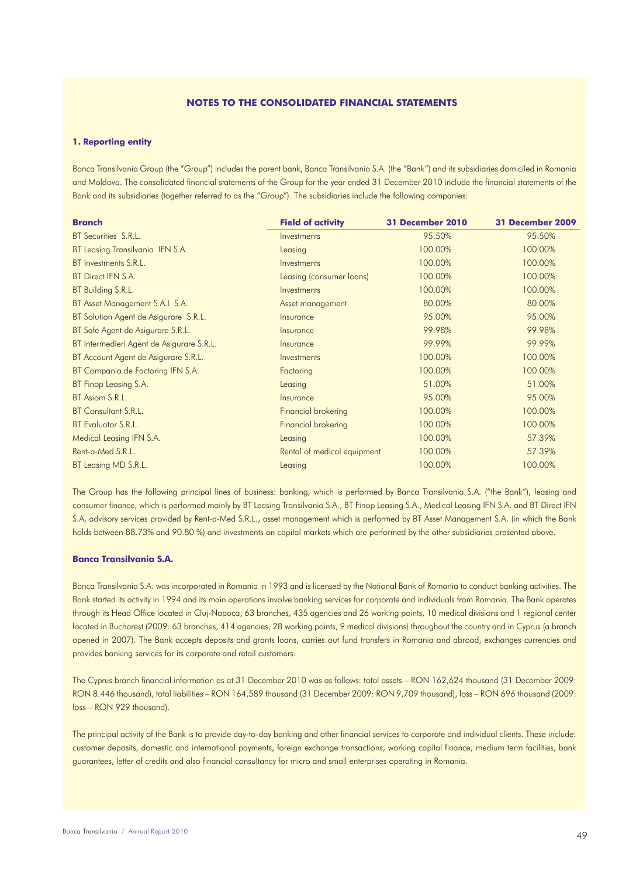## NOTES TO THE CONSOLIDATED FINANCIAL STATEMENTS

### 1. Reporting entity

Banca Transilvania Group (the "Group") includes the parent bank, Banca Transilvania S.A. (the "Bank") and its subsidiaries domiciled in Romania and Moldova. The consolidated financial statements of the Group for the year ended 31 December 2010 include the financial statements of the Bank and its subsidiaries (together referred to as the "Group"). The subsidiaries include the following companies:

| Branch | Field of activity | 31 December 2010 | 31 December 2009 |
|---|---|---|---|
| BT Securities S.R.L. | Investments | 95.50% | 95.50% |
| BT Leasing Transilvania IFN S.A. | Leasing | 100.00% | 100.00% |
| BT Investments S.R.L. | Investments | 100.00% | 100.00% |
| BT Direct IFN S.A. | Leasing (consumer loans) | 100.00% | 100.00% |
| BT Building S.R.L. | Investments | 100.00% | 100.00% |
| BT Asset Management S.A.I S.A. | Asset management | 80.00% | 80.00% |
| BT Solution Agent de Asigurare S.R.L. | Insurance | 95.00% | 95.00% |
| BT Safe Agent de Asigurare S.R.L. | Insurance | 99.98% | 99.98% |
| BT Intermedieri Agent de Asigurare S.R.L. | Insurance | 99.99% | 99.99% |
| BT Account Agent de Asigurare S.R.L. | Investments | 100.00% | 100.00% |
| BT Compania de Factoring IFN S.A. | Factoring | 100.00% | 100.00% |
| BT Finop Leasing S.A. | Leasing | 51.00% | 51.00% |
| BT Asiom S.R.L. | Insurance | 95.00% | 95.00% |
| BT Consultant S.R.L. | Financial brokering | 100.00% | 100.00% |
| BT Evaluator S.R.L. | Financial brokering | 100.00% | 100.00% |
| Medical Leasing IFN S.A. | Leasing | 100.00% | 57.39% |
| Rent-a-Med S.R.L. | Rental of medical equipment | 100.00% | 57.39% |
| BT Leasing MD S.R.L. | Leasing | 100.00% | 100.00% |

The Group has the following principal lines of business: banking, which is performed by Banca Transilvania S.A. ("the Bank"), leasing and consumer finance, which is performed mainly by BT Leasing Transilvania S.A., BT Finop Leasing S.A., Medical Leasing IFN S.A. and BT Direct IFN S.A, advisory services provided by Rent-a-Med S.R.L., asset management which is performed by BT Asset Management S.A. (in which the Bank holds between 88.73% and 90.80 %) and investments on capital markets which are performed by the other subsidiaries presented above.

### Banca Transilvania S.A.

Banca Transilvania S.A. was incorporated in Romania in 1993 and is licensed by the National Bank of Romania to conduct banking activities. The Bank started its activity in 1994 and its main operations involve banking services for corporate and individuals from Romania. The Bank operates through its Head Office located in Cluj-Napoca, 63 branches, 435 agencies and 26 working points, 10 medical divisions and 1 regional center located in Bucharest (2009: 63 branches, 414 agencies, 28 working points, 9 medical divisions) throughout the country and in Cyprus (a branch opened in 2007). The Bank accepts deposits and grants loans, carries out fund transfers in Romania and abroad, exchanges currencies and provides banking services for its corporate and retail customers.

The Cyprus branch financial information as at 31 December 2010 was as follows: total assets – RON 162,624 thousand (31 December 2009: RON 8.446 thousand), total liabilities – RON 164,589 thousand (31 December 2009: RON 9,709 thousand), loss – RON 696 thousand (2009: loss – RON 929 thousand).

The principal activity of the Bank is to provide day-to-day banking and other financial services to corporate and individual clients. These include: customer deposits, domestic and international payments, foreign exchange transactions, working capital finance, medium term facilities, bank guarantees, letter of credits and also financial consultancy for micro and small enterprises operating in Romania.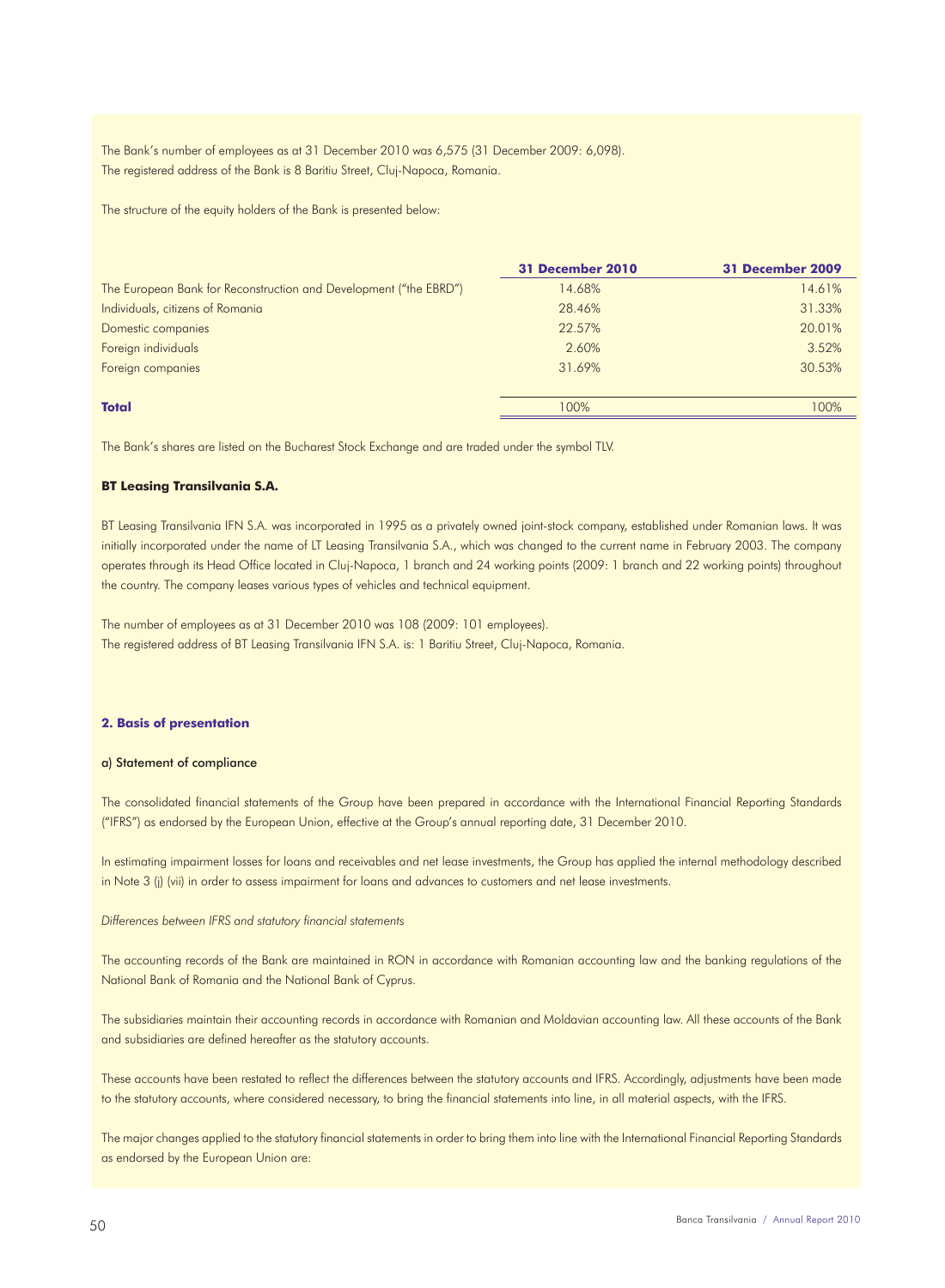The Bank's number of employees as at 31 December 2010 was 6,575 (31 December 2009: 6,098).
The registered address of the Bank is 8 Baritiu Street, Cluj-Napoca, Romania.

The structure of the equity holders of the Bank is presented below:

| | 31 December 2010 | 31 December 2009 |
|---|---|---|
| The European Bank for Reconstruction and Development ("the EBRD") | 14.68% | 14.61% |
| Individuals, citizens of Romania | 28.46% | 31.33% |
| Domestic companies | 22.57% | 20.01% |
| Foreign individuals | 2.60% | 3.52% |
| Foreign companies | 31.69% | 30.53% |
| **Total** | 100% | 100% |

The Bank's shares are listed on the Bucharest Stock Exchange and are traded under the symbol TLV.

**BT Leasing Transilvania S.A.**

BT Leasing Transilvania IFN S.A. was incorporated in 1995 as a privately owned joint-stock company, established under Romanian laws. It was initially incorporated under the name of LT Leasing Transilvania S.A., which was changed to the current name in February 2003. The company operates through its Head Office located in Cluj-Napoca, 1 branch and 24 working points (2009: 1 branch and 22 working points) throughout the country. The company leases various types of vehicles and technical equipment.

The number of employees as at 31 December 2010 was 108 (2009: 101 employees).
The registered address of BT Leasing Transilvania IFN S.A. is: 1 Baritiu Street, Cluj-Napoca, Romania.

## 2. Basis of presentation

### a) Statement of compliance

The consolidated financial statements of the Group have been prepared in accordance with the International Financial Reporting Standards ("IFRS") as endorsed by the European Union, effective at the Group's annual reporting date, 31 December 2010.

In estimating impairment losses for loans and receivables and net lease investments, the Group has applied the internal methodology described in Note 3 (j) (vii) in order to assess impairment for loans and advances to customers and net lease investments.

*Differences between IFRS and statutory financial statements*

The accounting records of the Bank are maintained in RON in accordance with Romanian accounting law and the banking regulations of the National Bank of Romania and the National Bank of Cyprus.

The subsidiaries maintain their accounting records in accordance with Romanian and Moldavian accounting law. All these accounts of the Bank and subsidiaries are defined hereafter as the statutory accounts.

These accounts have been restated to reflect the differences between the statutory accounts and IFRS. Accordingly, adjustments have been made to the statutory accounts, where considered necessary, to bring the financial statements into line, in all material aspects, with the IFRS.

The major changes applied to the statutory financial statements in order to bring them into line with the International Financial Reporting Standards as endorsed by the European Union are: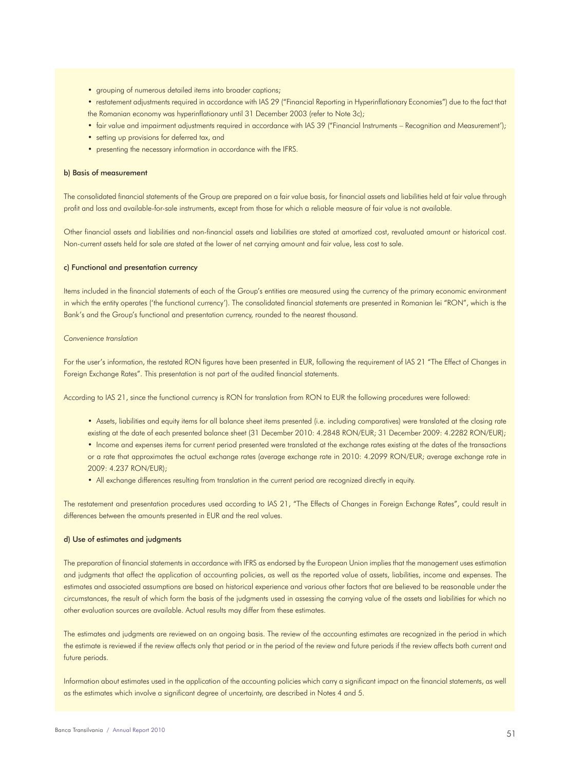- grouping of numerous detailed items into broader captions;
- restatement adjustments required in accordance with IAS 29 ("Financial Reporting in Hyperinflationary Economies") due to the fact that the Romanian economy was hyperinflationary until 31 December 2003 (refer to Note 3c);
- fair value and impairment adjustments required in accordance with IAS 39 ("Financial Instruments – Recognition and Measurement');
- setting up provisions for deferred tax, and
- presenting the necessary information in accordance with the IFRS.

### b) Basis of measurement

The consolidated financial statements of the Group are prepared on a fair value basis, for financial assets and liabilities held at fair value through profit and loss and available-for-sale instruments, except from those for which a reliable measure of fair value is not available.

Other financial assets and liabilities and non-financial assets and liabilities are stated at amortized cost, revaluated amount or historical cost. Non-current assets held for sale are stated at the lower of net carrying amount and fair value, less cost to sale.

### c) Functional and presentation currency

Items included in the financial statements of each of the Group's entities are measured using the currency of the primary economic environment in which the entity operates ('the functional currency'). The consolidated financial statements are presented in Romanian lei "RON", which is the Bank's and the Group's functional and presentation currency, rounded to the nearest thousand.

*Convenience translation*

For the user's information, the restated RON figures have been presented in EUR, following the requirement of IAS 21 "The Effect of Changes in Foreign Exchange Rates". This presentation is not part of the audited financial statements.

According to IAS 21, since the functional currency is RON for translation from RON to EUR the following procedures were followed:

- Assets, liabilities and equity items for all balance sheet items presented (i.e. including comparatives) were translated at the closing rate existing at the date of each presented balance sheet (31 December 2010: 4.2848 RON/EUR; 31 December 2009: 4.2282 RON/EUR);
- Income and expenses items for current period presented were translated at the exchange rates existing at the dates of the transactions or a rate that approximates the actual exchange rates (average exchange rate in 2010: 4.2099 RON/EUR; average exchange rate in 2009: 4.237 RON/EUR);
- All exchange differences resulting from translation in the current period are recognized directly in equity.

The restatement and presentation procedures used according to IAS 21, "The Effects of Changes in Foreign Exchange Rates", could result in differences between the amounts presented in EUR and the real values.

### d) Use of estimates and judgments

The preparation of financial statements in accordance with IFRS as endorsed by the European Union implies that the management uses estimation and judgments that affect the application of accounting policies, as well as the reported value of assets, liabilities, income and expenses. The estimates and associated assumptions are based on historical experience and various other factors that are believed to be reasonable under the circumstances, the result of which form the basis of the judgments used in assessing the carrying value of the assets and liabilities for which no other evaluation sources are available. Actual results may differ from these estimates.

The estimates and judgments are reviewed on an ongoing basis. The review of the accounting estimates are recognized in the period in which the estimate is reviewed if the review affects only that period or in the period of the review and future periods if the review affects both current and future periods.

Information about estimates used in the application of the accounting policies which carry a significant impact on the financial statements, as well as the estimates which involve a significant degree of uncertainty, are described in Notes 4 and 5.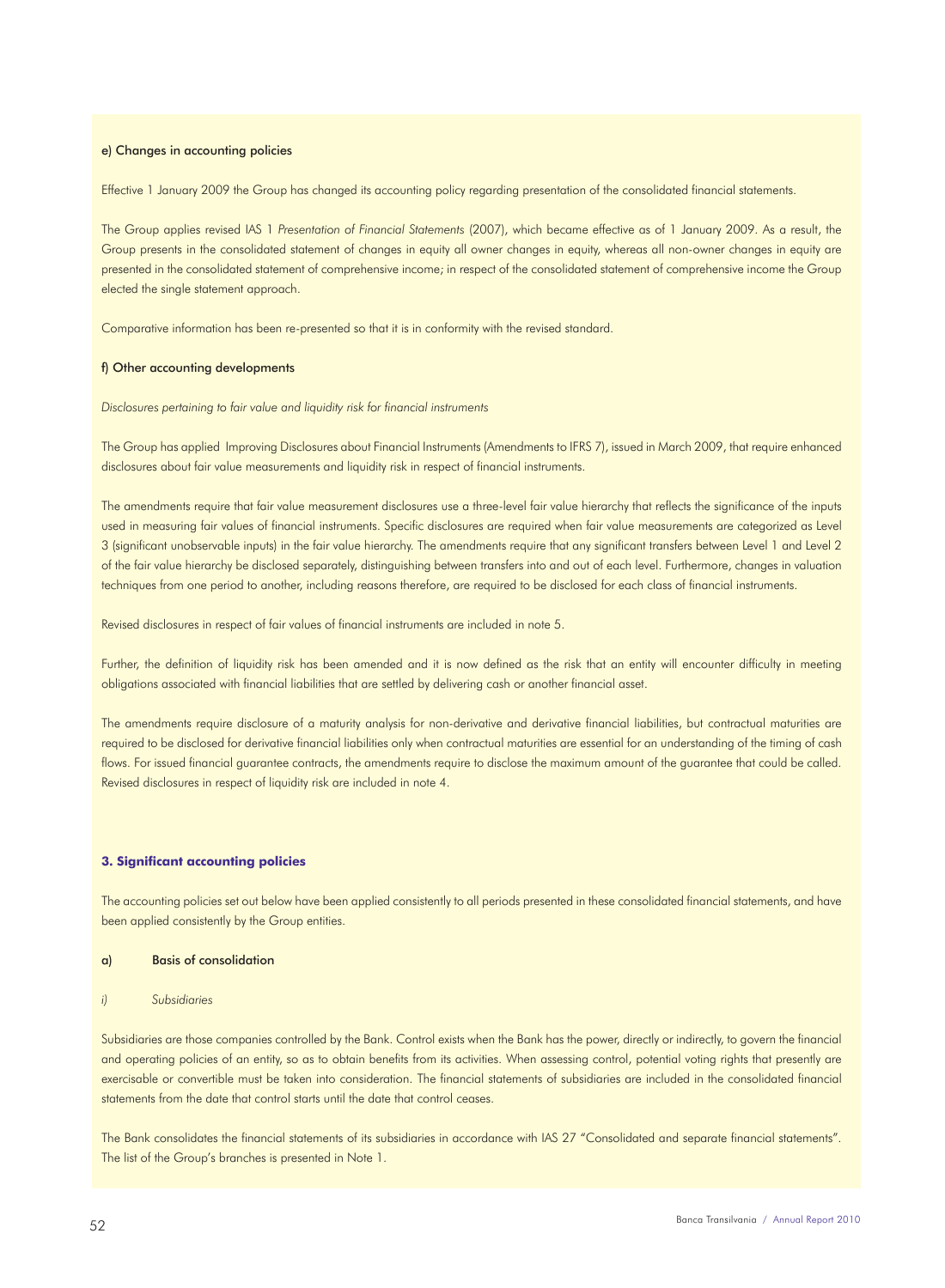#### e) Changes in accounting policies

Effective 1 January 2009 the Group has changed its accounting policy regarding presentation of the consolidated financial statements.

The Group applies revised IAS 1 *Presentation of Financial Statements* (2007), which became effective as of 1 January 2009. As a result, the Group presents in the consolidated statement of changes in equity all owner changes in equity, whereas all non-owner changes in equity are presented in the consolidated statement of comprehensive income; in respect of the consolidated statement of comprehensive income the Group elected the single statement approach.

Comparative information has been re-presented so that it is in conformity with the revised standard.

#### f) Other accounting developments

*Disclosures pertaining to fair value and liquidity risk for financial instruments*

The Group has applied Improving Disclosures about Financial Instruments (Amendments to IFRS 7), issued in March 2009, that require enhanced disclosures about fair value measurements and liquidity risk in respect of financial instruments.

The amendments require that fair value measurement disclosures use a three-level fair value hierarchy that reflects the significance of the inputs used in measuring fair values of financial instruments. Specific disclosures are required when fair value measurements are categorized as Level 3 (significant unobservable inputs) in the fair value hierarchy. The amendments require that any significant transfers between Level 1 and Level 2 of the fair value hierarchy be disclosed separately, distinguishing between transfers into and out of each level. Furthermore, changes in valuation techniques from one period to another, including reasons therefore, are required to be disclosed for each class of financial instruments.

Revised disclosures in respect of fair values of financial instruments are included in note 5.

Further, the definition of liquidity risk has been amended and it is now defined as the risk that an entity will encounter difficulty in meeting obligations associated with financial liabilities that are settled by delivering cash or another financial asset.

The amendments require disclosure of a maturity analysis for non-derivative and derivative financial liabilities, but contractual maturities are required to be disclosed for derivative financial liabilities only when contractual maturities are essential for an understanding of the timing of cash flows. For issued financial guarantee contracts, the amendments require to disclose the maximum amount of the guarantee that could be called. Revised disclosures in respect of liquidity risk are included in note 4.

## 3. Significant accounting policies

The accounting policies set out below have been applied consistently to all periods presented in these consolidated financial statements, and have been applied consistently by the Group entities.

#### a) Basis of consolidation

*i) Subsidiaries*

Subsidiaries are those companies controlled by the Bank. Control exists when the Bank has the power, directly or indirectly, to govern the financial and operating policies of an entity, so as to obtain benefits from its activities. When assessing control, potential voting rights that presently are exercisable or convertible must be taken into consideration. The financial statements of subsidiaries are included in the consolidated financial statements from the date that control starts until the date that control ceases.

The Bank consolidates the financial statements of its subsidiaries in accordance with IAS 27 "Consolidated and separate financial statements". The list of the Group's branches is presented in Note 1.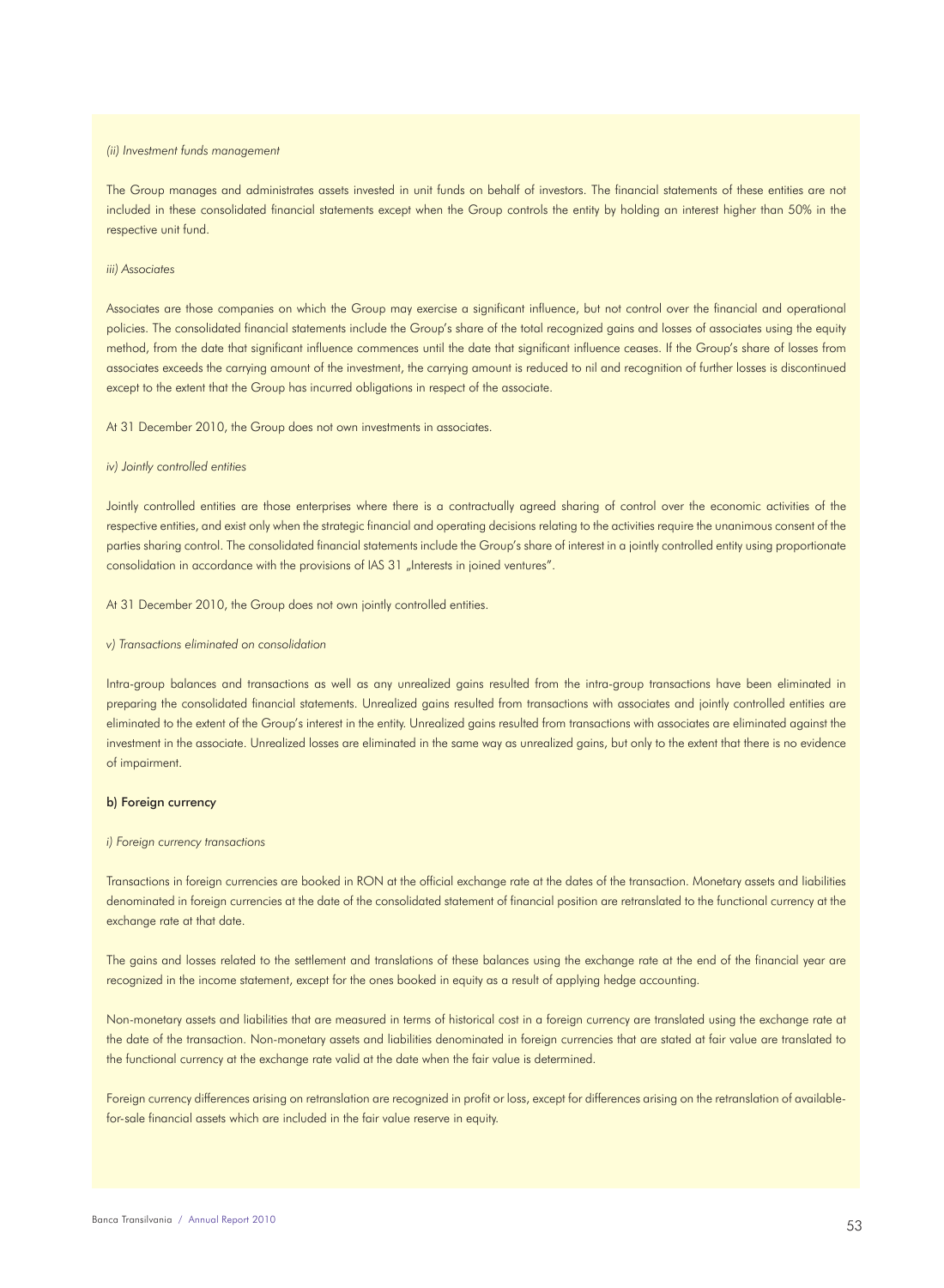*(ii) Investment funds management*

The Group manages and administrates assets invested in unit funds on behalf of investors. The financial statements of these entities are not included in these consolidated financial statements except when the Group controls the entity by holding an interest higher than 50% in the respective unit fund.

*iii) Associates*

Associates are those companies on which the Group may exercise a significant influence, but not control over the financial and operational policies. The consolidated financial statements include the Group's share of the total recognized gains and losses of associates using the equity method, from the date that significant influence commences until the date that significant influence ceases. If the Group's share of losses from associates exceeds the carrying amount of the investment, the carrying amount is reduced to nil and recognition of further losses is discontinued except to the extent that the Group has incurred obligations in respect of the associate.

At 31 December 2010, the Group does not own investments in associates.

*iv) Jointly controlled entities*

Jointly controlled entities are those enterprises where there is a contractually agreed sharing of control over the economic activities of the respective entities, and exist only when the strategic financial and operating decisions relating to the activities require the unanimous consent of the parties sharing control. The consolidated financial statements include the Group's share of interest in a jointly controlled entity using proportionate consolidation in accordance with the provisions of IAS 31 „Interests in joined ventures".

At 31 December 2010, the Group does not own jointly controlled entities.

*v) Transactions eliminated on consolidation*

Intra-group balances and transactions as well as any unrealized gains resulted from the intra-group transactions have been eliminated in preparing the consolidated financial statements. Unrealized gains resulted from transactions with associates and jointly controlled entities are eliminated to the extent of the Group's interest in the entity. Unrealized gains resulted from transactions with associates are eliminated against the investment in the associate. Unrealized losses are eliminated in the same way as unrealized gains, but only to the extent that there is no evidence of impairment.

**b) Foreign currency**

*i) Foreign currency transactions*

Transactions in foreign currencies are booked in RON at the official exchange rate at the dates of the transaction. Monetary assets and liabilities denominated in foreign currencies at the date of the consolidated statement of financial position are retranslated to the functional currency at the exchange rate at that date.

The gains and losses related to the settlement and translations of these balances using the exchange rate at the end of the financial year are recognized in the income statement, except for the ones booked in equity as a result of applying hedge accounting.

Non-monetary assets and liabilities that are measured in terms of historical cost in a foreign currency are translated using the exchange rate at the date of the transaction. Non-monetary assets and liabilities denominated in foreign currencies that are stated at fair value are translated to the functional currency at the exchange rate valid at the date when the fair value is determined.

Foreign currency differences arising on retranslation are recognized in profit or loss, except for differences arising on the retranslation of available-for-sale financial assets which are included in the fair value reserve in equity.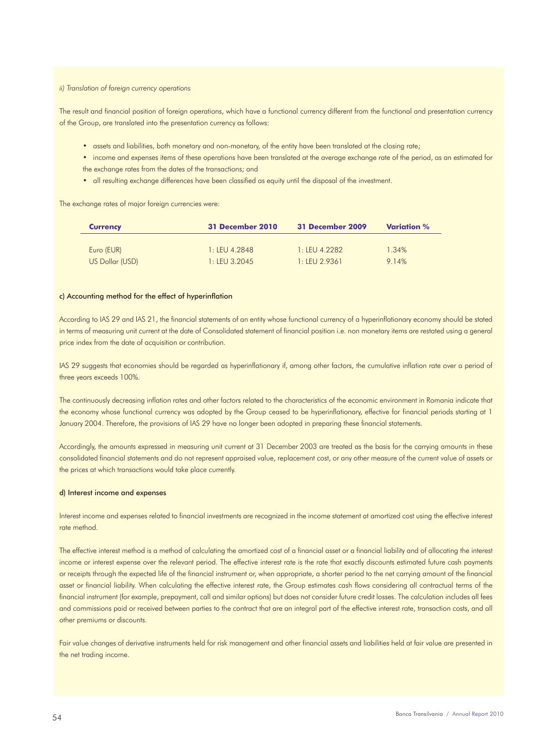*ii) Translation of foreign currency operations*

The result and financial position of foreign operations, which have a functional currency different from the functional and presentation currency of the Group, are translated into the presentation currency as follows:

- assets and liabilities, both monetary and non-monetary, of the entity have been translated at the closing rate;
- income and expenses items of these operations have been translated at the average exchange rate of the period, as an estimated for the exchange rates from the dates of the transactions; and
- all resulting exchange differences have been classified as equity until the disposal of the investment.

The exchange rates of major foreign currencies were:

| Currency | 31 December 2010 | 31 December 2009 | Variation % |
|---|---|---|---|
| Euro (EUR) | 1: LEU 4.2848 | 1: LEU 4.2282 | 1.34% |
| US Dollar (USD) | 1: LEU 3.2045 | 1: LEU 2.9361 | 9.14% |

#### c) Accounting method for the effect of hyperinflation

According to IAS 29 and IAS 21, the financial statements of an entity whose functional currency of a hyperinflationary economy should be stated in terms of measuring unit current at the date of Consolidated statement of financial position i.e. non monetary items are restated using a general price index from the date of acquisition or contribution.

IAS 29 suggests that economies should be regarded as hyperinflationary if, among other factors, the cumulative inflation rate over a period of three years exceeds 100%.

The continuously decreasing inflation rates and other factors related to the characteristics of the economic environment in Romania indicate that the economy whose functional currency was adopted by the Group ceased to be hyperinflationary, effective for financial periods starting at 1 January 2004. Therefore, the provisions of IAS 29 have no longer been adopted in preparing these financial statements.

Accordingly, the amounts expressed in measuring unit current at 31 December 2003 are treated as the basis for the carrying amounts in these consolidated financial statements and do not represent appraised value, replacement cost, or any other measure of the current value of assets or the prices at which transactions would take place currently.

#### d) Interest income and expenses

Interest income and expenses related to financial investments are recognized in the income statement at amortized cost using the effective interest rate method.

The effective interest method is a method of calculating the amortized cost of a financial asset or a financial liability and of allocating the interest income or interest expense over the relevant period. The effective interest rate is the rate that exactly discounts estimated future cash payments or receipts through the expected life of the financial instrument or, when appropriate, a shorter period to the net carrying amount of the financial asset or financial liability. When calculating the effective interest rate, the Group estimates cash flows considering all contractual terms of the financial instrument (for example, prepayment, call and similar options) but does not consider future credit losses. The calculation includes all fees and commissions paid or received between parties to the contract that are an integral part of the effective interest rate, transaction costs, and all other premiums or discounts.

Fair value changes of derivative instruments held for risk management and other financial assets and liabilities held at fair value are presented in the net trading income.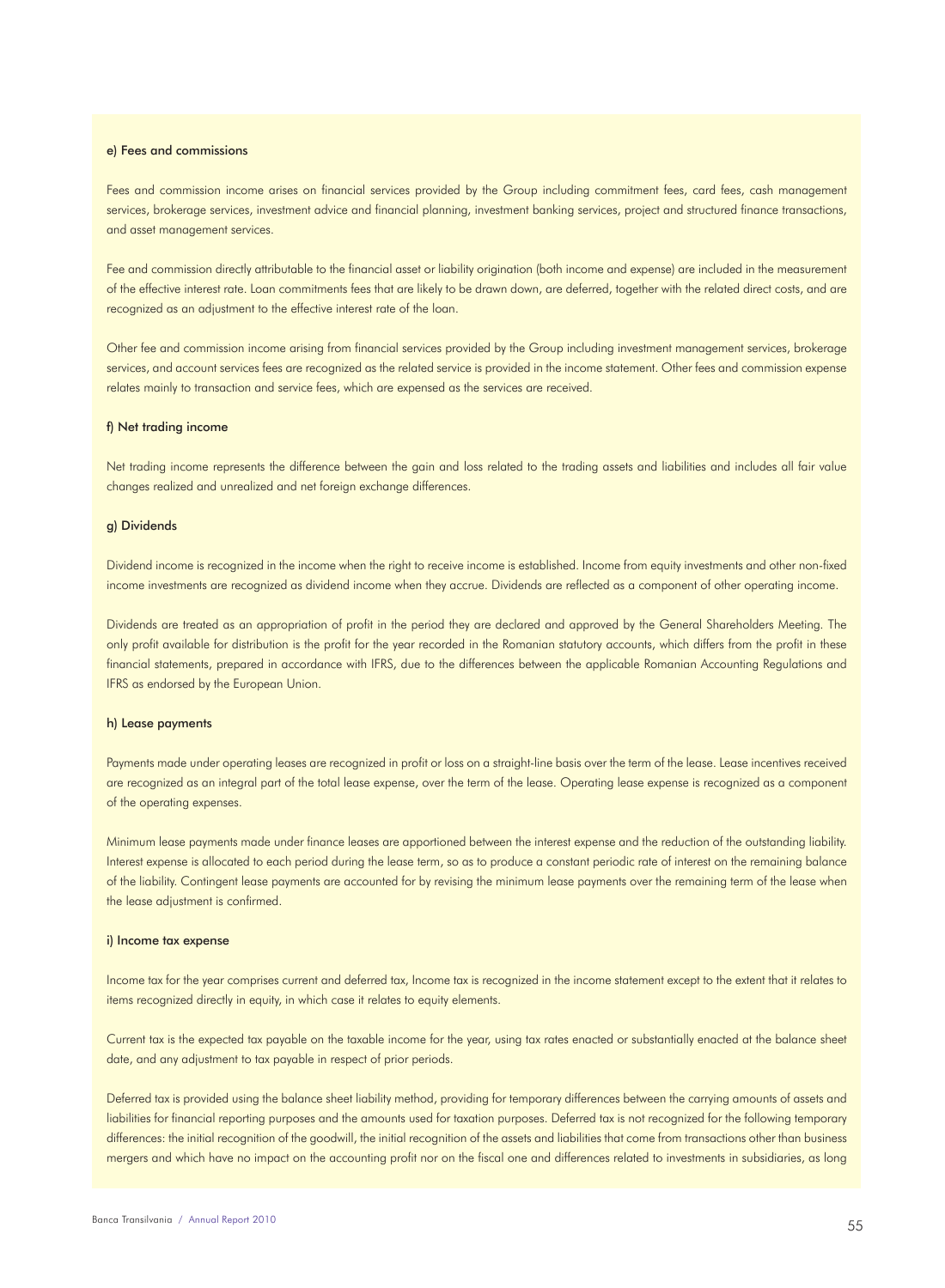#### e) Fees and commissions

Fees and commission income arises on financial services provided by the Group including commitment fees, card fees, cash management services, brokerage services, investment advice and financial planning, investment banking services, project and structured finance transactions, and asset management services.

Fee and commission directly attributable to the financial asset or liability origination (both income and expense) are included in the measurement of the effective interest rate. Loan commitments fees that are likely to be drawn down, are deferred, together with the related direct costs, and are recognized as an adjustment to the effective interest rate of the loan.

Other fee and commission income arising from financial services provided by the Group including investment management services, brokerage services, and account services fees are recognized as the related service is provided in the income statement. Other fees and commission expense relates mainly to transaction and service fees, which are expensed as the services are received.

#### f) Net trading income

Net trading income represents the difference between the gain and loss related to the trading assets and liabilities and includes all fair value changes realized and unrealized and net foreign exchange differences.

#### g) Dividends

Dividend income is recognized in the income when the right to receive income is established. Income from equity investments and other non-fixed income investments are recognized as dividend income when they accrue. Dividends are reflected as a component of other operating income.

Dividends are treated as an appropriation of profit in the period they are declared and approved by the General Shareholders Meeting. The only profit available for distribution is the profit for the year recorded in the Romanian statutory accounts, which differs from the profit in these financial statements, prepared in accordance with IFRS, due to the differences between the applicable Romanian Accounting Regulations and IFRS as endorsed by the European Union.

#### h) Lease payments

Payments made under operating leases are recognized in profit or loss on a straight-line basis over the term of the lease. Lease incentives received are recognized as an integral part of the total lease expense, over the term of the lease. Operating lease expense is recognized as a component of the operating expenses.

Minimum lease payments made under finance leases are apportioned between the interest expense and the reduction of the outstanding liability. Interest expense is allocated to each period during the lease term, so as to produce a constant periodic rate of interest on the remaining balance of the liability. Contingent lease payments are accounted for by revising the minimum lease payments over the remaining term of the lease when the lease adjustment is confirmed.

#### i) Income tax expense

Income tax for the year comprises current and deferred tax, Income tax is recognized in the income statement except to the extent that it relates to items recognized directly in equity, in which case it relates to equity elements.

Current tax is the expected tax payable on the taxable income for the year, using tax rates enacted or substantially enacted at the balance sheet date, and any adjustment to tax payable in respect of prior periods.

Deferred tax is provided using the balance sheet liability method, providing for temporary differences between the carrying amounts of assets and liabilities for financial reporting purposes and the amounts used for taxation purposes. Deferred tax is not recognized for the following temporary differences: the initial recognition of the goodwill, the initial recognition of the assets and liabilities that come from transactions other than business mergers and which have no impact on the accounting profit nor on the fiscal one and differences related to investments in subsidiaries, as long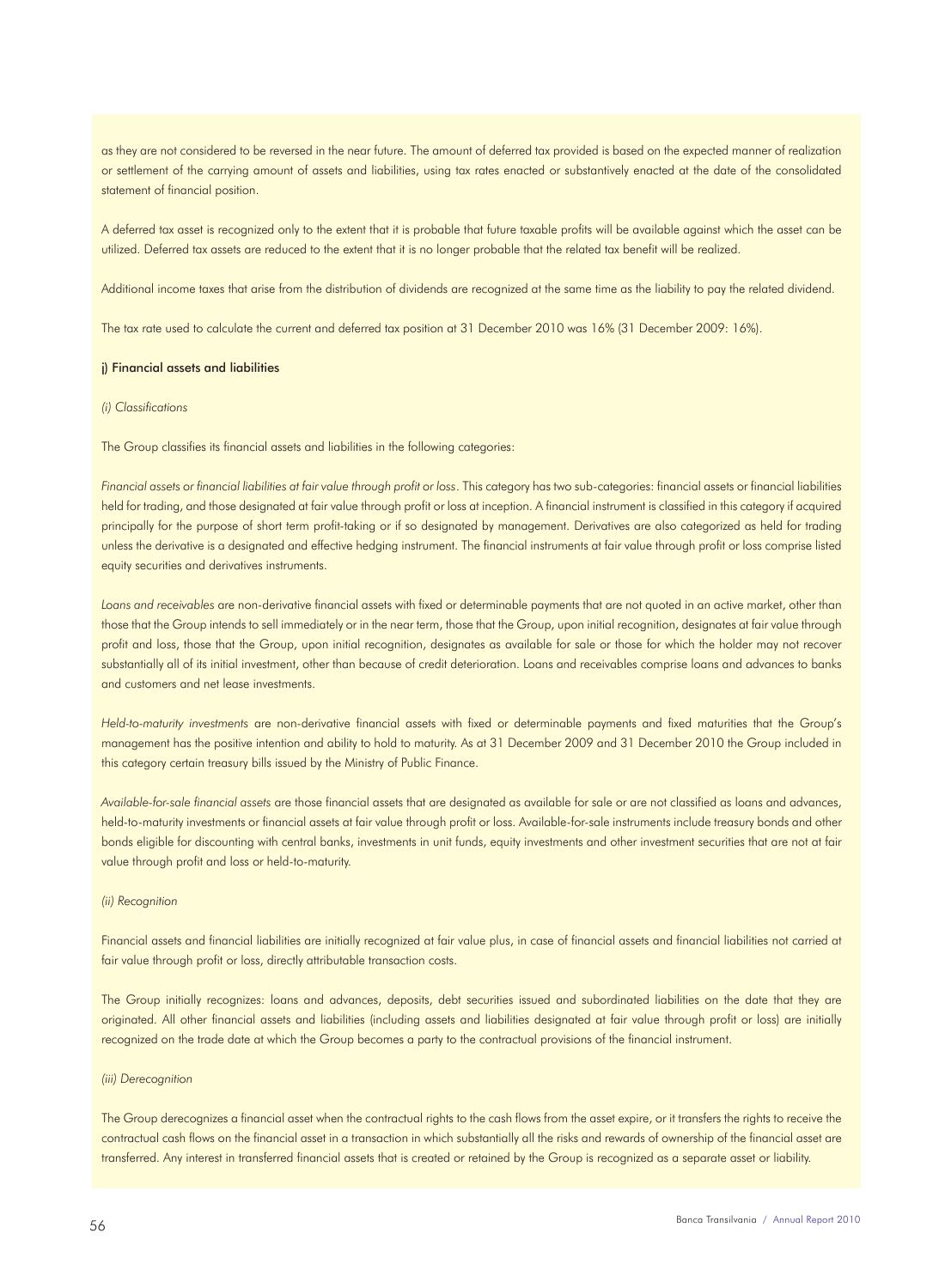as they are not considered to be reversed in the near future. The amount of deferred tax provided is based on the expected manner of realization or settlement of the carrying amount of assets and liabilities, using tax rates enacted or substantively enacted at the date of the consolidated statement of financial position.

A deferred tax asset is recognized only to the extent that it is probable that future taxable profits will be available against which the asset can be utilized. Deferred tax assets are reduced to the extent that it is no longer probable that the related tax benefit will be realized.

Additional income taxes that arise from the distribution of dividends are recognized at the same time as the liability to pay the related dividend.

The tax rate used to calculate the current and deferred tax position at 31 December 2010 was 16% (31 December 2009: 16%).

**j) Financial assets and liabilities**

*(i) Classifications*

The Group classifies its financial assets and liabilities in the following categories:

*Financial assets or financial liabilities at fair value through profit or loss*. This category has two sub-categories: financial assets or financial liabilities held for trading, and those designated at fair value through profit or loss at inception. A financial instrument is classified in this category if acquired principally for the purpose of short term profit-taking or if so designated by management. Derivatives are also categorized as held for trading unless the derivative is a designated and effective hedging instrument. The financial instruments at fair value through profit or loss comprise listed equity securities and derivatives instruments.

*Loans and receivables* are non-derivative financial assets with fixed or determinable payments that are not quoted in an active market, other than those that the Group intends to sell immediately or in the near term, those that the Group, upon initial recognition, designates at fair value through profit and loss, those that the Group, upon initial recognition, designates as available for sale or those for which the holder may not recover substantially all of its initial investment, other than because of credit deterioration. Loans and receivables comprise loans and advances to banks and customers and net lease investments.

*Held-to-maturity investments* are non-derivative financial assets with fixed or determinable payments and fixed maturities that the Group's management has the positive intention and ability to hold to maturity. As at 31 December 2009 and 31 December 2010 the Group included in this category certain treasury bills issued by the Ministry of Public Finance.

*Available-for-sale financial assets* are those financial assets that are designated as available for sale or are not classified as loans and advances, held-to-maturity investments or financial assets at fair value through profit or loss. Available-for-sale instruments include treasury bonds and other bonds eligible for discounting with central banks, investments in unit funds, equity investments and other investment securities that are not at fair value through profit and loss or held-to-maturity.

*(ii) Recognition*

Financial assets and financial liabilities are initially recognized at fair value plus, in case of financial assets and financial liabilities not carried at fair value through profit or loss, directly attributable transaction costs.

The Group initially recognizes: loans and advances, deposits, debt securities issued and subordinated liabilities on the date that they are originated. All other financial assets and liabilities (including assets and liabilities designated at fair value through profit or loss) are initially recognized on the trade date at which the Group becomes a party to the contractual provisions of the financial instrument.

*(iii) Derecognition*

The Group derecognizes a financial asset when the contractual rights to the cash flows from the asset expire, or it transfers the rights to receive the contractual cash flows on the financial asset in a transaction in which substantially all the risks and rewards of ownership of the financial asset are transferred. Any interest in transferred financial assets that is created or retained by the Group is recognized as a separate asset or liability.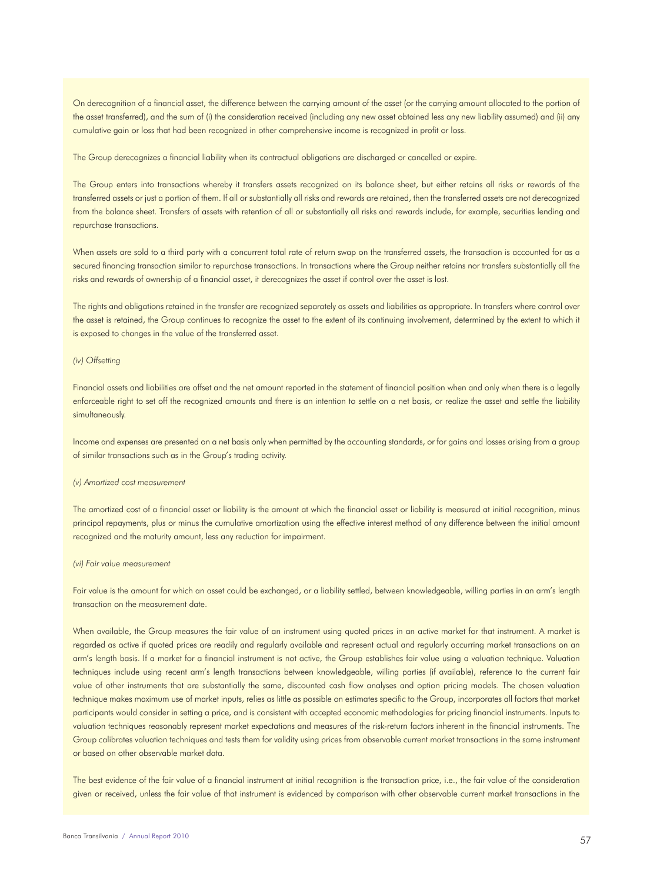On derecognition of a financial asset, the difference between the carrying amount of the asset (or the carrying amount allocated to the portion of the asset transferred), and the sum of (i) the consideration received (including any new asset obtained less any new liability assumed) and (ii) any cumulative gain or loss that had been recognized in other comprehensive income is recognized in profit or loss.

The Group derecognizes a financial liability when its contractual obligations are discharged or cancelled or expire.

The Group enters into transactions whereby it transfers assets recognized on its balance sheet, but either retains all risks or rewards of the transferred assets or just a portion of them. If all or substantially all risks and rewards are retained, then the transferred assets are not derecognized from the balance sheet. Transfers of assets with retention of all or substantially all risks and rewards include, for example, securities lending and repurchase transactions.

When assets are sold to a third party with a concurrent total rate of return swap on the transferred assets, the transaction is accounted for as a secured financing transaction similar to repurchase transactions. In transactions where the Group neither retains nor transfers substantially all the risks and rewards of ownership of a financial asset, it derecognizes the asset if control over the asset is lost.

The rights and obligations retained in the transfer are recognized separately as assets and liabilities as appropriate. In transfers where control over the asset is retained, the Group continues to recognize the asset to the extent of its continuing involvement, determined by the extent to which it is exposed to changes in the value of the transferred asset.

*(iv) Offsetting*

Financial assets and liabilities are offset and the net amount reported in the statement of financial position when and only when there is a legally enforceable right to set off the recognized amounts and there is an intention to settle on a net basis, or realize the asset and settle the liability simultaneously.

Income and expenses are presented on a net basis only when permitted by the accounting standards, or for gains and losses arising from a group of similar transactions such as in the Group's trading activity.

*(v) Amortized cost measurement*

The amortized cost of a financial asset or liability is the amount at which the financial asset or liability is measured at initial recognition, minus principal repayments, plus or minus the cumulative amortization using the effective interest method of any difference between the initial amount recognized and the maturity amount, less any reduction for impairment.

*(vi) Fair value measurement*

Fair value is the amount for which an asset could be exchanged, or a liability settled, between knowledgeable, willing parties in an arm's length transaction on the measurement date.

When available, the Group measures the fair value of an instrument using quoted prices in an active market for that instrument. A market is regarded as active if quoted prices are readily and regularly available and represent actual and regularly occurring market transactions on an arm's length basis. If a market for a financial instrument is not active, the Group establishes fair value using a valuation technique. Valuation techniques include using recent arm's length transactions between knowledgeable, willing parties (if available), reference to the current fair value of other instruments that are substantially the same, discounted cash flow analyses and option pricing models. The chosen valuation technique makes maximum use of market inputs, relies as little as possible on estimates specific to the Group, incorporates all factors that market participants would consider in setting a price, and is consistent with accepted economic methodologies for pricing financial instruments. Inputs to valuation techniques reasonably represent market expectations and measures of the risk-return factors inherent in the financial instruments. The Group calibrates valuation techniques and tests them for validity using prices from observable current market transactions in the same instrument or based on other observable market data.

The best evidence of the fair value of a financial instrument at initial recognition is the transaction price, i.e., the fair value of the consideration given or received, unless the fair value of that instrument is evidenced by comparison with other observable current market transactions in the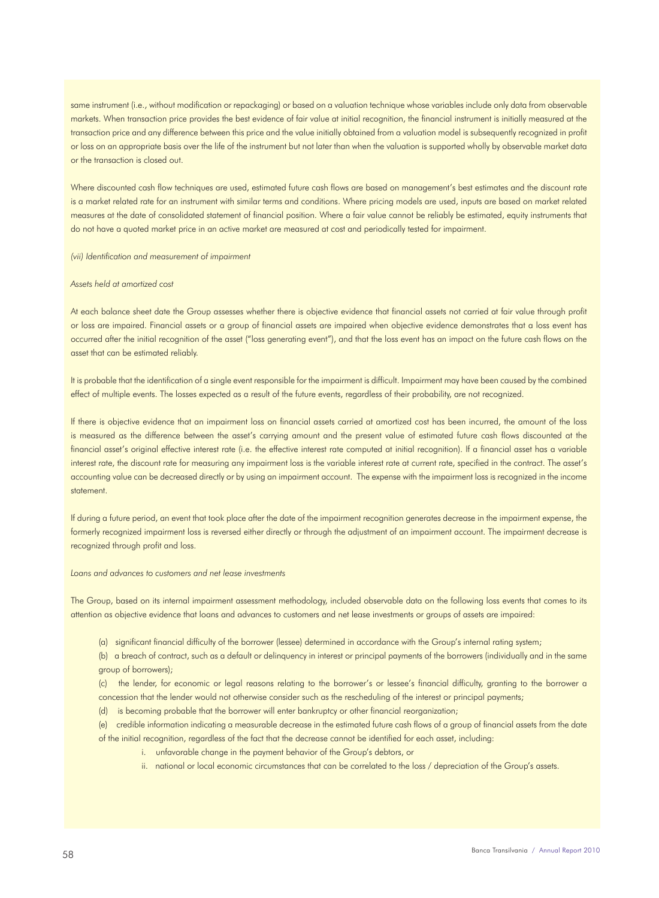same instrument (i.e., without modification or repackaging) or based on a valuation technique whose variables include only data from observable markets. When transaction price provides the best evidence of fair value at initial recognition, the financial instrument is initially measured at the transaction price and any difference between this price and the value initially obtained from a valuation model is subsequently recognized in profit or loss on an appropriate basis over the life of the instrument but not later than when the valuation is supported wholly by observable market data or the transaction is closed out.

Where discounted cash flow techniques are used, estimated future cash flows are based on management's best estimates and the discount rate is a market related rate for an instrument with similar terms and conditions. Where pricing models are used, inputs are based on market related measures at the date of consolidated statement of financial position. Where a fair value cannot be reliably be estimated, equity instruments that do not have a quoted market price in an active market are measured at cost and periodically tested for impairment.

*(vii) Identification and measurement of impairment*

*Assets held at amortized cost*

At each balance sheet date the Group assesses whether there is objective evidence that financial assets not carried at fair value through profit or loss are impaired. Financial assets or a group of financial assets are impaired when objective evidence demonstrates that a loss event has occurred after the initial recognition of the asset ("loss generating event"), and that the loss event has an impact on the future cash flows on the asset that can be estimated reliably.

It is probable that the identification of a single event responsible for the impairment is difficult. Impairment may have been caused by the combined effect of multiple events. The losses expected as a result of the future events, regardless of their probability, are not recognized.

If there is objective evidence that an impairment loss on financial assets carried at amortized cost has been incurred, the amount of the loss is measured as the difference between the asset's carrying amount and the present value of estimated future cash flows discounted at the financial asset's original effective interest rate (i.e. the effective interest rate computed at initial recognition). If a financial asset has a variable interest rate, the discount rate for measuring any impairment loss is the variable interest rate at current rate, specified in the contract. The asset's accounting value can be decreased directly or by using an impairment account. The expense with the impairment loss is recognized in the income statement.

If during a future period, an event that took place after the date of the impairment recognition generates decrease in the impairment expense, the formerly recognized impairment loss is reversed either directly or through the adjustment of an impairment account. The impairment decrease is recognized through profit and loss.

*Loans and advances to customers and net lease investments*

The Group, based on its internal impairment assessment methodology, included observable data on the following loss events that comes to its attention as objective evidence that loans and advances to customers and net lease investments or groups of assets are impaired:

(a) significant financial difficulty of the borrower (lessee) determined in accordance with the Group's internal rating system;

(b) a breach of contract, such as a default or delinquency in interest or principal payments of the borrowers (individually and in the same group of borrowers);

(c) the lender, for economic or legal reasons relating to the borrower's or lessee's financial difficulty, granting to the borrower a concession that the lender would not otherwise consider such as the rescheduling of the interest or principal payments;

(d) is becoming probable that the borrower will enter bankruptcy or other financial reorganization;

(e) credible information indicating a measurable decrease in the estimated future cash flows of a group of financial assets from the date of the initial recognition, regardless of the fact that the decrease cannot be identified for each asset, including:

i. unfavorable change in the payment behavior of the Group's debtors, or
ii. national or local economic circumstances that can be correlated to the loss / depreciation of the Group's assets.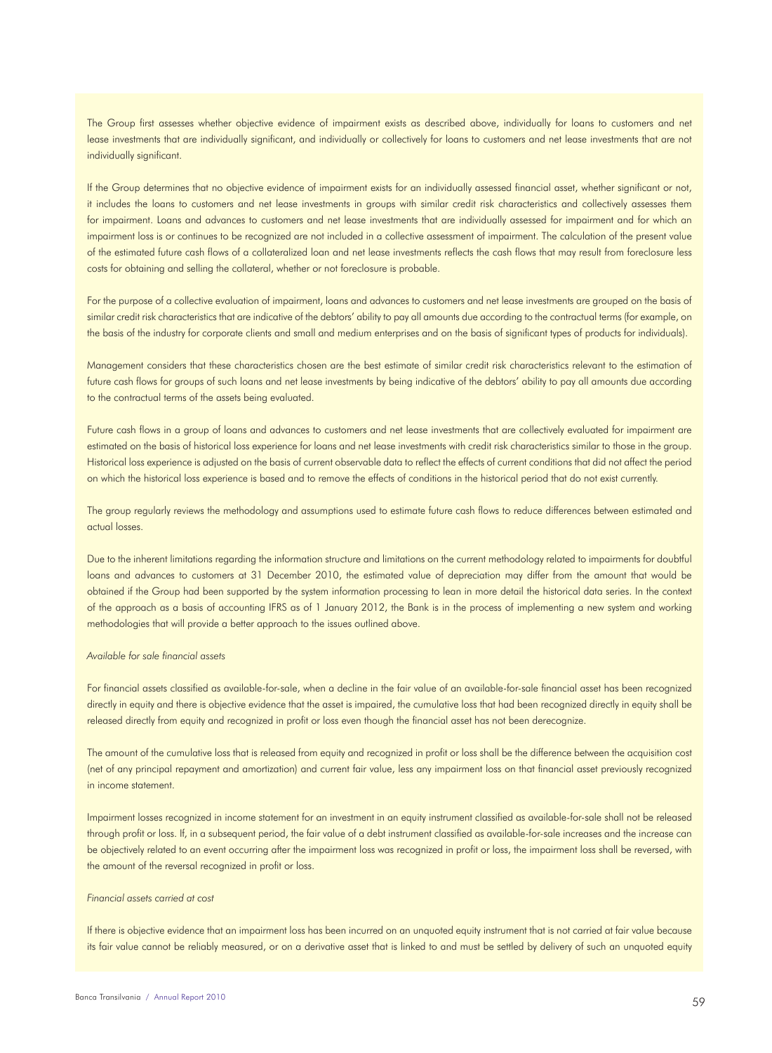The Group first assesses whether objective evidence of impairment exists as described above, individually for loans to customers and net lease investments that are individually significant, and individually or collectively for loans to customers and net lease investments that are not individually significant.

If the Group determines that no objective evidence of impairment exists for an individually assessed financial asset, whether significant or not, it includes the loans to customers and net lease investments in groups with similar credit risk characteristics and collectively assesses them for impairment. Loans and advances to customers and net lease investments that are individually assessed for impairment and for which an impairment loss is or continues to be recognized are not included in a collective assessment of impairment. The calculation of the present value of the estimated future cash flows of a collateralized loan and net lease investments reflects the cash flows that may result from foreclosure less costs for obtaining and selling the collateral, whether or not foreclosure is probable.

For the purpose of a collective evaluation of impairment, loans and advances to customers and net lease investments are grouped on the basis of similar credit risk characteristics that are indicative of the debtors' ability to pay all amounts due according to the contractual terms (for example, on the basis of the industry for corporate clients and small and medium enterprises and on the basis of significant types of products for individuals).

Management considers that these characteristics chosen are the best estimate of similar credit risk characteristics relevant to the estimation of future cash flows for groups of such loans and net lease investments by being indicative of the debtors' ability to pay all amounts due according to the contractual terms of the assets being evaluated.

Future cash flows in a group of loans and advances to customers and net lease investments that are collectively evaluated for impairment are estimated on the basis of historical loss experience for loans and net lease investments with credit risk characteristics similar to those in the group. Historical loss experience is adjusted on the basis of current observable data to reflect the effects of current conditions that did not affect the period on which the historical loss experience is based and to remove the effects of conditions in the historical period that do not exist currently.

The group regularly reviews the methodology and assumptions used to estimate future cash flows to reduce differences between estimated and actual losses.

Due to the inherent limitations regarding the information structure and limitations on the current methodology related to impairments for doubtful loans and advances to customers at 31 December 2010, the estimated value of depreciation may differ from the amount that would be obtained if the Group had been supported by the system information processing to lean in more detail the historical data series. In the context of the approach as a basis of accounting IFRS as of 1 January 2012, the Bank is in the process of implementing a new system and working methodologies that will provide a better approach to the issues outlined above.

*Available for sale financial assets*

For financial assets classified as available-for-sale, when a decline in the fair value of an available-for-sale financial asset has been recognized directly in equity and there is objective evidence that the asset is impaired, the cumulative loss that had been recognized directly in equity shall be released directly from equity and recognized in profit or loss even though the financial asset has not been derecognize.

The amount of the cumulative loss that is released from equity and recognized in profit or loss shall be the difference between the acquisition cost (net of any principal repayment and amortization) and current fair value, less any impairment loss on that financial asset previously recognized in income statement.

Impairment losses recognized in income statement for an investment in an equity instrument classified as available-for-sale shall not be released through profit or loss. If, in a subsequent period, the fair value of a debt instrument classified as available-for-sale increases and the increase can be objectively related to an event occurring after the impairment loss was recognized in profit or loss, the impairment loss shall be reversed, with the amount of the reversal recognized in profit or loss.

*Financial assets carried at cost*

If there is objective evidence that an impairment loss has been incurred on an unquoted equity instrument that is not carried at fair value because its fair value cannot be reliably measured, or on a derivative asset that is linked to and must be settled by delivery of such an unquoted equity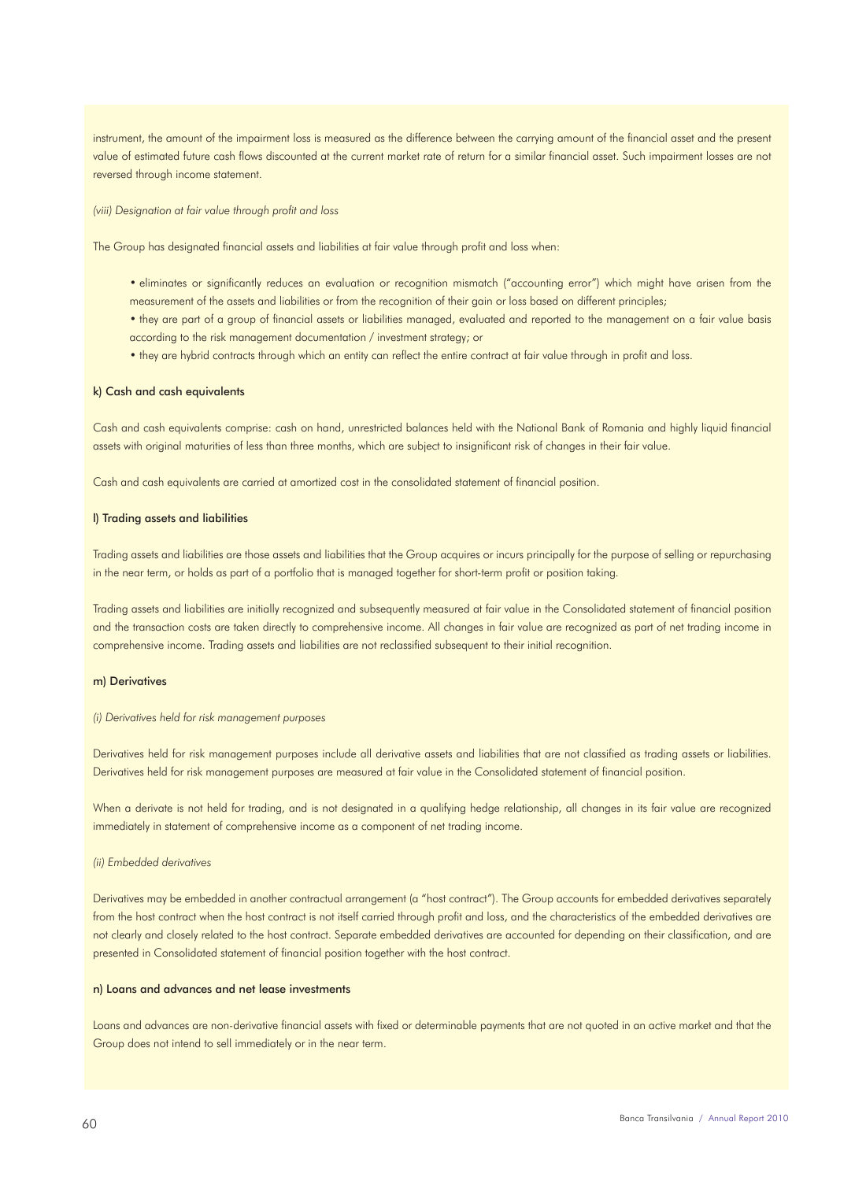instrument, the amount of the impairment loss is measured as the difference between the carrying amount of the financial asset and the present value of estimated future cash flows discounted at the current market rate of return for a similar financial asset. Such impairment losses are not reversed through income statement.

*(viii) Designation at fair value through profit and loss*

The Group has designated financial assets and liabilities at fair value through profit and loss when:

- eliminates or significantly reduces an evaluation or recognition mismatch ("accounting error") which might have arisen from the measurement of the assets and liabilities or from the recognition of their gain or loss based on different principles;
- they are part of a group of financial assets or liabilities managed, evaluated and reported to the management on a fair value basis according to the risk management documentation / investment strategy; or
- they are hybrid contracts through which an entity can reflect the entire contract at fair value through in profit and loss.

### k) Cash and cash equivalents

Cash and cash equivalents comprise: cash on hand, unrestricted balances held with the National Bank of Romania and highly liquid financial assets with original maturities of less than three months, which are subject to insignificant risk of changes in their fair value.

Cash and cash equivalents are carried at amortized cost in the consolidated statement of financial position.

### l) Trading assets and liabilities

Trading assets and liabilities are those assets and liabilities that the Group acquires or incurs principally for the purpose of selling or repurchasing in the near term, or holds as part of a portfolio that is managed together for short-term profit or position taking.

Trading assets and liabilities are initially recognized and subsequently measured at fair value in the Consolidated statement of financial position and the transaction costs are taken directly to comprehensive income. All changes in fair value are recognized as part of net trading income in comprehensive income. Trading assets and liabilities are not reclassified subsequent to their initial recognition.

### m) Derivatives

*(i) Derivatives held for risk management purposes*

Derivatives held for risk management purposes include all derivative assets and liabilities that are not classified as trading assets or liabilities. Derivatives held for risk management purposes are measured at fair value in the Consolidated statement of financial position.

When a derivate is not held for trading, and is not designated in a qualifying hedge relationship, all changes in its fair value are recognized immediately in statement of comprehensive income as a component of net trading income.

*(ii) Embedded derivatives*

Derivatives may be embedded in another contractual arrangement (a "host contract"). The Group accounts for embedded derivatives separately from the host contract when the host contract is not itself carried through profit and loss, and the characteristics of the embedded derivatives are not clearly and closely related to the host contract. Separate embedded derivatives are accounted for depending on their classification, and are presented in Consolidated statement of financial position together with the host contract.

### n) Loans and advances and net lease investments

Loans and advances are non-derivative financial assets with fixed or determinable payments that are not quoted in an active market and that the Group does not intend to sell immediately or in the near term.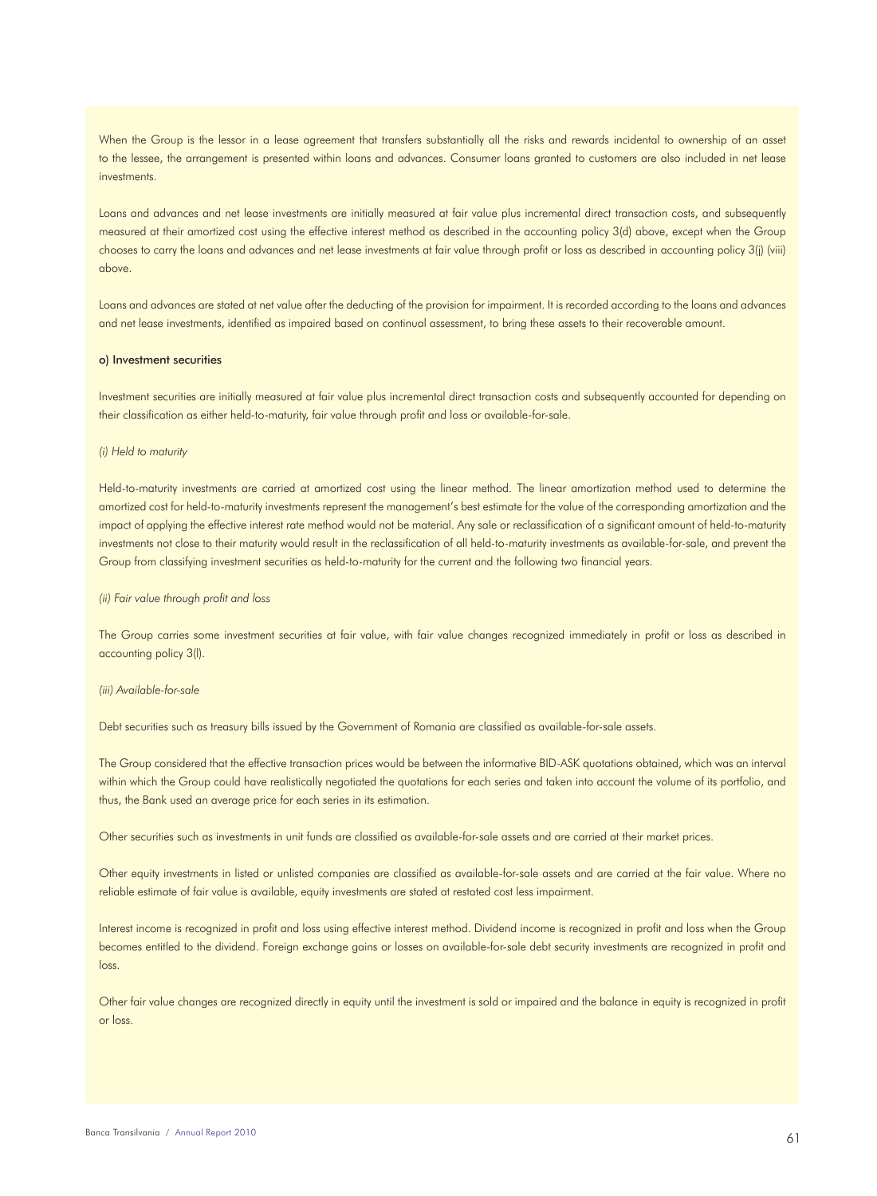When the Group is the lessor in a lease agreement that transfers substantially all the risks and rewards incidental to ownership of an asset to the lessee, the arrangement is presented within loans and advances. Consumer loans granted to customers are also included in net lease investments.

Loans and advances and net lease investments are initially measured at fair value plus incremental direct transaction costs, and subsequently measured at their amortized cost using the effective interest method as described in the accounting policy 3(d) above, except when the Group chooses to carry the loans and advances and net lease investments at fair value through profit or loss as described in accounting policy 3(j) (viii) above.

Loans and advances are stated at net value after the deducting of the provision for impairment. It is recorded according to the loans and advances and net lease investments, identified as impaired based on continual assessment, to bring these assets to their recoverable amount.

#### o) Investment securities

Investment securities are initially measured at fair value plus incremental direct transaction costs and subsequently accounted for depending on their classification as either held-to-maturity, fair value through profit and loss or available-for-sale.

*(i) Held to maturity*

Held-to-maturity investments are carried at amortized cost using the linear method. The linear amortization method used to determine the amortized cost for held-to-maturity investments represent the management's best estimate for the value of the corresponding amortization and the impact of applying the effective interest rate method would not be material. Any sale or reclassification of a significant amount of held-to-maturity investments not close to their maturity would result in the reclassification of all held-to-maturity investments as available-for-sale, and prevent the Group from classifying investment securities as held-to-maturity for the current and the following two financial years.

*(ii) Fair value through profit and loss*

The Group carries some investment securities at fair value, with fair value changes recognized immediately in profit or loss as described in accounting policy 3(l).

*(iii) Available-for-sale*

Debt securities such as treasury bills issued by the Government of Romania are classified as available-for-sale assets.

The Group considered that the effective transaction prices would be between the informative BID-ASK quotations obtained, which was an interval within which the Group could have realistically negotiated the quotations for each series and taken into account the volume of its portfolio, and thus, the Bank used an average price for each series in its estimation.

Other securities such as investments in unit funds are classified as available-for-sale assets and are carried at their market prices.

Other equity investments in listed or unlisted companies are classified as available-for-sale assets and are carried at the fair value. Where no reliable estimate of fair value is available, equity investments are stated at restated cost less impairment.

Interest income is recognized in profit and loss using effective interest method. Dividend income is recognized in profit and loss when the Group becomes entitled to the dividend. Foreign exchange gains or losses on available-for-sale debt security investments are recognized in profit and loss.

Other fair value changes are recognized directly in equity until the investment is sold or impaired and the balance in equity is recognized in profit or loss.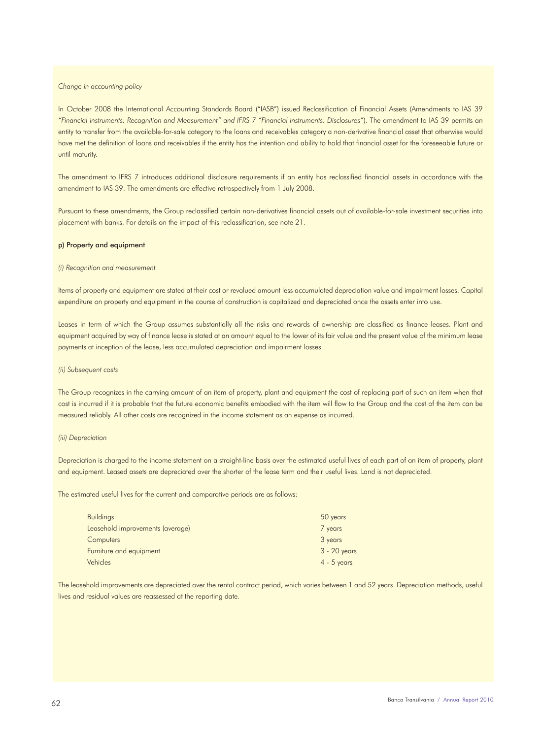*Change in accounting policy*

In October 2008 the International Accounting Standards Board ("IASB") issued Reclassification of Financial Assets (Amendments to IAS 39 *"Financial instruments: Recognition and Measurement" and IFRS 7 "Financial instruments: Disclosures"*). The amendment to IAS 39 permits an entity to transfer from the available-for-sale category to the loans and receivables category a non-derivative financial asset that otherwise would have met the definition of loans and receivables if the entity has the intention and ability to hold that financial asset for the foreseeable future or until maturity.

The amendment to IFRS 7 introduces additional disclosure requirements if an entity has reclassified financial assets in accordance with the amendment to IAS 39. The amendments are effective retrospectively from 1 July 2008.

Pursuant to these amendments, the Group reclassified certain non-derivatives financial assets out of available-for-sale investment securities into placement with banks. For details on the impact of this reclassification, see note 21.

**p) Property and equipment**

*(i) Recognition and measurement*

Items of property and equipment are stated at their cost or revalued amount less accumulated depreciation value and impairment losses. Capital expenditure on property and equipment in the course of construction is capitalized and depreciated once the assets enter into use.

Leases in term of which the Group assumes substantially all the risks and rewards of ownership are classified as finance leases. Plant and equipment acquired by way of finance lease is stated at an amount equal to the lower of its fair value and the present value of the minimum lease payments at inception of the lease, less accumulated depreciation and impairment losses.

*(ii) Subsequent costs*

The Group recognizes in the carrying amount of an item of property, plant and equipment the cost of replacing part of such an item when that cost is incurred if it is probable that the future economic benefits embodied with the item will flow to the Group and the cost of the item can be measured reliably. All other costs are recognized in the income statement as an expense as incurred.

*(iii) Depreciation*

Depreciation is charged to the income statement on a straight-line basis over the estimated useful lives of each part of an item of property, plant and equipment. Leased assets are depreciated over the shorter of the lease term and their useful lives. Land is not depreciated.

The estimated useful lives for the current and comparative periods are as follows:

| | |
|---|---|
| Buildings | 50 years |
| Leasehold improvements (average) | 7 years |
| Computers | 3 years |
| Furniture and equipment | 3 - 20 years |
| Vehicles | 4 - 5 years |

The leasehold improvements are depreciated over the rental contract period, which varies between 1 and 52 years. Depreciation methods, useful lives and residual values are reassessed at the reporting date.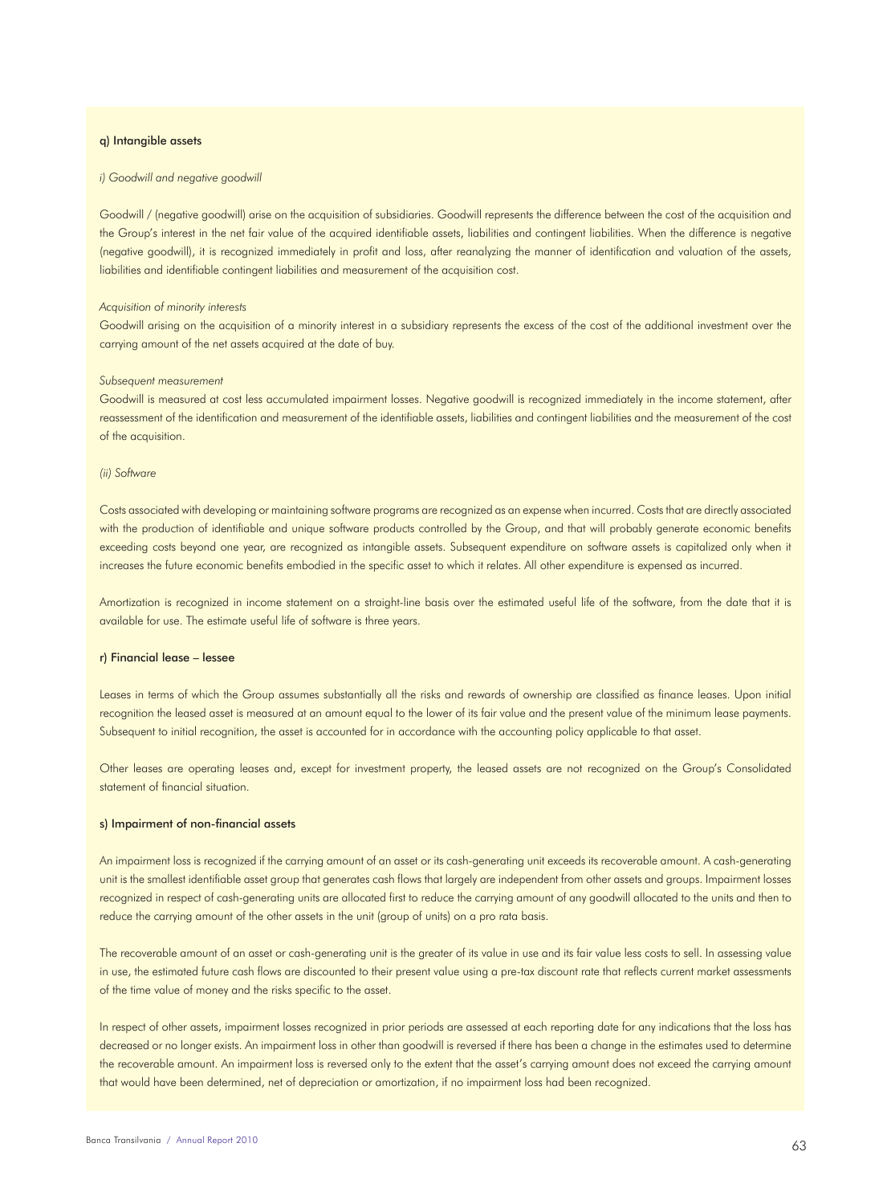### q) Intangible assets

*i) Goodwill and negative goodwill*

Goodwill / (negative goodwill) arise on the acquisition of subsidiaries. Goodwill represents the difference between the cost of the acquisition and the Group's interest in the net fair value of the acquired identifiable assets, liabilities and contingent liabilities. When the difference is negative (negative goodwill), it is recognized immediately in profit and loss, after reanalyzing the manner of identification and valuation of the assets, liabilities and identifiable contingent liabilities and measurement of the acquisition cost.

*Acquisition of minority interests*

Goodwill arising on the acquisition of a minority interest in a subsidiary represents the excess of the cost of the additional investment over the carrying amount of the net assets acquired at the date of buy.

*Subsequent measurement*

Goodwill is measured at cost less accumulated impairment losses. Negative goodwill is recognized immediately in the income statement, after reassessment of the identification and measurement of the identifiable assets, liabilities and contingent liabilities and the measurement of the cost of the acquisition.

*(ii) Software*

Costs associated with developing or maintaining software programs are recognized as an expense when incurred. Costs that are directly associated with the production of identifiable and unique software products controlled by the Group, and that will probably generate economic benefits exceeding costs beyond one year, are recognized as intangible assets. Subsequent expenditure on software assets is capitalized only when it increases the future economic benefits embodied in the specific asset to which it relates. All other expenditure is expensed as incurred.

Amortization is recognized in income statement on a straight-line basis over the estimated useful life of the software, from the date that it is available for use. The estimate useful life of software is three years.

### r) Financial lease – lessee

Leases in terms of which the Group assumes substantially all the risks and rewards of ownership are classified as finance leases. Upon initial recognition the leased asset is measured at an amount equal to the lower of its fair value and the present value of the minimum lease payments. Subsequent to initial recognition, the asset is accounted for in accordance with the accounting policy applicable to that asset.

Other leases are operating leases and, except for investment property, the leased assets are not recognized on the Group's Consolidated statement of financial situation.

### s) Impairment of non-financial assets

An impairment loss is recognized if the carrying amount of an asset or its cash-generating unit exceeds its recoverable amount. A cash-generating unit is the smallest identifiable asset group that generates cash flows that largely are independent from other assets and groups. Impairment losses recognized in respect of cash-generating units are allocated first to reduce the carrying amount of any goodwill allocated to the units and then to reduce the carrying amount of the other assets in the unit (group of units) on a pro rata basis.

The recoverable amount of an asset or cash-generating unit is the greater of its value in use and its fair value less costs to sell. In assessing value in use, the estimated future cash flows are discounted to their present value using a pre-tax discount rate that reflects current market assessments of the time value of money and the risks specific to the asset.

In respect of other assets, impairment losses recognized in prior periods are assessed at each reporting date for any indications that the loss has decreased or no longer exists. An impairment loss in other than goodwill is reversed if there has been a change in the estimates used to determine the recoverable amount. An impairment loss is reversed only to the extent that the asset's carrying amount does not exceed the carrying amount that would have been determined, net of depreciation or amortization, if no impairment loss had been recognized.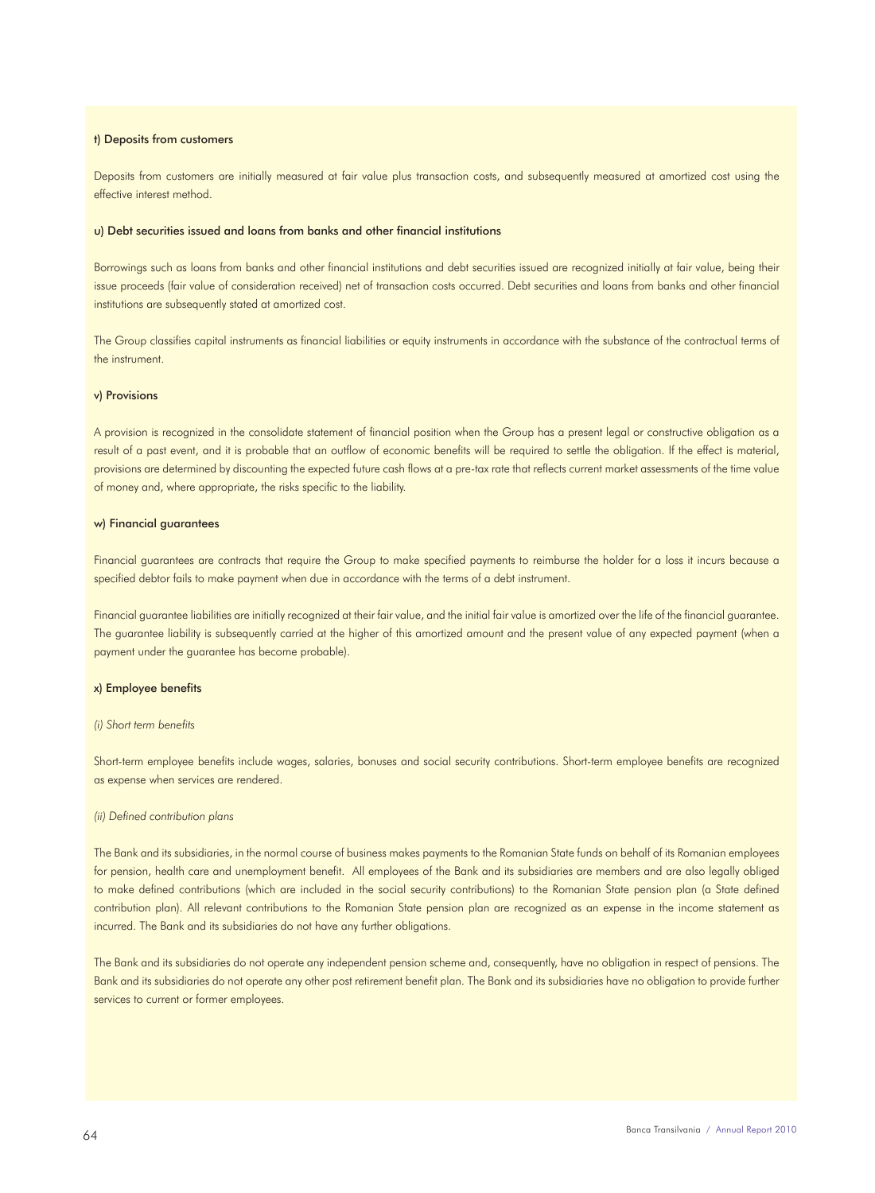### t) Deposits from customers

Deposits from customers are initially measured at fair value plus transaction costs, and subsequently measured at amortized cost using the effective interest method.

### u) Debt securities issued and loans from banks and other financial institutions

Borrowings such as loans from banks and other financial institutions and debt securities issued are recognized initially at fair value, being their issue proceeds (fair value of consideration received) net of transaction costs occurred. Debt securities and loans from banks and other financial institutions are subsequently stated at amortized cost.

The Group classifies capital instruments as financial liabilities or equity instruments in accordance with the substance of the contractual terms of the instrument.

### v) Provisions

A provision is recognized in the consolidate statement of financial position when the Group has a present legal or constructive obligation as a result of a past event, and it is probable that an outflow of economic benefits will be required to settle the obligation. If the effect is material, provisions are determined by discounting the expected future cash flows at a pre-tax rate that reflects current market assessments of the time value of money and, where appropriate, the risks specific to the liability.

### w) Financial guarantees

Financial guarantees are contracts that require the Group to make specified payments to reimburse the holder for a loss it incurs because a specified debtor fails to make payment when due in accordance with the terms of a debt instrument.

Financial guarantee liabilities are initially recognized at their fair value, and the initial fair value is amortized over the life of the financial guarantee. The guarantee liability is subsequently carried at the higher of this amortized amount and the present value of any expected payment (when a payment under the guarantee has become probable).

### x) Employee benefits

*(i) Short term benefits*

Short-term employee benefits include wages, salaries, bonuses and social security contributions. Short-term employee benefits are recognized as expense when services are rendered.

*(ii) Defined contribution plans*

The Bank and its subsidiaries, in the normal course of business makes payments to the Romanian State funds on behalf of its Romanian employees for pension, health care and unemployment benefit. All employees of the Bank and its subsidiaries are members and are also legally obliged to make defined contributions (which are included in the social security contributions) to the Romanian State pension plan (a State defined contribution plan). All relevant contributions to the Romanian State pension plan are recognized as an expense in the income statement as incurred. The Bank and its subsidiaries do not have any further obligations.

The Bank and its subsidiaries do not operate any independent pension scheme and, consequently, have no obligation in respect of pensions. The Bank and its subsidiaries do not operate any other post retirement benefit plan. The Bank and its subsidiaries have no obligation to provide further services to current or former employees.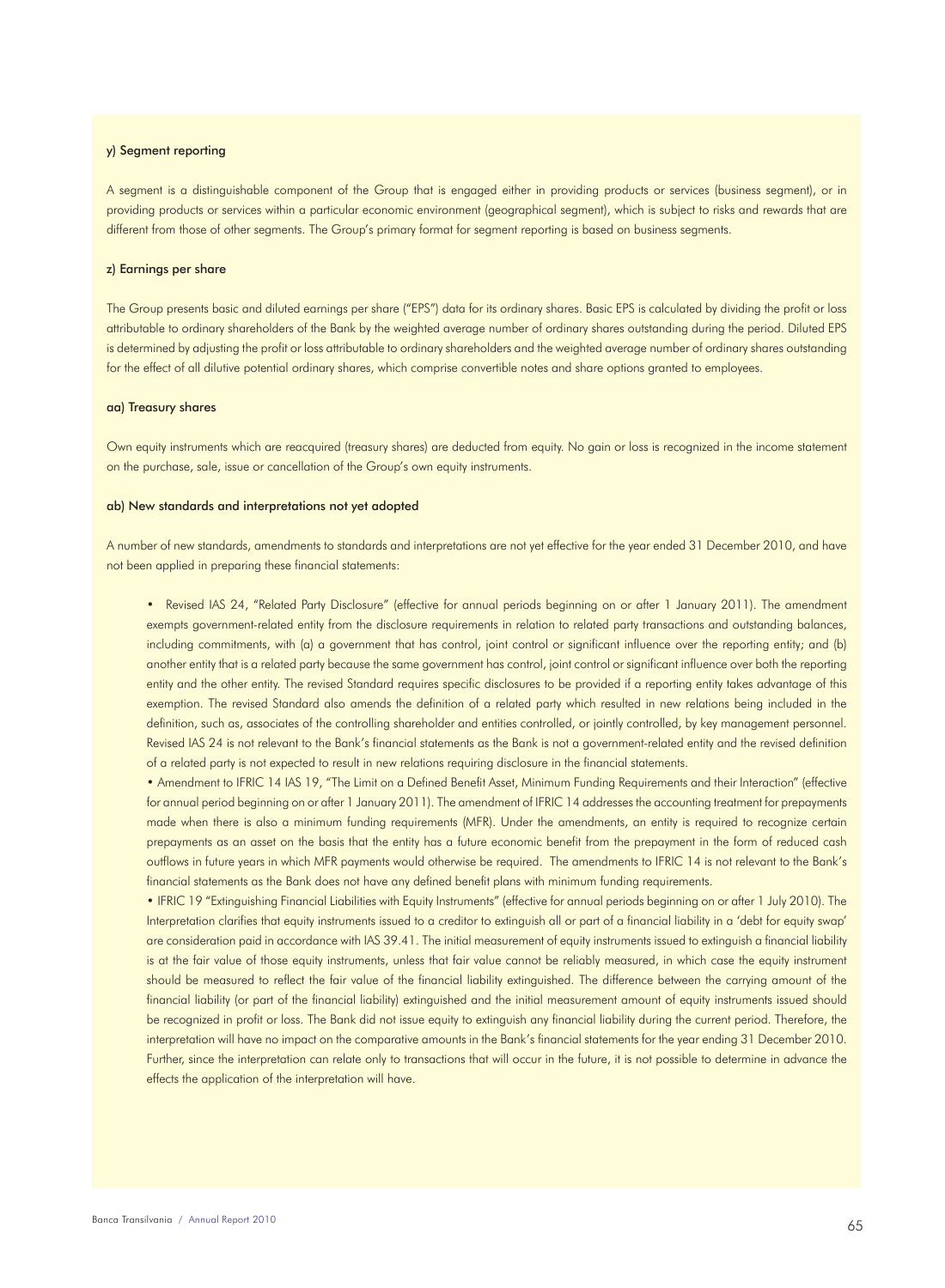#### y) Segment reporting

A segment is a distinguishable component of the Group that is engaged either in providing products or services (business segment), or in providing products or services within a particular economic environment (geographical segment), which is subject to risks and rewards that are different from those of other segments. The Group's primary format for segment reporting is based on business segments.

#### z) Earnings per share

The Group presents basic and diluted earnings per share ("EPS") data for its ordinary shares. Basic EPS is calculated by dividing the profit or loss attributable to ordinary shareholders of the Bank by the weighted average number of ordinary shares outstanding during the period. Diluted EPS is determined by adjusting the profit or loss attributable to ordinary shareholders and the weighted average number of ordinary shares outstanding for the effect of all dilutive potential ordinary shares, which comprise convertible notes and share options granted to employees.

#### aa) Treasury shares

Own equity instruments which are reacquired (treasury shares) are deducted from equity. No gain or loss is recognized in the income statement on the purchase, sale, issue or cancellation of the Group's own equity instruments.

#### ab) New standards and interpretations not yet adopted

A number of new standards, amendments to standards and interpretations are not yet effective for the year ended 31 December 2010, and have not been applied in preparing these financial statements:

- Revised IAS 24, "Related Party Disclosure" (effective for annual periods beginning on or after 1 January 2011). The amendment exempts government-related entity from the disclosure requirements in relation to related party transactions and outstanding balances, including commitments, with (a) a government that has control, joint control or significant influence over the reporting entity; and (b) another entity that is a related party because the same government has control, joint control or significant influence over both the reporting entity and the other entity. The revised Standard requires specific disclosures to be provided if a reporting entity takes advantage of this exemption. The revised Standard also amends the definition of a related party which resulted in new relations being included in the definition, such as, associates of the controlling shareholder and entities controlled, or jointly controlled, by key management personnel. Revised IAS 24 is not relevant to the Bank's financial statements as the Bank is not a government-related entity and the revised definition of a related party is not expected to result in new relations requiring disclosure in the financial statements.
- Amendment to IFRIC 14 IAS 19, "The Limit on a Defined Benefit Asset, Minimum Funding Requirements and their Interaction" (effective for annual period beginning on or after 1 January 2011). The amendment of IFRIC 14 addresses the accounting treatment for prepayments made when there is also a minimum funding requirements (MFR). Under the amendments, an entity is required to recognize certain prepayments as an asset on the basis that the entity has a future economic benefit from the prepayment in the form of reduced cash outflows in future years in which MFR payments would otherwise be required. The amendments to IFRIC 14 is not relevant to the Bank's financial statements as the Bank does not have any defined benefit plans with minimum funding requirements.
- IFRIC 19 "Extinguishing Financial Liabilities with Equity Instruments" (effective for annual periods beginning on or after 1 July 2010). The Interpretation clarifies that equity instruments issued to a creditor to extinguish all or part of a financial liability in a 'debt for equity swap' are consideration paid in accordance with IAS 39.41. The initial measurement of equity instruments issued to extinguish a financial liability is at the fair value of those equity instruments, unless that fair value cannot be reliably measured, in which case the equity instrument should be measured to reflect the fair value of the financial liability extinguished. The difference between the carrying amount of the financial liability (or part of the financial liability) extinguished and the initial measurement amount of equity instruments issued should be recognized in profit or loss. The Bank did not issue equity to extinguish any financial liability during the current period. Therefore, the interpretation will have no impact on the comparative amounts in the Bank's financial statements for the year ending 31 December 2010. Further, since the interpretation can relate only to transactions that will occur in the future, it is not possible to determine in advance the effects the application of the interpretation will have.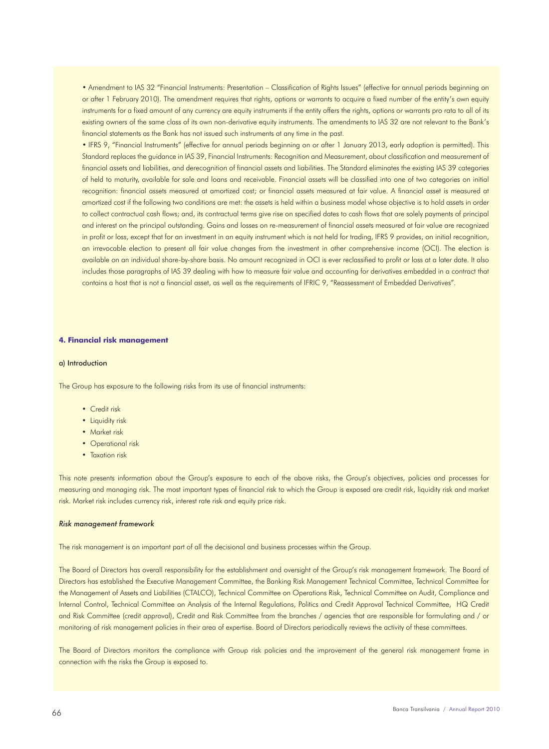• Amendment to IAS 32 "Financial Instruments: Presentation – Classification of Rights Issues" (effective for annual periods beginning on or after 1 February 2010). The amendment requires that rights, options or warrants to acquire a fixed number of the entity's own equity instruments for a fixed amount of any currency are equity instruments if the entity offers the rights, options or warrants pro rata to all of its existing owners of the same class of its own non-derivative equity instruments. The amendments to IAS 32 are not relevant to the Bank's financial statements as the Bank has not issued such instruments at any time in the past.

• IFRS 9, "Financial Instruments" (effective for annual periods beginning on or after 1 January 2013, early adoption is permitted). This Standard replaces the guidance in IAS 39, Financial Instruments: Recognition and Measurement, about classification and measurement of financial assets and liabilities, and derecognition of financial assets and liabilities. The Standard eliminates the existing IAS 39 categories of held to maturity, available for sale and loans and receivable. Financial assets will be classified into one of two categories on initial recognition: financial assets measured at amortized cost; or financial assets measured at fair value. A financial asset is measured at amortized cost if the following two conditions are met: the assets is held within a business model whose objective is to hold assets in order to collect contractual cash flows; and, its contractual terms give rise on specified dates to cash flows that are solely payments of principal and interest on the principal outstanding. Gains and losses on re-measurement of financial assets measured at fair value are recognized in profit or loss, except that for an investment in an equity instrument which is not held for trading, IFRS 9 provides, on initial recognition, an irrevocable election to present all fair value changes from the investment in other comprehensive income (OCI). The election is available on an individual share-by-share basis. No amount recognized in OCI is ever reclassified to profit or loss at a later date. It also includes those paragraphs of IAS 39 dealing with how to measure fair value and accounting for derivatives embedded in a contract that contains a host that is not a financial asset, as well as the requirements of IFRIC 9, "Reassessment of Embedded Derivatives".

## 4. Financial risk management

### a) Introduction

The Group has exposure to the following risks from its use of financial instruments:

- Credit risk
- Liquidity risk
- Market risk
- Operational risk
- Taxation risk

This note presents information about the Group's exposure to each of the above risks, the Group's objectives, policies and processes for measuring and managing risk. The most important types of financial risk to which the Group is exposed are credit risk, liquidity risk and market risk. Market risk includes currency risk, interest rate risk and equity price risk.

*Risk management framework*

The risk management is an important part of all the decisional and business processes within the Group.

The Board of Directors has overall responsibility for the establishment and oversight of the Group's risk management framework. The Board of Directors has established the Executive Management Committee, the Banking Risk Management Technical Committee, Technical Committee for the Management of Assets and Liabilities (CTALCO), Technical Committee on Operations Risk, Technical Committee on Audit, Compliance and Internal Control, Technical Committee on Analysis of the Internal Regulations, Politics and Credit Approval Technical Committee, HQ Credit and Risk Committee (credit approval), Credit and Risk Committee from the branches / agencies that are responsible for formulating and / or monitoring of risk management policies in their area of expertise. Board of Directors periodically reviews the activity of these committees.

The Board of Directors monitors the compliance with Group risk policies and the improvement of the general risk management frame in connection with the risks the Group is exposed to.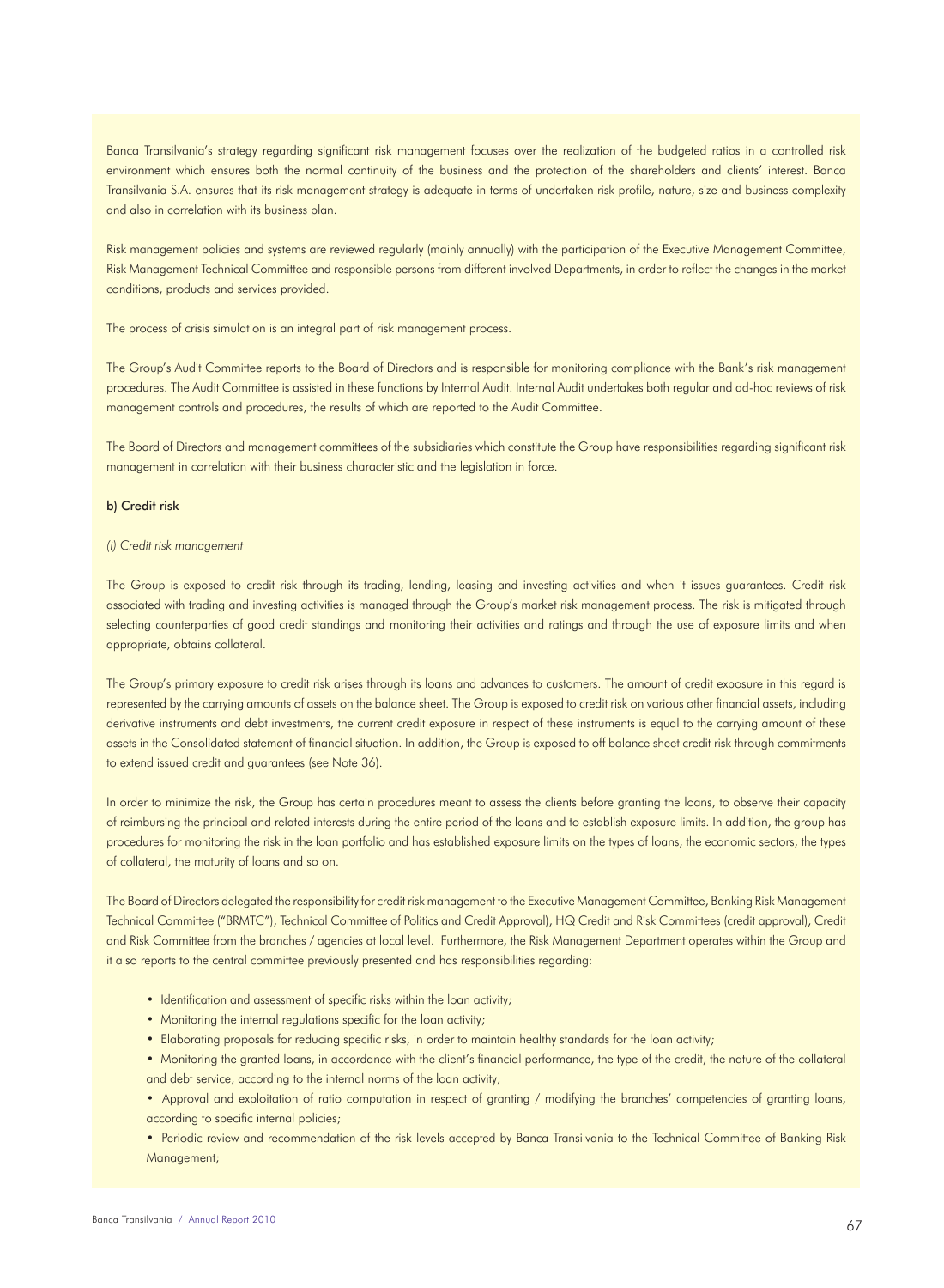Banca Transilvania's strategy regarding significant risk management focuses over the realization of the budgeted ratios in a controlled risk environment which ensures both the normal continuity of the business and the protection of the shareholders and clients' interest. Banca Transilvania S.A. ensures that its risk management strategy is adequate in terms of undertaken risk profile, nature, size and business complexity and also in correlation with its business plan.

Risk management policies and systems are reviewed regularly (mainly annually) with the participation of the Executive Management Committee, Risk Management Technical Committee and responsible persons from different involved Departments, in order to reflect the changes in the market conditions, products and services provided.

The process of crisis simulation is an integral part of risk management process.

The Group's Audit Committee reports to the Board of Directors and is responsible for monitoring compliance with the Bank's risk management procedures. The Audit Committee is assisted in these functions by Internal Audit. Internal Audit undertakes both regular and ad-hoc reviews of risk management controls and procedures, the results of which are reported to the Audit Committee.

The Board of Directors and management committees of the subsidiaries which constitute the Group have responsibilities regarding significant risk management in correlation with their business characteristic and the legislation in force.

### b) Credit risk

*(i) Credit risk management*

The Group is exposed to credit risk through its trading, lending, leasing and investing activities and when it issues guarantees. Credit risk associated with trading and investing activities is managed through the Group's market risk management process. The risk is mitigated through selecting counterparties of good credit standings and monitoring their activities and ratings and through the use of exposure limits and when appropriate, obtains collateral.

The Group's primary exposure to credit risk arises through its loans and advances to customers. The amount of credit exposure in this regard is represented by the carrying amounts of assets on the balance sheet. The Group is exposed to credit risk on various other financial assets, including derivative instruments and debt investments, the current credit exposure in respect of these instruments is equal to the carrying amount of these assets in the Consolidated statement of financial situation. In addition, the Group is exposed to off balance sheet credit risk through commitments to extend issued credit and guarantees (see Note 36).

In order to minimize the risk, the Group has certain procedures meant to assess the clients before granting the loans, to observe their capacity of reimbursing the principal and related interests during the entire period of the loans and to establish exposure limits. In addition, the group has procedures for monitoring the risk in the loan portfolio and has established exposure limits on the types of loans, the economic sectors, the types of collateral, the maturity of loans and so on.

The Board of Directors delegated the responsibility for credit risk management to the Executive Management Committee, Banking Risk Management Technical Committee ("BRMTC"), Technical Committee of Politics and Credit Approval), HQ Credit and Risk Committees (credit approval), Credit and Risk Committee from the branches / agencies at local level. Furthermore, the Risk Management Department operates within the Group and it also reports to the central committee previously presented and has responsibilities regarding:

- Identification and assessment of specific risks within the loan activity;
- Monitoring the internal regulations specific for the loan activity;
- Elaborating proposals for reducing specific risks, in order to maintain healthy standards for the loan activity;
- Monitoring the granted loans, in accordance with the client's financial performance, the type of the credit, the nature of the collateral and debt service, according to the internal norms of the loan activity;
- Approval and exploitation of ratio computation in respect of granting / modifying the branches' competencies of granting loans, according to specific internal policies;
- Periodic review and recommendation of the risk levels accepted by Banca Transilvania to the Technical Committee of Banking Risk Management;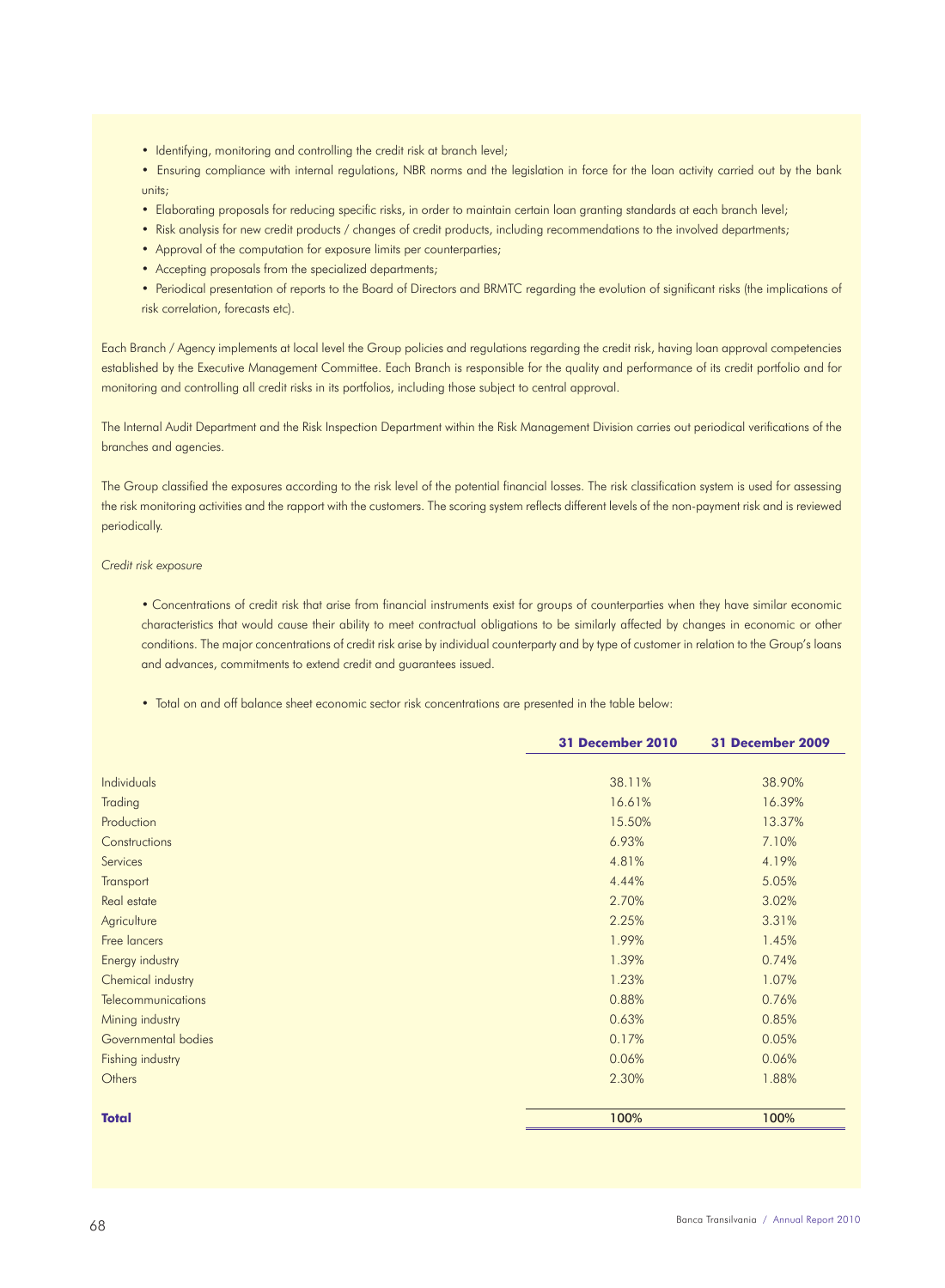- Identifying, monitoring and controlling the credit risk at branch level;
- Ensuring compliance with internal regulations, NBR norms and the legislation in force for the loan activity carried out by the bank units;
- Elaborating proposals for reducing specific risks, in order to maintain certain loan granting standards at each branch level;
- Risk analysis for new credit products / changes of credit products, including recommendations to the involved departments;
- Approval of the computation for exposure limits per counterparties;
- Accepting proposals from the specialized departments;
- Periodical presentation of reports to the Board of Directors and BRMTC regarding the evolution of significant risks (the implications of risk correlation, forecasts etc).

Each Branch / Agency implements at local level the Group policies and regulations regarding the credit risk, having loan approval competencies established by the Executive Management Committee. Each Branch is responsible for the quality and performance of its credit portfolio and for monitoring and controlling all credit risks in its portfolios, including those subject to central approval.

The Internal Audit Department and the Risk Inspection Department within the Risk Management Division carries out periodical verifications of the branches and agencies.

The Group classified the exposures according to the risk level of the potential financial losses. The risk classification system is used for assessing the risk monitoring activities and the rapport with the customers. The scoring system reflects different levels of the non-payment risk and is reviewed periodically.

*Credit risk exposure*

- Concentrations of credit risk that arise from financial instruments exist for groups of counterparties when they have similar economic characteristics that would cause their ability to meet contractual obligations to be similarly affected by changes in economic or other conditions. The major concentrations of credit risk arise by individual counterparty and by type of customer in relation to the Group's loans and advances, commitments to extend credit and guarantees issued.

- Total on and off balance sheet economic sector risk concentrations are presented in the table below:

| | **31 December 2010** | **31 December 2009** |
|---|---|---|
| Individuals | 38.11% | 38.90% |
| Trading | 16.61% | 16.39% |
| Production | 15.50% | 13.37% |
| Constructions | 6.93% | 7.10% |
| Services | 4.81% | 4.19% |
| Transport | 4.44% | 5.05% |
| Real estate | 2.70% | 3.02% |
| Agriculture | 2.25% | 3.31% |
| Free lancers | 1.99% | 1.45% |
| Energy industry | 1.39% | 0.74% |
| Chemical industry | 1.23% | 1.07% |
| Telecommunications | 0.88% | 0.76% |
| Mining industry | 0.63% | 0.85% |
| Governmental bodies | 0.17% | 0.05% |
| Fishing industry | 0.06% | 0.06% |
| Others | 2.30% | 1.88% |
| **Total** | 100% | 100% |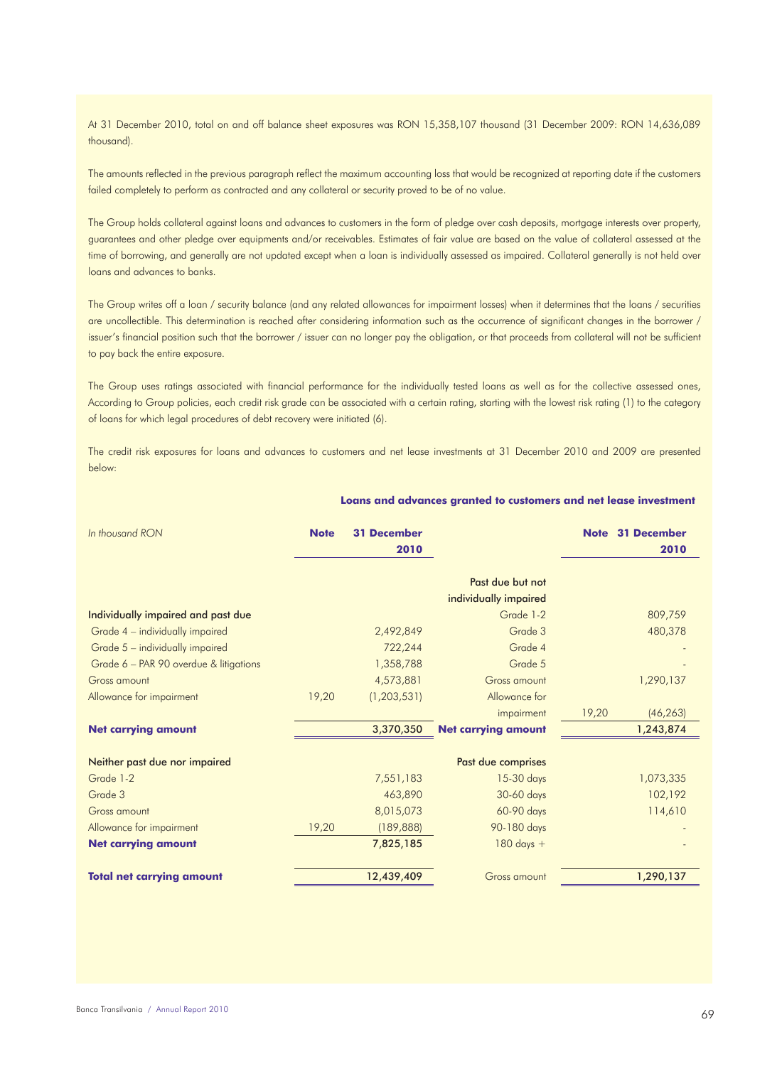At 31 December 2010, total on and off balance sheet exposures was RON 15,358,107 thousand (31 December 2009: RON 14,636,089 thousand).

The amounts reflected in the previous paragraph reflect the maximum accounting loss that would be recognized at reporting date if the customers failed completely to perform as contracted and any collateral or security proved to be of no value.

The Group holds collateral against loans and advances to customers in the form of pledge over cash deposits, mortgage interests over property, guarantees and other pledge over equipments and/or receivables. Estimates of fair value are based on the value of collateral assessed at the time of borrowing, and generally are not updated except when a loan is individually assessed as impaired. Collateral generally is not held over loans and advances to banks.

The Group writes off a loan / security balance (and any related allowances for impairment losses) when it determines that the loans / securities are uncollectible. This determination is reached after considering information such as the occurrence of significant changes in the borrower / issuer's financial position such that the borrower / issuer can no longer pay the obligation, or that proceeds from collateral will not be sufficient to pay back the entire exposure.

The Group uses ratings associated with financial performance for the individually tested loans as well as for the collective assessed ones, According to Group policies, each credit risk grade can be associated with a certain rating, starting with the lowest risk rating (1) to the category of loans for which legal procedures of debt recovery were initiated (6).

The credit risk exposures for loans and advances to customers and net lease investments at 31 December 2010 and 2009 are presented below:

**Loans and advances granted to customers and net lease investment**

| *In thousand RON* | **Note** | **31 December 2010** | | **Note** | **31 December 2010** |
|---|---|---|---|---|---|
| | | | Past due but not individually impaired | | |
| Individually impaired and past due | | | Grade 1-2 | | 809,759 |
| Grade 4 – individually impaired | | 2,492,849 | Grade 3 | | 480,378 |
| Grade 5 – individually impaired | | 722,244 | Grade 4 | | - |
| Grade 6 – PAR 90 overdue & litigations | | 1,358,788 | Grade 5 | | - |
| Gross amount | | 4,573,881 | Gross amount | | 1,290,137 |
| Allowance for impairment | 19,20 | (1,203,531) | Allowance for impairment | 19,20 | (46,263) |
| **Net carrying amount** | | 3,370,350 | **Net carrying amount** | | 1,243,874 |
| Neither past due nor impaired | | | Past due comprises | | |
| Grade 1-2 | | 7,551,183 | 15-30 days | | 1,073,335 |
| Grade 3 | | 463,890 | 30-60 days | | 102,192 |
| Gross amount | | 8,015,073 | 60-90 days | | 114,610 |
| Allowance for impairment | 19,20 | (189,888) | 90-180 days | | - |
| **Net carrying amount** | | **7,825,185** | 180 days + | | - |
| **Total net carrying amount** | | 12,439,409 | Gross amount | | 1,290,137 |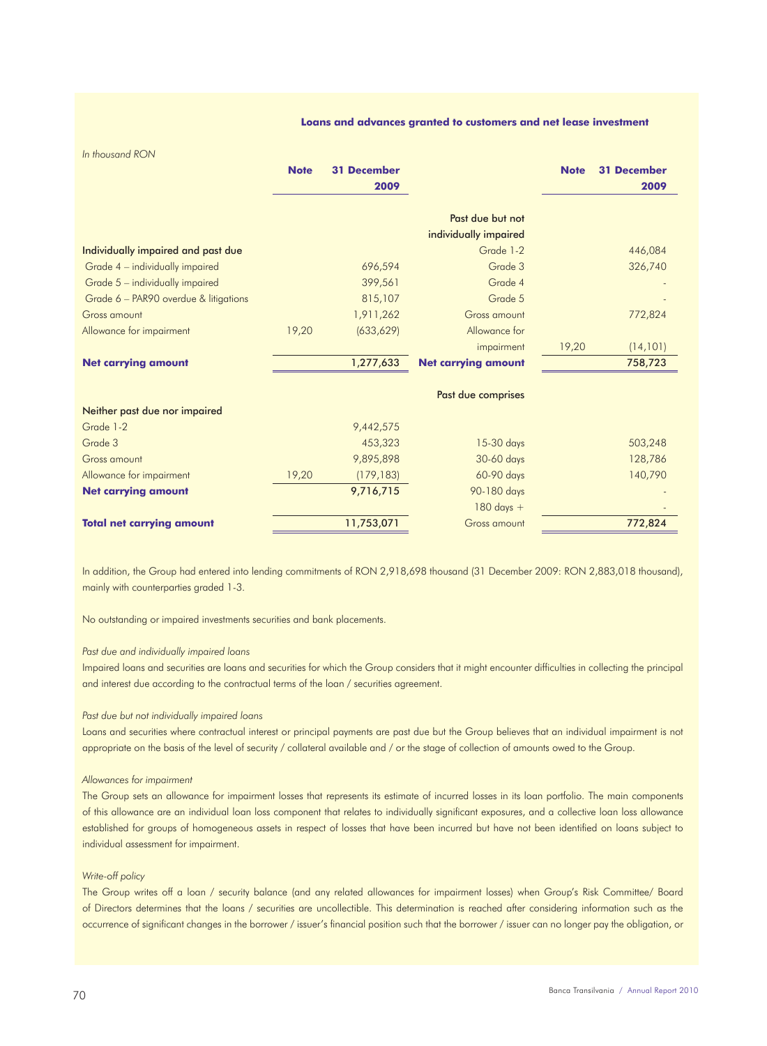**Loans and advances granted to customers and net lease investment**

*In thousand RON*

| | Note | 31 December 2009 | | Note | 31 December 2009 |
|---|---|---|---|---|---|
| | | | Past due but not individually impaired | | |
| **Individually impaired and past due** | | | Grade 1-2 | | 446,084 |
| Grade 4 – individually impaired | | 696,594 | Grade 3 | | 326,740 |
| Grade 5 – individually impaired | | 399,561 | Grade 4 | | - |
| Grade 6 – PAR90 overdue & litigations | | 815,107 | Grade 5 | | - |
| Gross amount | | 1,911,262 | Gross amount | | 772,824 |
| Allowance for impairment | 19,20 | (633,629) | Allowance for impairment | 19,20 | (14,101) |
| **Net carrying amount** | | 1,277,633 | **Net carrying amount** | | 758,723 |
| | | | Past due comprises | | |
| **Neither past due nor impaired** | | | | | |
| Grade 1-2 | | 9,442,575 | | | |
| Grade 3 | | 453,323 | 15-30 days | | 503,248 |
| Gross amount | | 9,895,898 | 30-60 days | | 128,786 |
| Allowance for impairment | 19,20 | (179,183) | 60-90 days | | 140,790 |
| **Net carrying amount** | | 9,716,715 | 90-180 days | | - |
| | | | 180 days + | | - |
| **Total net carrying amount** | | 11,753,071 | Gross amount | | 772,824 |

In addition, the Group had entered into lending commitments of RON 2,918,698 thousand (31 December 2009: RON 2,883,018 thousand), mainly with counterparties graded 1-3.

No outstanding or impaired investments securities and bank placements.

*Past due and individually impaired loans*

Impaired loans and securities are loans and securities for which the Group considers that it might encounter difficulties in collecting the principal and interest due according to the contractual terms of the loan / securities agreement.

*Past due but not individually impaired loans*

Loans and securities where contractual interest or principal payments are past due but the Group believes that an individual impairment is not appropriate on the basis of the level of security / collateral available and / or the stage of collection of amounts owed to the Group.

*Allowances for impairment*

The Group sets an allowance for impairment losses that represents its estimate of incurred losses in its loan portfolio. The main components of this allowance are an individual loan loss component that relates to individually significant exposures, and a collective loan loss allowance established for groups of homogeneous assets in respect of losses that have been incurred but have not been identified on loans subject to individual assessment for impairment.

*Write-off policy*

The Group writes off a loan / security balance (and any related allowances for impairment losses) when Group's Risk Committee/ Board of Directors determines that the loans / securities are uncollectible. This determination is reached after considering information such as the occurrence of significant changes in the borrower / issuer's financial position such that the borrower / issuer can no longer pay the obligation, or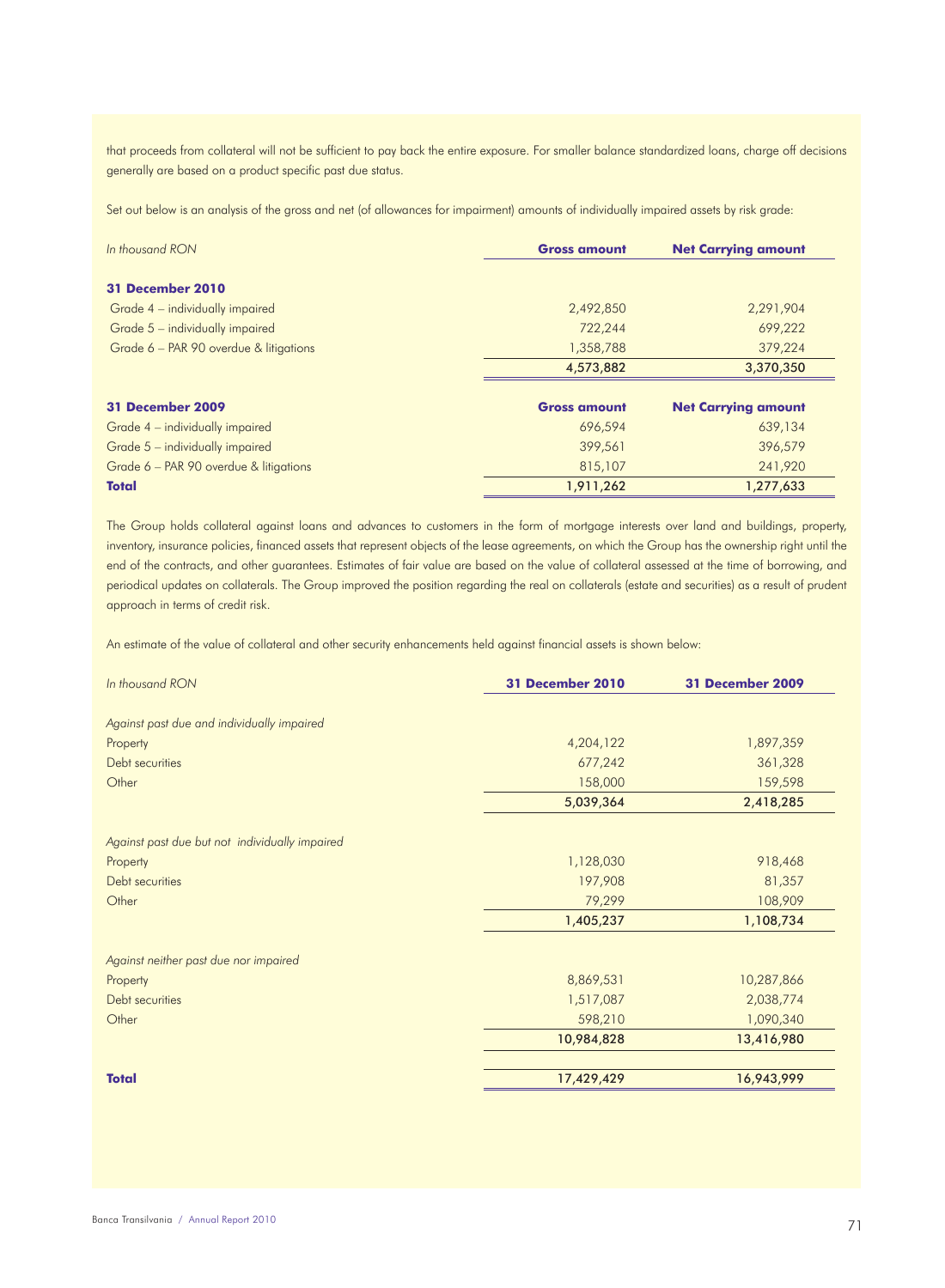that proceeds from collateral will not be sufficient to pay back the entire exposure. For smaller balance standardized loans, charge off decisions generally are based on a product specific past due status.

Set out below is an analysis of the gross and net (of allowances for impairment) amounts of individually impaired assets by risk grade:

| *In thousand RON* | **Gross amount** | **Net Carrying amount** |
|---|---|---|
| **31 December 2010** | | |
| Grade 4 – individually impaired | 2,492,850 | 2,291,904 |
| Grade 5 – individually impaired | 722,244 | 699,222 |
| Grade 6 – PAR 90 overdue & litigations | 1,358,788 | 379,224 |
| | **4,573,882** | **3,370,350** |
| **31 December 2009** | **Gross amount** | **Net Carrying amount** |
| Grade 4 – individually impaired | 696,594 | 639,134 |
| Grade 5 – individually impaired | 399,561 | 396,579 |
| Grade 6 – PAR 90 overdue & litigations | 815,107 | 241,920 |
| **Total** | **1,911,262** | **1,277,633** |

The Group holds collateral against loans and advances to customers in the form of mortgage interests over land and buildings, property, inventory, insurance policies, financed assets that represent objects of the lease agreements, on which the Group has the ownership right until the end of the contracts, and other guarantees. Estimates of fair value are based on the value of collateral assessed at the time of borrowing, and periodical updates on collaterals. The Group improved the position regarding the real on collaterals (estate and securities) as a result of prudent approach in terms of credit risk.

An estimate of the value of collateral and other security enhancements held against financial assets is shown below:

| *In thousand RON* | **31 December 2010** | **31 December 2009** |
|---|---|---|
| *Against past due and individually impaired* | | |
| Property | 4,204,122 | 1,897,359 |
| Debt securities | 677,242 | 361,328 |
| Other | 158,000 | 159,598 |
| | **5,039,364** | **2,418,285** |
| *Against past due but not individually impaired* | | |
| Property | 1,128,030 | 918,468 |
| Debt securities | 197,908 | 81,357 |
| Other | 79,299 | 108,909 |
| | **1,405,237** | **1,108,734** |
| *Against neither past due nor impaired* | | |
| Property | 8,869,531 | 10,287,866 |
| Debt securities | 1,517,087 | 2,038,774 |
| Other | 598,210 | 1,090,340 |
| | **10,984,828** | **13,416,980** |
| **Total** | **17,429,429** | **16,943,999** |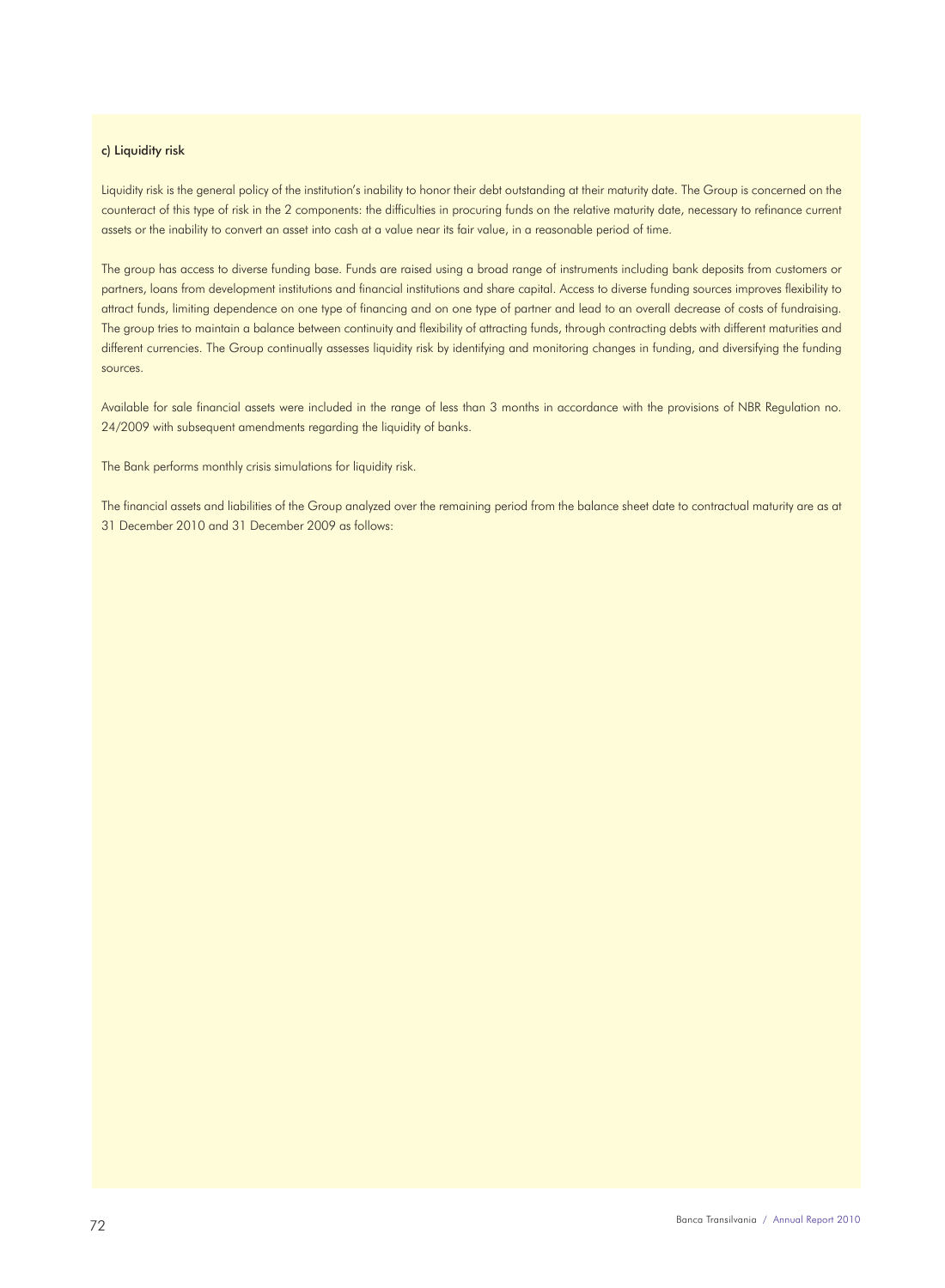### c) Liquidity risk

Liquidity risk is the general policy of the institution's inability to honor their debt outstanding at their maturity date. The Group is concerned on the counteract of this type of risk in the 2 components: the difficulties in procuring funds on the relative maturity date, necessary to refinance current assets or the inability to convert an asset into cash at a value near its fair value, in a reasonable period of time.

The group has access to diverse funding base. Funds are raised using a broad range of instruments including bank deposits from customers or partners, loans from development institutions and financial institutions and share capital. Access to diverse funding sources improves flexibility to attract funds, limiting dependence on one type of financing and on one type of partner and lead to an overall decrease of costs of fundraising. The group tries to maintain a balance between continuity and flexibility of attracting funds, through contracting debts with different maturities and different currencies. The Group continually assesses liquidity risk by identifying and monitoring changes in funding, and diversifying the funding sources.

Available for sale financial assets were included in the range of less than 3 months in accordance with the provisions of NBR Regulation no. 24/2009 with subsequent amendments regarding the liquidity of banks.

The Bank performs monthly crisis simulations for liquidity risk.

The financial assets and liabilities of the Group analyzed over the remaining period from the balance sheet date to contractual maturity are as at 31 December 2010 and 31 December 2009 as follows: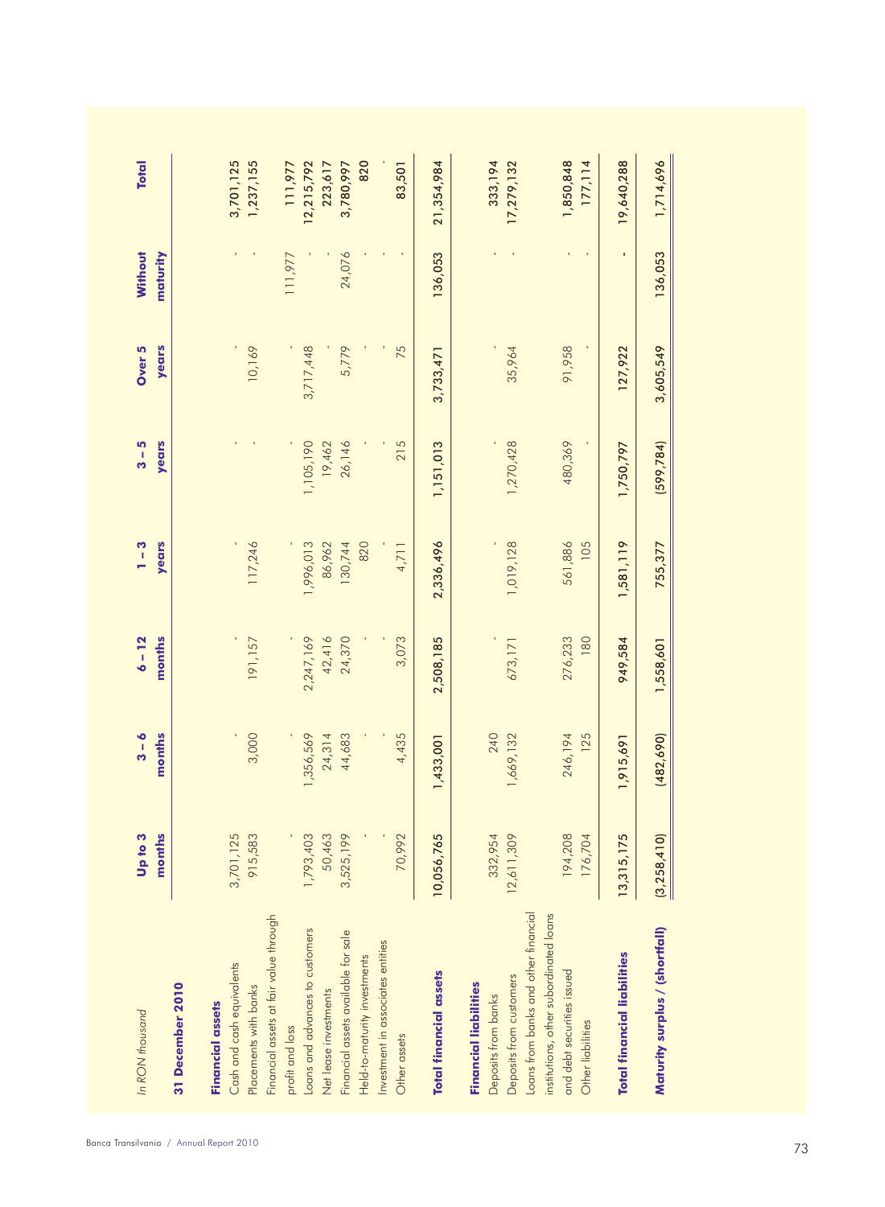| *In RON thousand* | **Up to 3 months** | **3 – 6 months** | **6 – 12 months** | **1 – 3 years** | **3 – 5 years** | **Over 5 years** | **Without maturity** | **Total** |
|---|---|---|---|---|---|---|---|---|
| **31 December 2010** | | | | | | | | |
| **Financial assets** | | | | | | | | |
| Cash and cash equivalents | 3,701,125 | - | - | - | - | - | - | 3,701,125 |
| Placements with banks | 915,583 | 3,000 | 191,157 | 117,246 | - | 10,169 | - | 1,237,155 |
| Financial assets at fair value through profit and loss | - | - | - | - | - | - | 111,977 | 111,977 |
| Loans and advances to customers | 1,793,403 | 1,356,569 | 2,247,169 | 1,996,013 | 1,105,190 | 3,717,448 | - | 12,215,792 |
| Net lease investments | 50,463 | 24,314 | 42,416 | 86,962 | 19,462 | - | - | 223,617 |
| Financial assets available for sale | 3,525,199 | 44,683 | 24,370 | 130,744 | 26,146 | 5,779 | 24,076 | 3,780,997 |
| Held-to-maturity investments | - | - | - | 820 | - | - | - | 820 |
| Investment in associates entities | - | - | - | - | - | - | - | - |
| Other assets | 70,992 | 4,435 | 3,073 | 4,711 | 215 | 75 | - | 83,501 |
| **Total financial assets** | 10,056,765 | 1,433,001 | 2,508,185 | 2,336,496 | 1,151,013 | 3,733,471 | 136,053 | 21,354,984 |
| **Financial liabilities** | | | | | | | | |
| Deposits from banks | 332,954 | 240 | - | - | - | - | - | 333,194 |
| Deposits from customers | 12,611,309 | 1,669,132 | 673,171 | 1,019,128 | 1,270,428 | 35,964 | - | 17,279,132 |
| Loans from banks and other financial institutions, other subordinated loans and debt securities issued | 194,208 | 246,194 | 276,233 | 561,886 | 480,369 | 91,958 | - | 1,850,848 |
| Other liabilities | 176,704 | 125 | 180 | 105 | - | - | - | 177,114 |
| **Total financial liabilities** | 13,315,175 | 1,915,691 | 949,584 | 1,581,119 | 1,750,797 | 127,922 | - | 19,640,288 |
| **Maturity surplus / (shortfall)** | (3,258,410) | (482,690) | 1,558,601 | 755,377 | (599,784) | 3,605,549 | 136,053 | 1,714,696 |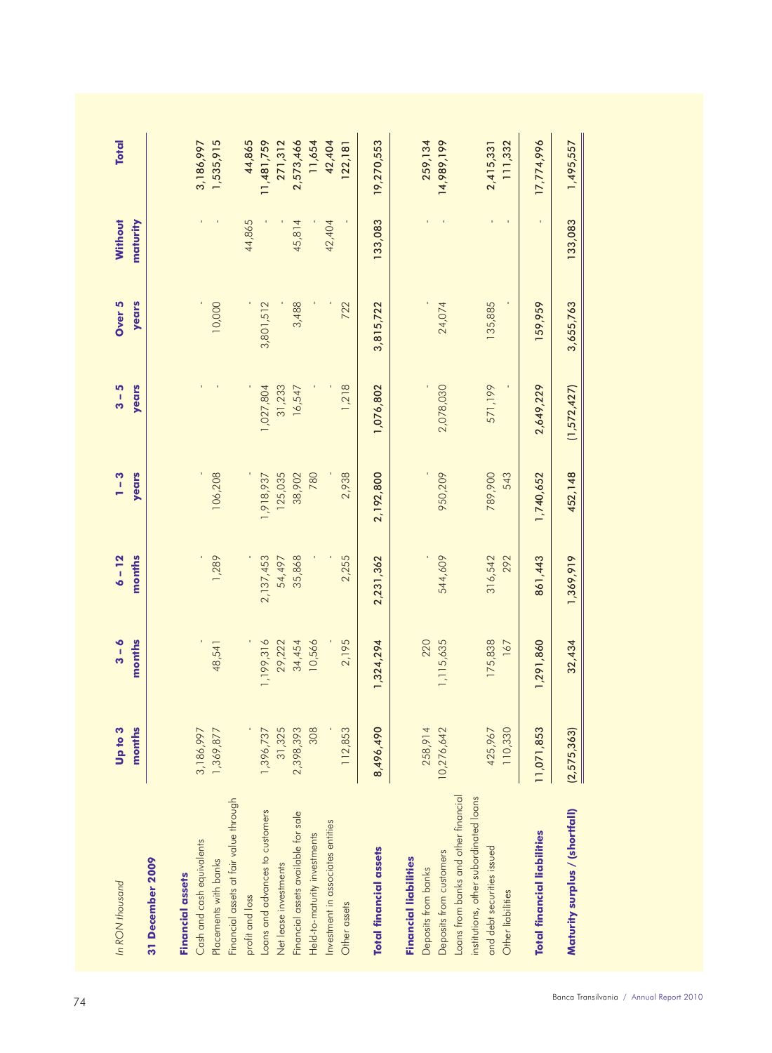| *In RON thousand* | Up to 3 months | 3 – 6 months | 6 – 12 months | 1 – 3 years | 3 – 5 years | Over 5 years | Without maturity | Total |
|---|---|---|---|---|---|---|---|---|
| **31 December 2009** | | | | | | | | |
| **Financial assets** | | | | | | | | |
| Cash and cash equivalents | 3,186,997 | - | - | - | - | - | - | 3,186,997 |
| Placements with banks | 1,369,877 | 48,541 | 1,289 | 106,208 | - | 10,000 | - | 1,535,915 |
| Financial assets at fair value through profit and loss | - | - | - | - | - | - | 44,865 | 44,865 |
| Loans and advances to customers | 1,396,737 | 1,199,316 | 2,137,453 | 1,918,937 | 1,027,804 | 3,801,512 | - | 11,481,759 |
| Net lease investments | 31,325 | 29,222 | 54,497 | 125,035 | 31,233 | - | - | 271,312 |
| Financial assets available for sale | 2,398,393 | 34,454 | 35,868 | 38,902 | 16,547 | 3,488 | 45,814 | 2,573,466 |
| Held-to-maturity investments | 308 | 10,566 | - | 780 | - | - | - | 11,654 |
| Investment in associates entities | - | - | - | - | - | - | 42,404 | 42,404 |
| Other assets | 112,853 | 2,195 | 2,255 | 2,938 | 1,218 | 722 | - | 122,181 |
| **Total financial assets** | **8,496,490** | **1,324,294** | **2,231,362** | **2,192,800** | **1,076,802** | **3,815,722** | **133,083** | **19,270,553** |
| **Financial liabilities** | | | | | | | | |
| Deposits from banks | 258,914 | 220 | - | - | - | - | - | 259,134 |
| Deposits from customers | 10,276,642 | 1,115,635 | 544,609 | 950,209 | 2,078,030 | 24,074 | - | 14,989,199 |
| Loans from banks and other financial institutions, other subordinated loans and debt securities issued | 425,967 | 175,838 | 316,542 | 789,900 | 571,199 | 135,885 | - | 2,415,331 |
| Other liabilities | 110,330 | 167 | 292 | 543 | - | - | - | 111,332 |
| **Total financial liabilities** | **11,071,853** | **1,291,860** | **861,443** | **1,740,652** | **2,649,229** | **159,959** | **-** | **17,774,996** |
| **Maturity surplus / (shortfall)** | **(2,575,363)** | **32,434** | **1,369,919** | **452,148** | **(1,572,427)** | **3,655,763** | **133,083** | **1,495,557** |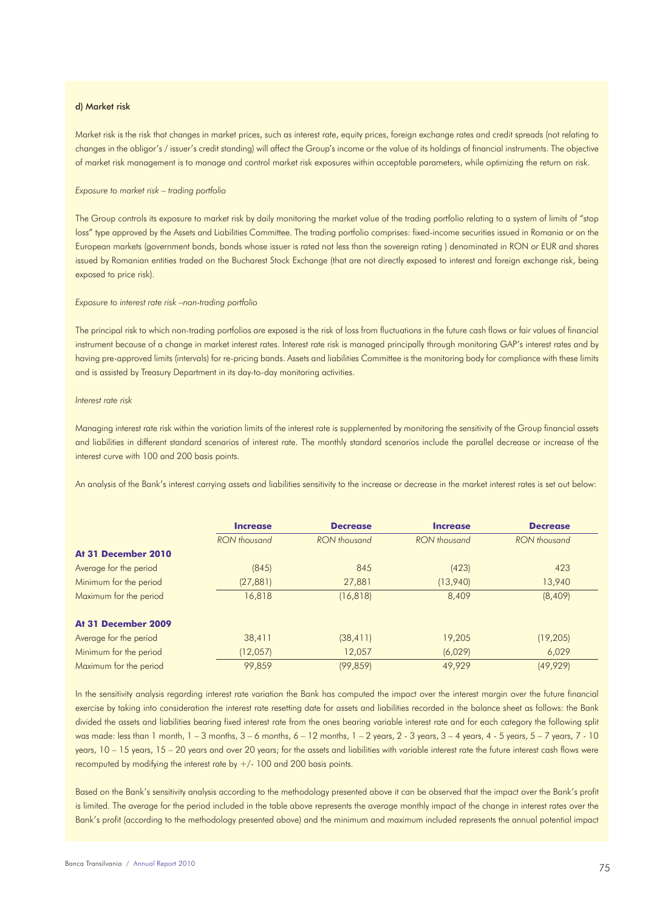#### d) Market risk

Market risk is the risk that changes in market prices, such as interest rate, equity prices, foreign exchange rates and credit spreads (not relating to changes in the obligor's / issuer's credit standing) will affect the Group's income or the value of its holdings of financial instruments. The objective of market risk management is to manage and control market risk exposures within acceptable parameters, while optimizing the return on risk.

*Exposure to market risk – trading portfolio*

The Group controls its exposure to market risk by daily monitoring the market value of the trading portfolio relating to a system of limits of "stop loss" type approved by the Assets and Liabilities Committee. The trading portfolio comprises: fixed-income securities issued in Romania or on the European markets (government bonds, bonds whose issuer is rated not less than the sovereign rating ) denominated in RON or EUR and shares issued by Romanian entities traded on the Bucharest Stock Exchange (that are not directly exposed to interest and foreign exchange risk, being exposed to price risk).

*Exposure to interest rate risk –non-trading portfolio*

The principal risk to which non-trading portfolios are exposed is the risk of loss from fluctuations in the future cash flows or fair values of financial instrument because of a change in market interest rates. Interest rate risk is managed principally through monitoring GAP's interest rates and by having pre-approved limits (intervals) for re-pricing bands. Assets and liabilities Committee is the monitoring body for compliance with these limits and is assisted by Treasury Department in its day-to-day monitoring activities.

*Interest rate risk*

Managing interest rate risk within the variation limits of the interest rate is supplemented by monitoring the sensitivity of the Group financial assets and liabilities in different standard scenarios of interest rate. The monthly standard scenarios include the parallel decrease or increase of the interest curve with 100 and 200 basis points.

An analysis of the Bank's interest carrying assets and liabilities sensitivity to the increase or decrease in the market interest rates is set out below:

| | **Increase** | **Decrease** | **Increase** | **Decrease** |
|---|---|---|---|---|
| | *RON thousand* | *RON thousand* | *RON thousand* | *RON thousand* |
| **At 31 December 2010** | | | | |
| Average for the period | (845) | 845 | (423) | 423 |
| Minimum for the period | (27,881) | 27,881 | (13,940) | 13,940 |
| Maximum for the period | 16,818 | (16,818) | 8,409 | (8,409) |
| **At 31 December 2009** | | | | |
| Average for the period | 38,411 | (38,411) | 19,205 | (19,205) |
| Minimum for the period | (12,057) | 12,057 | (6,029) | 6,029 |
| Maximum for the period | 99,859 | (99,859) | 49,929 | (49,929) |

In the sensitivity analysis regarding interest rate variation the Bank has computed the impact over the interest margin over the future financial exercise by taking into consideration the interest rate resetting date for assets and liabilities recorded in the balance sheet as follows: the Bank divided the assets and liabilities bearing fixed interest rate from the ones bearing variable interest rate and for each category the following split was made: less than 1 month, 1 – 3 months, 3 – 6 months, 6 – 12 months, 1 – 2 years, 2 - 3 years, 3 – 4 years, 4 - 5 years, 5 – 7 years, 7 - 10 years, 10 – 15 years, 15 – 20 years and over 20 years; for the assets and liabilities with variable interest rate the future interest cash flows were recomputed by modifying the interest rate by +/- 100 and 200 basis points.

Based on the Bank's sensitivity analysis according to the methodology presented above it can be observed that the impact over the Bank's profit is limited. The average for the period included in the table above represents the average monthly impact of the change in interest rates over the Bank's profit (according to the methodology presented above) and the minimum and maximum included represents the annual potential impact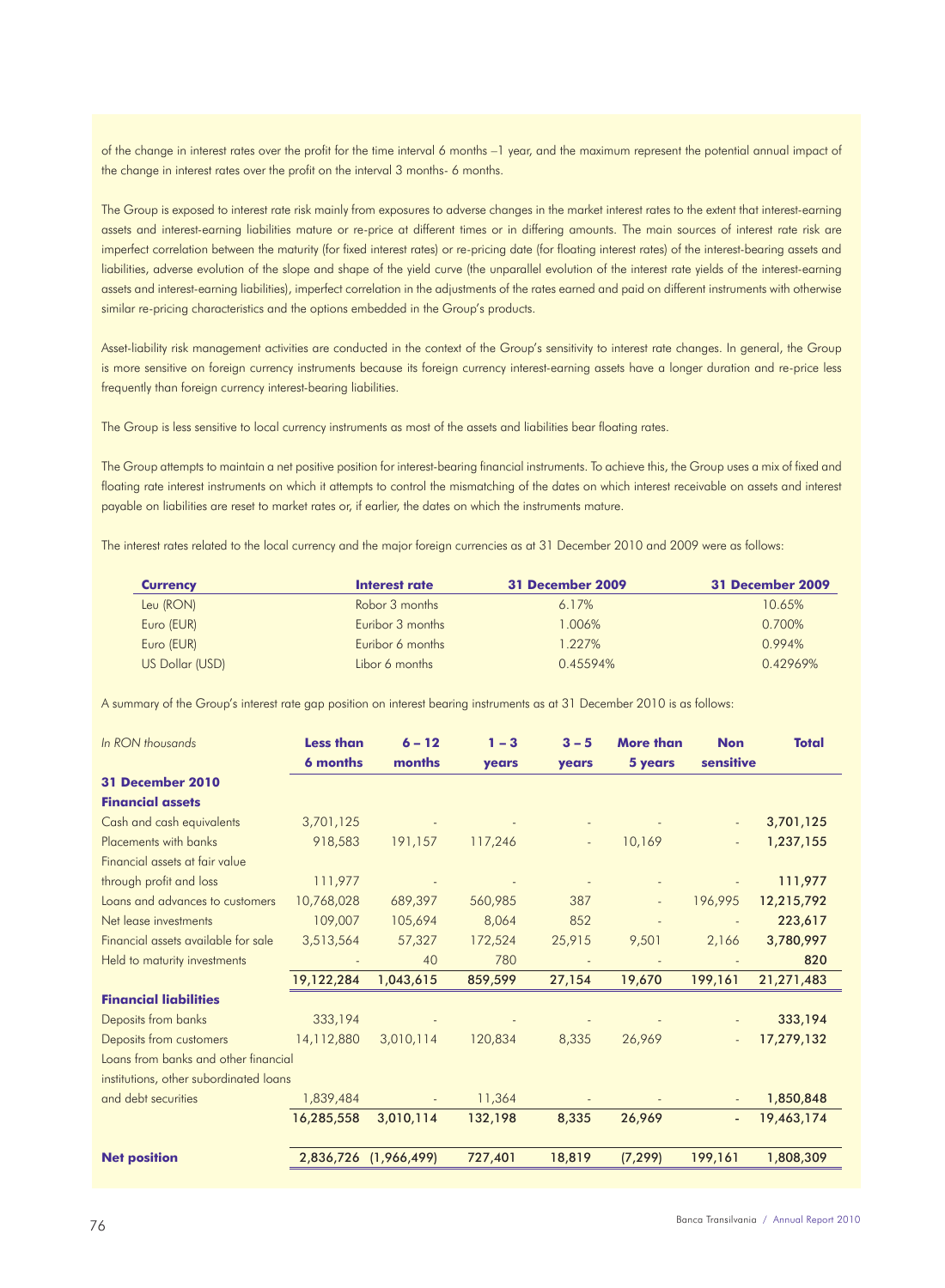of the change in interest rates over the profit for the time interval 6 months –1 year, and the maximum represent the potential annual impact of the change in interest rates over the profit on the interval 3 months- 6 months.

The Group is exposed to interest rate risk mainly from exposures to adverse changes in the market interest rates to the extent that interest-earning assets and interest-earning liabilities mature or re-price at different times or in differing amounts. The main sources of interest rate risk are imperfect correlation between the maturity (for fixed interest rates) or re-pricing date (for floating interest rates) of the interest-bearing assets and liabilities, adverse evolution of the slope and shape of the yield curve (the unparallel evolution of the interest rate yields of the interest-earning assets and interest-earning liabilities), imperfect correlation in the adjustments of the rates earned and paid on different instruments with otherwise similar re-pricing characteristics and the options embedded in the Group's products.

Asset-liability risk management activities are conducted in the context of the Group's sensitivity to interest rate changes. In general, the Group is more sensitive on foreign currency instruments because its foreign currency interest-earning assets have a longer duration and re-price less frequently than foreign currency interest-bearing liabilities.

The Group is less sensitive to local currency instruments as most of the assets and liabilities bear floating rates.

The Group attempts to maintain a net positive position for interest-bearing financial instruments. To achieve this, the Group uses a mix of fixed and floating rate interest instruments on which it attempts to control the mismatching of the dates on which interest receivable on assets and interest payable on liabilities are reset to market rates or, if earlier, the dates on which the instruments mature.

The interest rates related to the local currency and the major foreign currencies as at 31 December 2010 and 2009 were as follows:

| Currency | Interest rate | 31 December 2009 | 31 December 2009 |
|---|---|---|---|
| Leu (RON) | Robor 3 months | 6.17% | 10.65% |
| Euro (EUR) | Euribor 3 months | 1.006% | 0.700% |
| Euro (EUR) | Euribor 6 months | 1.227% | 0.994% |
| US Dollar (USD) | Libor 6 months | 0.45594% | 0.42969% |

A summary of the Group's interest rate gap position on interest bearing instruments as at 31 December 2010 is as follows:

| *In RON thousands* | Less than 6 months | 6 – 12 months | 1 – 3 years | 3 – 5 years | More than 5 years | Non sensitive | Total |
|---|---|---|---|---|---|---|---|
| **31 December 2010** | | | | | | | |
| **Financial assets** | | | | | | | |
| Cash and cash equivalents | 3,701,125 | - | - | - | - | - | **3,701,125** |
| Placements with banks | 918,583 | 191,157 | 117,246 | - | 10,169 | - | **1,237,155** |
| Financial assets at fair value through profit and loss | 111,977 | - | - | - | - | - | **111,977** |
| Loans and advances to customers | 10,768,028 | 689,397 | 560,985 | 387 | - | 196,995 | **12,215,792** |
| Net lease investments | 109,007 | 105,694 | 8,064 | 852 | - | - | **223,617** |
| Financial assets available for sale | 3,513,564 | 57,327 | 172,524 | 25,915 | 9,501 | 2,166 | **3,780,997** |
| Held to maturity investments | - | 40 | 780 | - | - | - | **820** |
| | 19,122,284 | 1,043,615 | 859,599 | 27,154 | 19,670 | 199,161 | 21,271,483 |
| **Financial liabilities** | | | | | | | |
| Deposits from banks | 333,194 | - | - | - | - | - | **333,194** |
| Deposits from customers | 14,112,880 | 3,010,114 | 120,834 | 8,335 | 26,969 | - | **17,279,132** |
| Loans from banks and other financial institutions, other subordinated loans and debt securities | 1,839,484 | - | 11,364 | - | - | - | **1,850,848** |
| | 16,285,558 | 3,010,114 | 132,198 | 8,335 | 26,969 | - | 19,463,174 |
| **Net position** | 2,836,726 | (1,966,499) | 727,401 | 18,819 | (7,299) | 199,161 | 1,808,309 |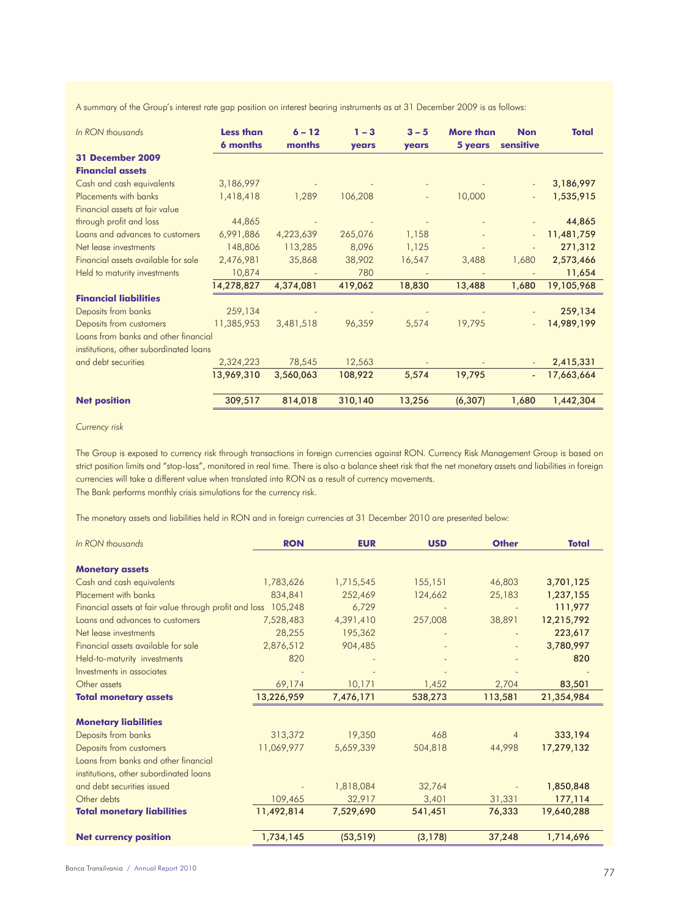A summary of the Group's interest rate gap position on interest bearing instruments as at 31 December 2009 is as follows:

| In RON thousands | Less than 6 months | 6 – 12 months | 1 – 3 years | 3 – 5 years | More than 5 years | Non sensitive | Total |
|---|---|---|---|---|---|---|---|
| **31 December 2009** | | | | | | | |
| **Financial assets** | | | | | | | |
| Cash and cash equivalents | 3,186,997 | - | - | - | - | - | **3,186,997** |
| Placements with banks | 1,418,418 | 1,289 | 106,208 | - | 10,000 | - | **1,535,915** |
| Financial assets at fair value through profit and loss | 44,865 | - | - | - | - | - | **44,865** |
| Loans and advances to customers | 6,991,886 | 4,223,639 | 265,076 | 1,158 | - | - | **11,481,759** |
| Net lease investments | 148,806 | 113,285 | 8,096 | 1,125 | - | - | **271,312** |
| Financial assets available for sale | 2,476,981 | 35,868 | 38,902 | 16,547 | 3,488 | 1,680 | **2,573,466** |
| Held to maturity investments | 10,874 | - | 780 | - | - | - | **11,654** |
| | **14,278,827** | **4,374,081** | **419,062** | **18,830** | **13,488** | **1,680** | **19,105,968** |
| **Financial liabilities** | | | | | | | |
| Deposits from banks | 259,134 | - | - | - | - | - | **259,134** |
| Deposits from customers | 11,385,953 | 3,481,518 | 96,359 | 5,574 | 19,795 | - | **14,989,199** |
| Loans from banks and other financial institutions, other subordinated loans and debt securities | 2,324,223 | 78,545 | 12,563 | - | - | - | **2,415,331** |
| | **13,969,310** | **3,560,063** | **108,922** | **5,574** | **19,795** | **-** | **17,663,664** |
| **Net position** | **309,517** | **814,018** | **310,140** | **13,256** | **(6,307)** | **1,680** | **1,442,304** |

*Currency risk*

The Group is exposed to currency risk through transactions in foreign currencies against RON. Currency Risk Management Group is based on strict position limits and "stop-loss", monitored in real time. There is also a balance sheet risk that the net monetary assets and liabilities in foreign currencies will take a different value when translated into RON as a result of currency movements.
The Bank performs monthly crisis simulations for the currency risk.

The monetary assets and liabilities held in RON and in foreign currencies at 31 December 2010 are presented below:

| In RON thousands | RON | EUR | USD | Other | Total |
|---|---|---|---|---|---|
| **Monetary assets** | | | | | |
| Cash and cash equivalents | 1,783,626 | 1,715,545 | 155,151 | 46,803 | **3,701,125** |
| Placement with banks | 834,841 | 252,469 | 124,662 | 25,183 | **1,237,155** |
| Financial assets at fair value through profit and loss | 105,248 | 6,729 | - | - | **111,977** |
| Loans and advances to customers | 7,528,483 | 4,391,410 | 257,008 | 38,891 | **12,215,792** |
| Net lease investments | 28,255 | 195,362 | - | - | **223,617** |
| Financial assets available for sale | 2,876,512 | 904,485 | - | - | **3,780,997** |
| Held-to-maturity investments | 820 | - | - | - | **820** |
| Investments in associates | - | - | - | - | **-** |
| Other assets | 69,174 | 10,171 | 1,452 | 2,704 | **83,501** |
| **Total monetary assets** | **13,226,959** | **7,476,171** | **538,273** | **113,581** | **21,354,984** |
| **Monetary liabilities** | | | | | |
| Deposits from banks | 313,372 | 19,350 | 468 | 4 | **333,194** |
| Deposits from customers | 11,069,977 | 5,659,339 | 504,818 | 44,998 | **17,279,132** |
| Loans from banks and other financial institutions, other subordinated loans and debt securities issued | - | 1,818,084 | 32,764 | - | **1,850,848** |
| Other debts | 109,465 | 32,917 | 3,401 | 31,331 | **177,114** |
| **Total monetary liabilities** | **11,492,814** | **7,529,690** | **541,451** | **76,333** | **19,640,288** |
| **Net currency position** | **1,734,145** | **(53,519)** | **(3,178)** | **37,248** | **1,714,696** |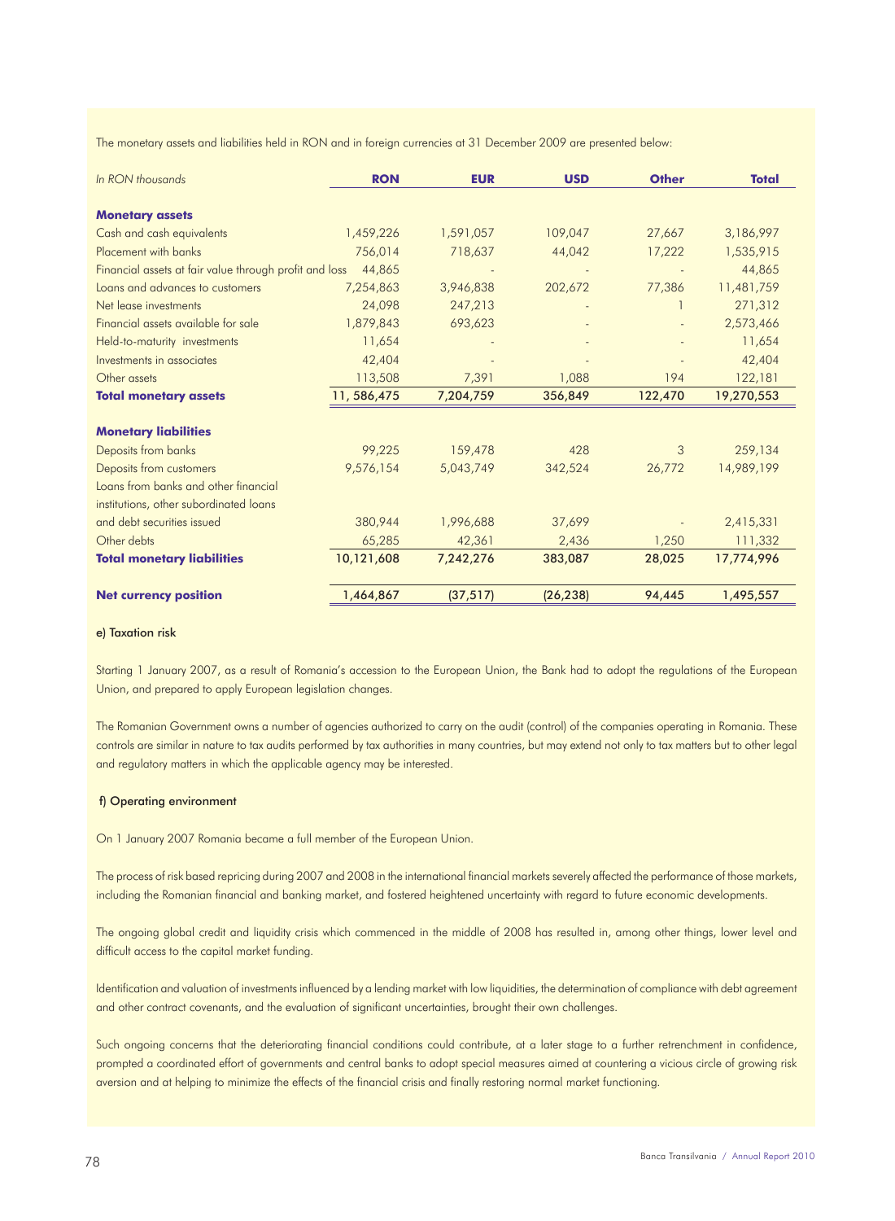The monetary assets and liabilities held in RON and in foreign currencies at 31 December 2009 are presented below:

| *In RON thousands* | **RON** | **EUR** | **USD** | **Other** | **Total** |
|---|---|---|---|---|---|
| **Monetary assets** | | | | | |
| Cash and cash equivalents | 1,459,226 | 1,591,057 | 109,047 | 27,667 | 3,186,997 |
| Placement with banks | 756,014 | 718,637 | 44,042 | 17,222 | 1,535,915 |
| Financial assets at fair value through profit and loss | 44,865 | - | - | - | 44,865 |
| Loans and advances to customers | 7,254,863 | 3,946,838 | 202,672 | 77,386 | 11,481,759 |
| Net lease investments | 24,098 | 247,213 | - | 1 | 271,312 |
| Financial assets available for sale | 1,879,843 | 693,623 | - | - | 2,573,466 |
| Held-to-maturity investments | 11,654 | - | - | - | 11,654 |
| Investments in associates | 42,404 | - | - | - | 42,404 |
| Other assets | 113,508 | 7,391 | 1,088 | 194 | 122,181 |
| **Total monetary assets** | **11, 586,475** | **7,204,759** | **356,849** | **122,470** | **19,270,553** |
| **Monetary liabilities** | | | | | |
| Deposits from banks | 99,225 | 159,478 | 428 | 3 | 259,134 |
| Deposits from customers | 9,576,154 | 5,043,749 | 342,524 | 26,772 | 14,989,199 |
| Loans from banks and other financial institutions, other subordinated loans and debt securities issued | 380,944 | 1,996,688 | 37,699 | - | 2,415,331 |
| Other debts | 65,285 | 42,361 | 2,436 | 1,250 | 111,332 |
| **Total monetary liabilities** | **10,121,608** | **7,242,276** | **383,087** | **28,025** | **17,774,996** |
| **Net currency position** | **1,464,867** | **(37,517)** | **(26,238)** | **94,445** | **1,495,557** |

e) Taxation risk

Starting 1 January 2007, as a result of Romania's accession to the European Union, the Bank had to adopt the regulations of the European Union, and prepared to apply European legislation changes.

The Romanian Government owns a number of agencies authorized to carry on the audit (control) of the companies operating in Romania. These controls are similar in nature to tax audits performed by tax authorities in many countries, but may extend not only to tax matters but to other legal and regulatory matters in which the applicable agency may be interested.

f) Operating environment

On 1 January 2007 Romania became a full member of the European Union.

The process of risk based repricing during 2007 and 2008 in the international financial markets severely affected the performance of those markets, including the Romanian financial and banking market, and fostered heightened uncertainty with regard to future economic developments.

The ongoing global credit and liquidity crisis which commenced in the middle of 2008 has resulted in, among other things, lower level and difficult access to the capital market funding.

Identification and valuation of investments influenced by a lending market with low liquidities, the determination of compliance with debt agreement and other contract covenants, and the evaluation of significant uncertainties, brought their own challenges.

Such ongoing concerns that the deteriorating financial conditions could contribute, at a later stage to a further retrenchment in confidence, prompted a coordinated effort of governments and central banks to adopt special measures aimed at countering a vicious circle of growing risk aversion and at helping to minimize the effects of the financial crisis and finally restoring normal market functioning.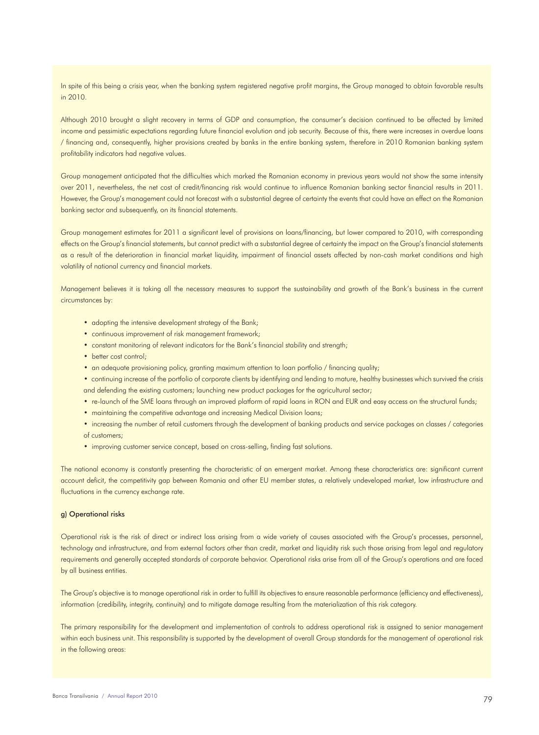In spite of this being a crisis year, when the banking system registered negative profit margins, the Group managed to obtain favorable results in 2010.

Although 2010 brought a slight recovery in terms of GDP and consumption, the consumer's decision continued to be affected by limited income and pessimistic expectations regarding future financial evolution and job security. Because of this, there were increases in overdue loans / financing and, consequently, higher provisions created by banks in the entire banking system, therefore in 2010 Romanian banking system profitability indicators had negative values.

Group management anticipated that the difficulties which marked the Romanian economy in previous years would not show the same intensity over 2011, nevertheless, the net cost of credit/financing risk would continue to influence Romanian banking sector financial results in 2011. However, the Group's management could not forecast with a substantial degree of certainty the events that could have an effect on the Romanian banking sector and subsequently, on its financial statements.

Group management estimates for 2011 a significant level of provisions on loans/financing, but lower compared to 2010, with corresponding effects on the Group's financial statements, but cannot predict with a substantial degree of certainty the impact on the Group's financial statements as a result of the deterioration in financial market liquidity, impairment of financial assets affected by non-cash market conditions and high volatility of national currency and financial markets.

Management believes it is taking all the necessary measures to support the sustainability and growth of the Bank's business in the current circumstances by:

- adopting the intensive development strategy of the Bank;
- continuous improvement of risk management framework;
- constant monitoring of relevant indicators for the Bank's financial stability and strength;
- better cost control;
- an adequate provisioning policy, granting maximum attention to loan portfolio / financing quality;
- continuing increase of the portfolio of corporate clients by identifying and lending to mature, healthy businesses which survived the crisis and defending the existing customers; launching new product packages for the agricultural sector;
- re-launch of the SME loans through an improved platform of rapid loans in RON and EUR and easy access on the structural funds;
- maintaining the competitive advantage and increasing Medical Division loans;
- increasing the number of retail customers through the development of banking products and service packages on classes / categories of customers;
- improving customer service concept, based on cross-selling, finding fast solutions.

The national economy is constantly presenting the characteristic of an emergent market. Among these characteristics are: significant current account deficit, the competitivity gap between Romania and other EU member states, a relatively undeveloped market, low infrastructure and fluctuations in the currency exchange rate.

#### g) Operational risks

Operational risk is the risk of direct or indirect loss arising from a wide variety of causes associated with the Group's processes, personnel, technology and infrastructure, and from external factors other than credit, market and liquidity risk such those arising from legal and regulatory requirements and generally accepted standards of corporate behavior. Operational risks arise from all of the Group's operations and are faced by all business entities.

The Group's objective is to manage operational risk in order to fulfill its objectives to ensure reasonable performance (efficiency and effectiveness), information (credibility, integrity, continuity) and to mitigate damage resulting from the materialization of this risk category.

The primary responsibility for the development and implementation of controls to address operational risk is assigned to senior management within each business unit. This responsibility is supported by the development of overall Group standards for the management of operational risk in the following areas: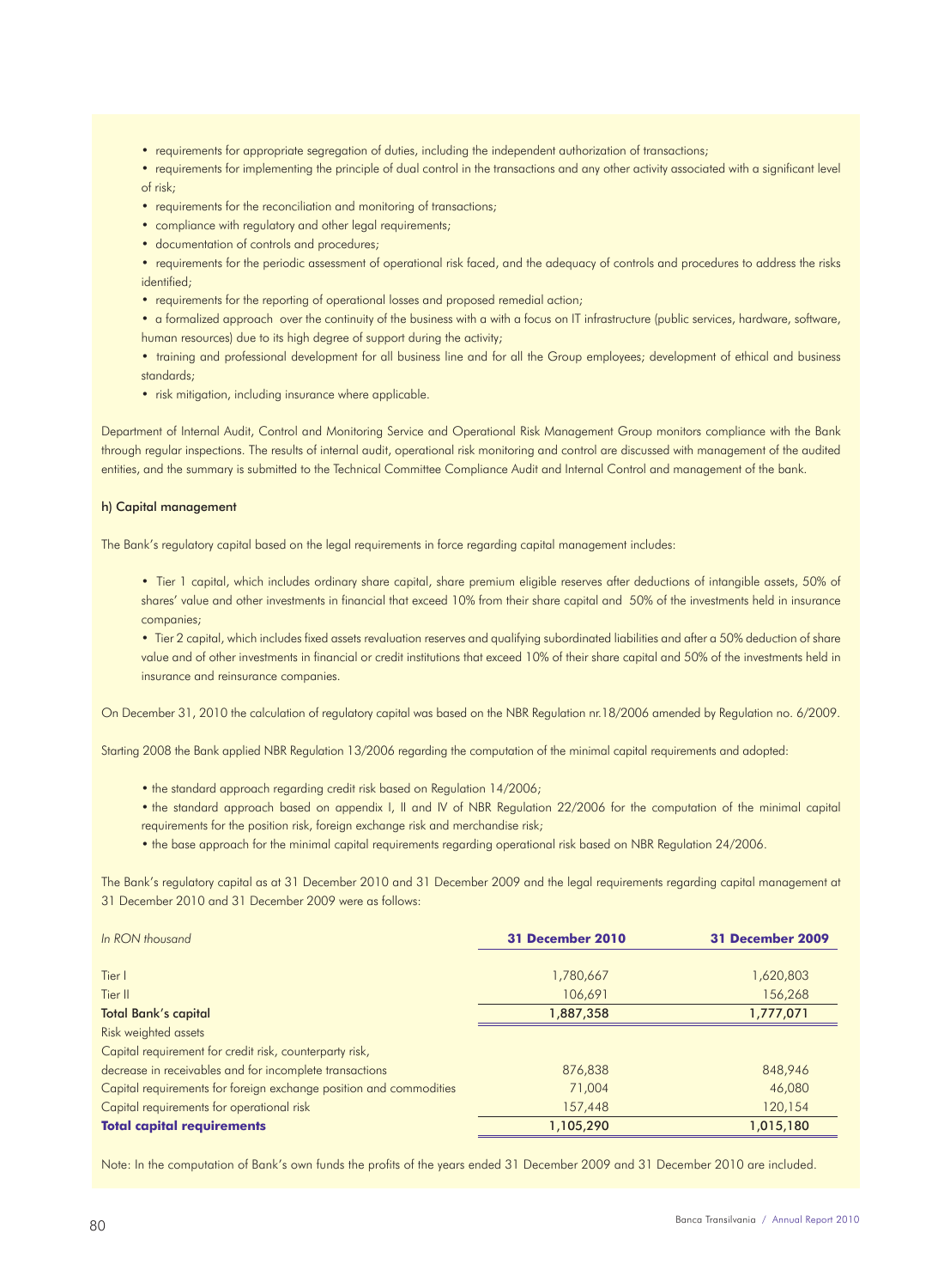- requirements for appropriate segregation of duties, including the independent authorization of transactions;
- requirements for implementing the principle of dual control in the transactions and any other activity associated with a significant level of risk;
- requirements for the reconciliation and monitoring of transactions;
- compliance with regulatory and other legal requirements;
- documentation of controls and procedures;
- requirements for the periodic assessment of operational risk faced, and the adequacy of controls and procedures to address the risks identified;
- requirements for the reporting of operational losses and proposed remedial action;
- a formalized approach over the continuity of the business with a with a focus on IT infrastructure (public services, hardware, software, human resources) due to its high degree of support during the activity;
- training and professional development for all business line and for all the Group employees; development of ethical and business standards;
- risk mitigation, including insurance where applicable.

Department of Internal Audit, Control and Monitoring Service and Operational Risk Management Group monitors compliance with the Bank through regular inspections. The results of internal audit, operational risk monitoring and control are discussed with management of the audited entities, and the summary is submitted to the Technical Committee Compliance Audit and Internal Control and management of the bank.

### h) Capital management

The Bank's regulatory capital based on the legal requirements in force regarding capital management includes:

- Tier 1 capital, which includes ordinary share capital, share premium eligible reserves after deductions of intangible assets, 50% of shares' value and other investments in financial that exceed 10% from their share capital and 50% of the investments held in insurance companies;
- Tier 2 capital, which includes fixed assets revaluation reserves and qualifying subordinated liabilities and after a 50% deduction of share value and of other investments in financial or credit institutions that exceed 10% of their share capital and 50% of the investments held in insurance and reinsurance companies.

On December 31, 2010 the calculation of regulatory capital was based on the NBR Regulation nr.18/2006 amended by Regulation no. 6/2009.

Starting 2008 the Bank applied NBR Regulation 13/2006 regarding the computation of the minimal capital requirements and adopted:

- the standard approach regarding credit risk based on Regulation 14/2006;
- the standard approach based on appendix I, II and IV of NBR Regulation 22/2006 for the computation of the minimal capital requirements for the position risk, foreign exchange risk and merchandise risk;
- the base approach for the minimal capital requirements regarding operational risk based on NBR Regulation 24/2006.

The Bank's regulatory capital as at 31 December 2010 and 31 December 2009 and the legal requirements regarding capital management at 31 December 2010 and 31 December 2009 were as follows:

| *In RON thousand* | **31 December 2010** | **31 December 2009** |
|---|---|---|
| Tier I | 1,780,667 | 1,620,803 |
| Tier II | 106,691 | 156,268 |
| **Total Bank's capital** | 1,887,358 | 1,777,071 |
| Risk weighted assets | | |
| Capital requirement for credit risk, counterparty risk, decrease in receivables and for incomplete transactions | 876,838 | 848,946 |
| Capital requirements for foreign exchange position and commodities | 71,004 | 46,080 |
| Capital requirements for operational risk | 157,448 | 120,154 |
| **Total capital requirements** | 1,105,290 | 1,015,180 |

Note: In the computation of Bank's own funds the profits of the years ended 31 December 2009 and 31 December 2010 are included.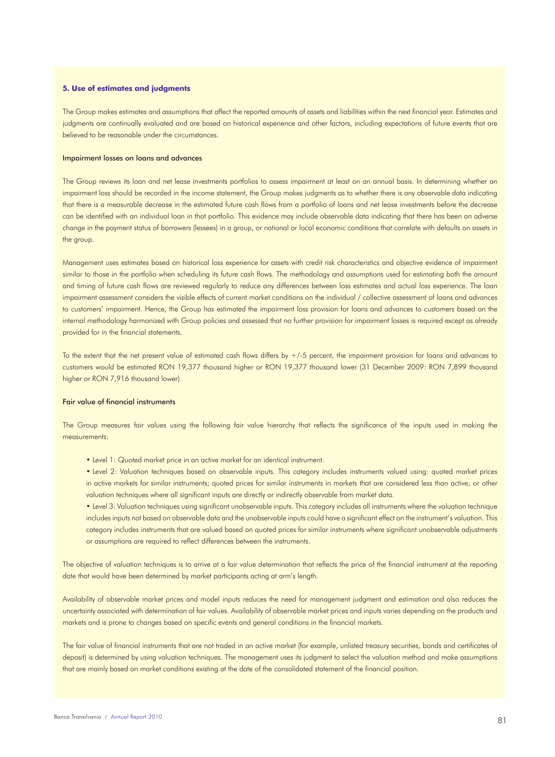### 5. Use of estimates and judgments

The Group makes estimates and assumptions that affect the reported amounts of assets and liabilities within the next financial year. Estimates and judgments are continually evaluated and are based on historical experience and other factors, including expectations of future events that are believed to be reasonable under the circumstances.

#### Impairment losses on loans and advances

The Group reviews its loan and net lease investments portfolios to assess impairment at least on an annual basis. In determining whether an impairment loss should be recorded in the income statement, the Group makes judgments as to whether there is any observable data indicating that there is a measurable decrease in the estimated future cash flows from a portfolio of loans and net lease investments before the decrease can be identified with an individual loan in that portfolio. This evidence may include observable data indicating that there has been an adverse change in the payment status of borrowers (lessees) in a group, or national or local economic conditions that correlate with defaults on assets in the group.

Management uses estimates based on historical loss experience for assets with credit risk characteristics and objective evidence of impairment similar to those in the portfolio when scheduling its future cash flows. The methodology and assumptions used for estimating both the amount and timing of future cash flows are reviewed regularly to reduce any differences between loss estimates and actual loss experience. The loan impairment assessment considers the visible effects of current market conditions on the individual / collective assessment of loans and advances to customers' impairment. Hence, the Group has estimated the impairment loss provision for loans and advances to customers based on the internal methodology harmonized with Group policies and assessed that no further provision for impairment losses is required except as already provided for in the financial statements.

To the extent that the net present value of estimated cash flows differs by +/-5 percent, the impairment provision for loans and advances to customers would be estimated RON 19,377 thousand higher or RON 19,377 thousand lower (31 December 2009: RON 7,899 thousand higher or RON 7,916 thousand lower).

#### Fair value of financial instruments

The Group measures fair values using the following fair value hierarchy that reflects the significance of the inputs used in making the measurements:

- Level 1: Quoted market price in an active market for an identical instrument.
- Level 2: Valuation techniques based on observable inputs. This category includes instruments valued using: quoted market prices in active markets for similar instruments; quoted prices for similar instruments in markets that are considered less than active; or other valuation techniques where all significant inputs are directly or indirectly observable from market data.
- Level 3: Valuation techniques using significant unobservable inputs. This category includes all instruments where the valuation technique includes inputs not based on observable data and the unobservable inputs could have a significant effect on the instrument's valuation. This category includes instruments that are valued based on quoted prices for similar instruments where significant unobservable adjustments or assumptions are required to reflect differences between the instruments.

The objective of valuation techniques is to arrive at a fair value determination that reflects the price of the financial instrument at the reporting date that would have been determined by market participants acting at arm's length.

Availability of observable market prices and model inputs reduces the need for management judgment and estimation and also reduces the uncertainty associated with determination of fair values. Availability of observable market prices and inputs varies depending on the products and markets and is prone to changes based on specific events and general conditions in the financial markets.

The fair value of financial instruments that are not traded in an active market (for example, unlisted treasury securities, bonds and certificates of deposit) is determined by using valuation techniques. The management uses its judgment to select the valuation method and make assumptions that are mainly based on market conditions existing at the date of the consolidated statement of the financial position.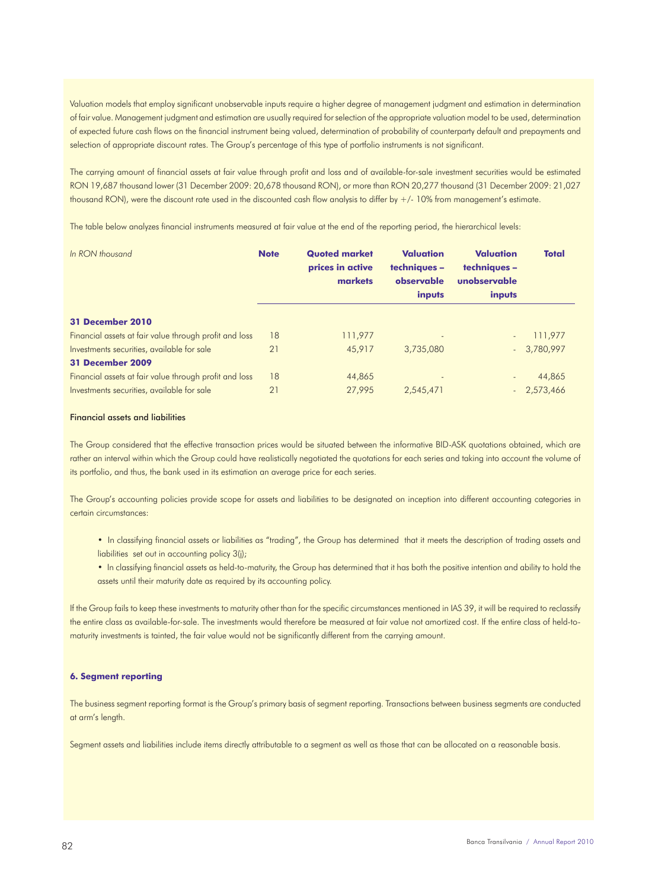Valuation models that employ significant unobservable inputs require a higher degree of management judgment and estimation in determination of fair value. Management judgment and estimation are usually required for selection of the appropriate valuation model to be used, determination of expected future cash flows on the financial instrument being valued, determination of probability of counterparty default and prepayments and selection of appropriate discount rates. The Group's percentage of this type of portfolio instruments is not significant.

The carrying amount of financial assets at fair value through profit and loss and of available-for-sale investment securities would be estimated RON 19,687 thousand lower (31 December 2009: 20,678 thousand RON), or more than RON 20,277 thousand (31 December 2009: 21,027 thousand RON), were the discount rate used in the discounted cash flow analysis to differ by +/- 10% from management's estimate.

The table below analyzes financial instruments measured at fair value at the end of the reporting period, the hierarchical levels:

| *In RON thousand* | **Note** | **Quoted market prices in active markets** | **Valuation techniques – observable inputs** | **Valuation techniques – unobservable inputs** | **Total** |
|---|---|---|---|---|---|
| **31 December 2010** | | | | | |
| Financial assets at fair value through profit and loss | 18 | 111,977 | - | - | 111,977 |
| Investments securities, available for sale | 21 | 45,917 | 3,735,080 | - | 3,780,997 |
| **31 December 2009** | | | | | |
| Financial assets at fair value through profit and loss | 18 | 44,865 | - | - | 44,865 |
| Investments securities, available for sale | 21 | 27,995 | 2,545,471 | - | 2,573,466 |

**Financial assets and liabilities**

The Group considered that the effective transaction prices would be situated between the informative BID-ASK quotations obtained, which are rather an interval within which the Group could have realistically negotiated the quotations for each series and taking into account the volume of its portfolio, and thus, the bank used in its estimation an average price for each series.

The Group's accounting policies provide scope for assets and liabilities to be designated on inception into different accounting categories in certain circumstances:

- In classifying financial assets or liabilities as "trading", the Group has determined that it meets the description of trading assets and liabilities set out in accounting policy 3(j);
- In classifying financial assets as held-to-maturity, the Group has determined that it has both the positive intention and ability to hold the assets until their maturity date as required by its accounting policy.

If the Group fails to keep these investments to maturity other than for the specific circumstances mentioned in IAS 39, it will be required to reclassify the entire class as available-for-sale. The investments would therefore be measured at fair value not amortized cost. If the entire class of held-to-maturity investments is tainted, the fair value would not be significantly different from the carrying amount.

## 6. Segment reporting

The business segment reporting format is the Group's primary basis of segment reporting. Transactions between business segments are conducted at arm's length.

Segment assets and liabilities include items directly attributable to a segment as well as those that can be allocated on a reasonable basis.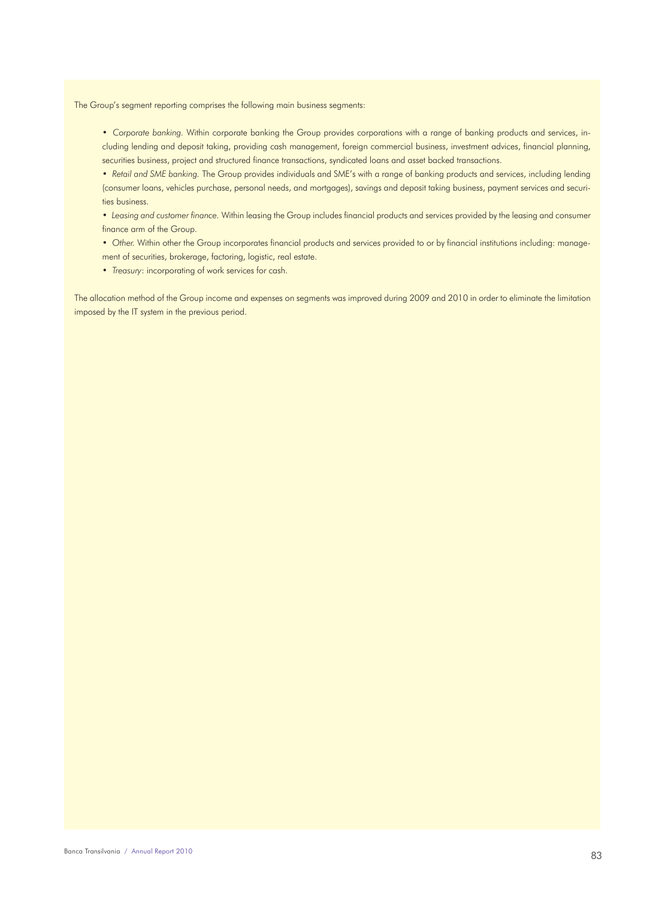The Group's segment reporting comprises the following main business segments:

- *Corporate banking.* Within corporate banking the Group provides corporations with a range of banking products and services, including lending and deposit taking, providing cash management, foreign commercial business, investment advices, financial planning, securities business, project and structured finance transactions, syndicated loans and asset backed transactions.
- *Retail and SME banking.* The Group provides individuals and SME's with a range of banking products and services, including lending (consumer loans, vehicles purchase, personal needs, and mortgages), savings and deposit taking business, payment services and securities business.
- *Leasing and customer finance.* Within leasing the Group includes financial products and services provided by the leasing and consumer finance arm of the Group.
- *Other.* Within other the Group incorporates financial products and services provided to or by financial institutions including: management of securities, brokerage, factoring, logistic, real estate.
- *Treasury*: incorporating of work services for cash.

The allocation method of the Group income and expenses on segments was improved during 2009 and 2010 in order to eliminate the limitation imposed by the IT system in the previous period.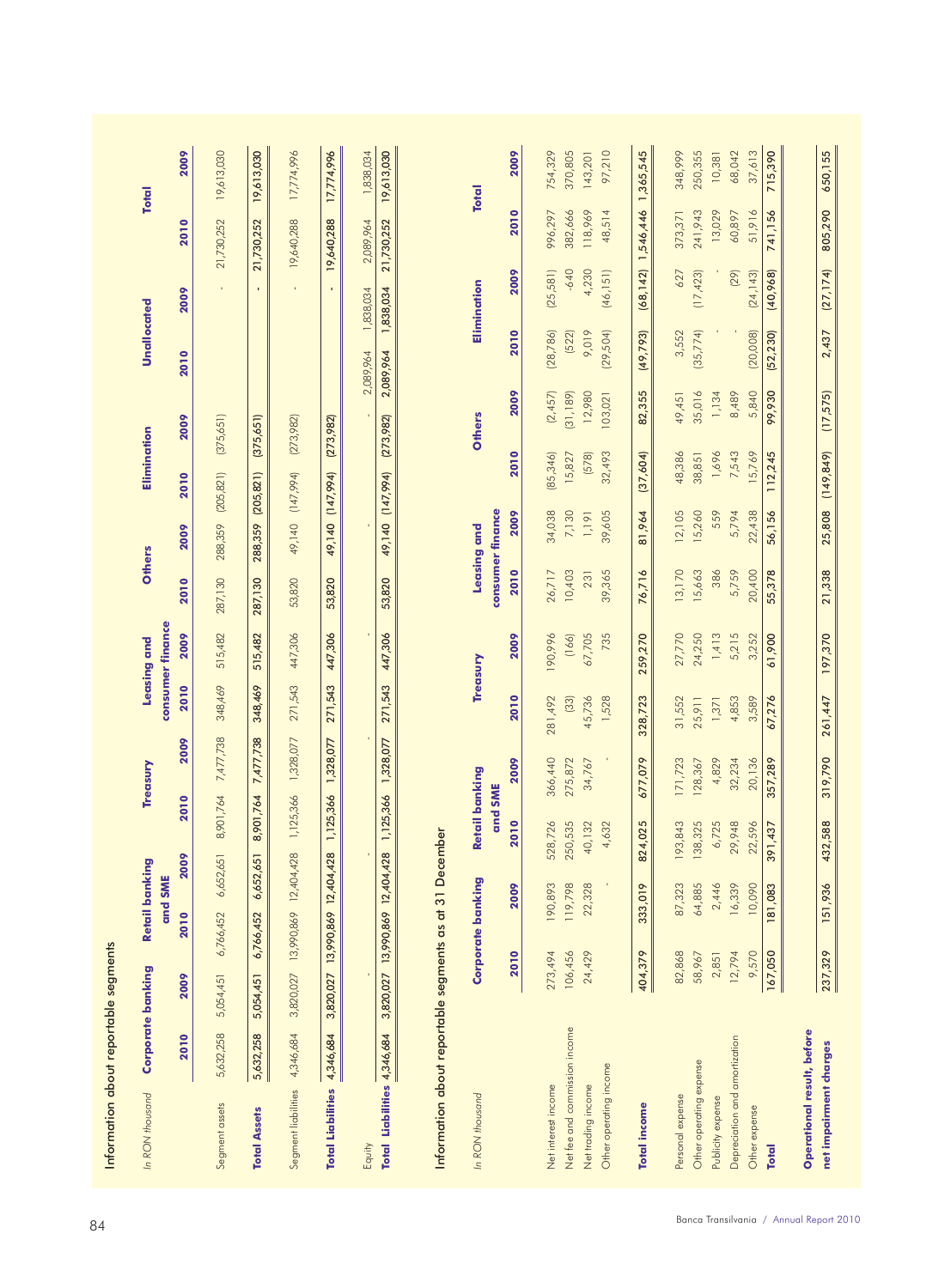## Information about reportable segments

| In RON thousand | Corporate banking | | Retail banking and SME | | Treasury | | Leasing and consumer finance | | Others | | Elimination | | Unallocated | | Total | |
|---|---|---|---|---|---|---|---|---|---|---|---|---|---|---|---|---|
| | 2010 | 2009 | 2010 | 2009 | 2010 | 2009 | 2010 | 2009 | 2010 | 2009 | 2010 | 2009 | 2010 | 2009 | 2010 | 2009 |
| Segment assets | 5,632,258 | 5,054,451 | 6,766,452 | 6,652,651 | 8,901,764 | 7,477,738 | 348,469 | 515,482 | 287,130 | 288,359 | (205,821) | (375,651) | | - | 21,730,252 | 19,613,030 |
| **Total Assets** | 5,632,258 | 5,054,451 | 6,766,452 | 6,652,651 | 8,901,764 | 7,477,738 | 348,469 | 515,482 | 287,130 | 288,359 | (205,821) | (375,651) | | - | 21,730,252 | 19,613,030 |
| Segment liabilities | 4,346,684 | 3,820,027 | 13,990,869 | 12,404,428 | 1,125,366 | 1,328,077 | 271,543 | 447,306 | 53,820 | 49,140 | (147,994) | (273,982) | | - | 19,640,288 | 17,774,996 |
| **Total Liabilities** | 4,346,684 | 3,820,027 | 13,990,869 | 12,404,428 | 1,125,366 | 1,328,077 | 271,543 | 447,306 | 53,820 | 49,140 | (147,994) | (273,982) | | - | 19,640,288 | 17,774,996 |
| Equity | | - | | - | | - | | - | | - | | - | 2,089,964 | 1,838,034 | 2,089,964 | 1,838,034 |
| **Total Liabilities** | 4,346,684 | 3,820,027 | 13,990,869 | 12,404,428 | 1,125,366 | 1,328,077 | 271,543 | 447,306 | 53,820 | 49,140 | (147,994) | (273,982) | 2,089,964 | 1,838,034 | 21,730,252 | 19,613,030 |

## Information about reportable segments as at 31 December

| In RON thousand | Corporate banking | | Retail banking and SME | | Treasury | | Leasing and consumer finance | | Others | | Elimination | | Total | |
|---|---|---|---|---|---|---|---|---|---|---|---|---|---|---|
| | 2010 | 2009 | 2010 | 2009 | 2010 | 2009 | 2010 | 2009 | 2010 | 2009 | 2010 | 2009 | 2010 | 2009 |
| Net interest income | 273,494 | 190,893 | 528,726 | 366,440 | 281,492 | 190,996 | 26,717 | 34,038 | (85,346) | (2,457) | (28,786) | (25,581) | 996,297 | 754,329 |
| Net fee and commission income | 106,456 | 119,798 | 250,535 | 275,872 | (33) | (166) | 10,403 | 7,130 | 15,827 | (31,189) | (522) | -640 | 382,666 | 370,805 |
| Net trading income | 24,429 | 22,328 | 40,132 | 34,767 | 45,736 | 67,705 | 231 | 1,191 | (578) | 12,980 | 9,019 | 4,230 | 118,969 | 143,201 |
| Other operating income | | - | 4,632 | - | 1,528 | 735 | 39,365 | 39,605 | 32,493 | 103,021 | (29,504) | (46,151) | 48,514 | 97,210 |
| **Total income** | 404,379 | 333,019 | 824,025 | 677,079 | 328,723 | 259,270 | 76,716 | 81,964 | (37,604) | 82,355 | (49,793) | (68,142) | 1,546,446 | 1,365,545 |
| Personal expense | 82,868 | 87,323 | 193,843 | 171,723 | 31,552 | 27,770 | 13,170 | 12,105 | 48,386 | 49,451 | 3,552 | 627 | 373,371 | 348,999 |
| Other operating expense | 58,967 | 64,885 | 138,325 | 128,367 | 25,911 | 24,250 | 15,663 | 15,260 | 38,851 | 35,016 | (35,774) | (17,423) | 241,943 | 250,355 |
| Publicity expense | 2,851 | 2,446 | 6,725 | 4,829 | 1,371 | 1,413 | 386 | 559 | 1,696 | 1,134 | - | - | 13,029 | 10,381 |
| Depreciation and amortization | 12,794 | 16,339 | 29,948 | 32,234 | 4,853 | 5,215 | 5,759 | 5,794 | 7,543 | 8,489 | - | (29) | 60,897 | 68,042 |
| Other expense | 9,570 | 10,090 | 22,596 | 20,136 | 3,589 | 3,252 | 20,400 | 22,438 | 15,769 | 5,840 | (20,008) | (24,143) | 51,916 | 37,613 |
| **Total** | 167,050 | 181,083 | 391,437 | 357,289 | 67,276 | 61,900 | 55,378 | 56,156 | 112,245 | 99,930 | (52,230) | (40,968) | 741,156 | 715,390 |
| **Operational result, before net impairment charges** | 237,329 | 151,936 | 432,588 | 319,790 | 261,447 | 197,370 | 21,338 | 25,808 | (149,849) | (17,575) | 2,437 | (27,174) | 805,290 | 650,155 |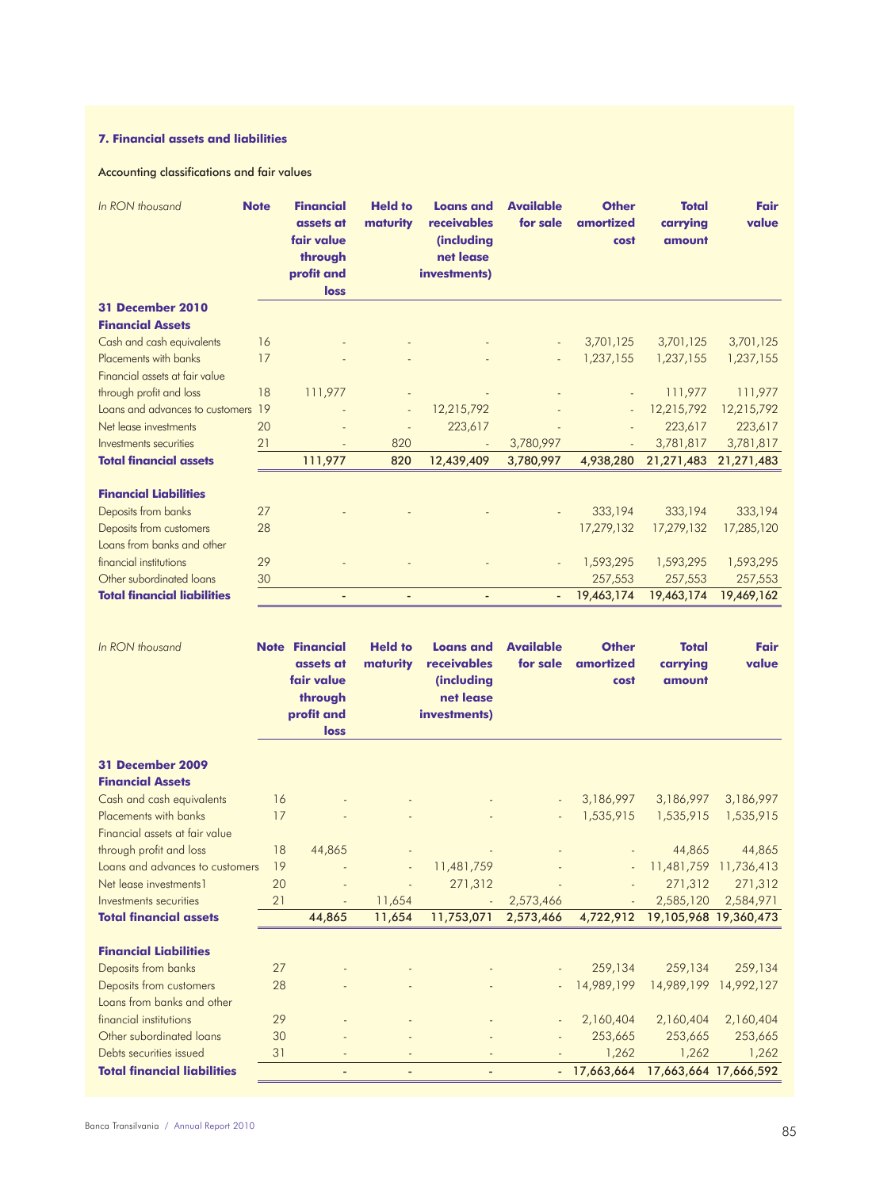### 7. Financial assets and liabilities

Accounting classifications and fair values

| *In RON thousand* | Note | Financial assets at fair value through profit and loss | Held to maturity | Loans and receivables (including net lease investments) | Available for sale | Other amortized cost | Total carrying amount | Fair value |
|---|---|---|---|---|---|---|---|---|
| **31 December 2010** | | | | | | | | |
| **Financial Assets** | | | | | | | | |
| Cash and cash equivalents | 16 | - | - | - | - | 3,701,125 | 3,701,125 | 3,701,125 |
| Placements with banks | 17 | - | - | - | - | 1,237,155 | 1,237,155 | 1,237,155 |
| Financial assets at fair value through profit and loss | 18 | 111,977 | - | - | - | - | 111,977 | 111,977 |
| Loans and advances to customers | 19 | - | - | 12,215,792 | - | - | 12,215,792 | 12,215,792 |
| Net lease investments | 20 | - | - | 223,617 | - | - | 223,617 | 223,617 |
| Investments securities | 21 | - | 820 | - | 3,780,997 | - | 3,781,817 | 3,781,817 |
| **Total financial assets** | | **111,977** | **820** | **12,439,409** | **3,780,997** | **4,938,280** | **21,271,483** | **21,271,483** |
| **Financial Liabilities** | | | | | | | | |
| Deposits from banks | 27 | - | - | - | - | 333,194 | 333,194 | 333,194 |
| Deposits from customers | 28 | | | | | 17,279,132 | 17,279,132 | 17,285,120 |
| Loans from banks and other financial institutions | 29 | - | - | - | - | 1,593,295 | 1,593,295 | 1,593,295 |
| Other subordinated loans | 30 | | | | | 257,553 | 257,553 | 257,553 |
| **Total financial liabilities** | | **-** | **-** | **-** | **-** | **19,463,174** | **19,463,174** | **19,469,162** |

| *In RON thousand* | Note | Financial assets at fair value through profit and loss | Held to maturity | Loans and receivables (including net lease investments) | Available for sale | Other amortized cost | Total carrying amount | Fair value |
|---|---|---|---|---|---|---|---|---|
| **31 December 2009** | | | | | | | | |
| **Financial Assets** | | | | | | | | |
| Cash and cash equivalents | 16 | - | - | - | - | 3,186,997 | 3,186,997 | 3,186,997 |
| Placements with banks | 17 | - | - | - | - | 1,535,915 | 1,535,915 | 1,535,915 |
| Financial assets at fair value through profit and loss | 18 | 44,865 | - | - | - | - | 44,865 | 44,865 |
| Loans and advances to customers | 19 | - | - | 11,481,759 | - | - | 11,481,759 | 11,736,413 |
| Net lease investments1 | 20 | - | - | 271,312 | - | - | 271,312 | 271,312 |
| Investments securities | 21 | - | 11,654 | - | 2,573,466 | - | 2,585,120 | 2,584,971 |
| **Total financial assets** | | **44,865** | **11,654** | **11,753,071** | **2,573,466** | **4,722,912** | **19,105,968** | **19,360,473** |
| **Financial Liabilities** | | | | | | | | |
| Deposits from banks | 27 | - | - | - | - | 259,134 | 259,134 | 259,134 |
| Deposits from customers | 28 | - | - | - | - | 14,989,199 | 14,989,199 | 14,992,127 |
| Loans from banks and other financial institutions | 29 | - | - | - | - | 2,160,404 | 2,160,404 | 2,160,404 |
| Other subordinated loans | 30 | - | - | - | - | 253,665 | 253,665 | 253,665 |
| Debts securities issued | 31 | - | - | - | - | 1,262 | 1,262 | 1,262 |
| **Total financial liabilities** | | **-** | **-** | **-** | **-** | **17,663,664** | **17,663,664** | **17,666,592** |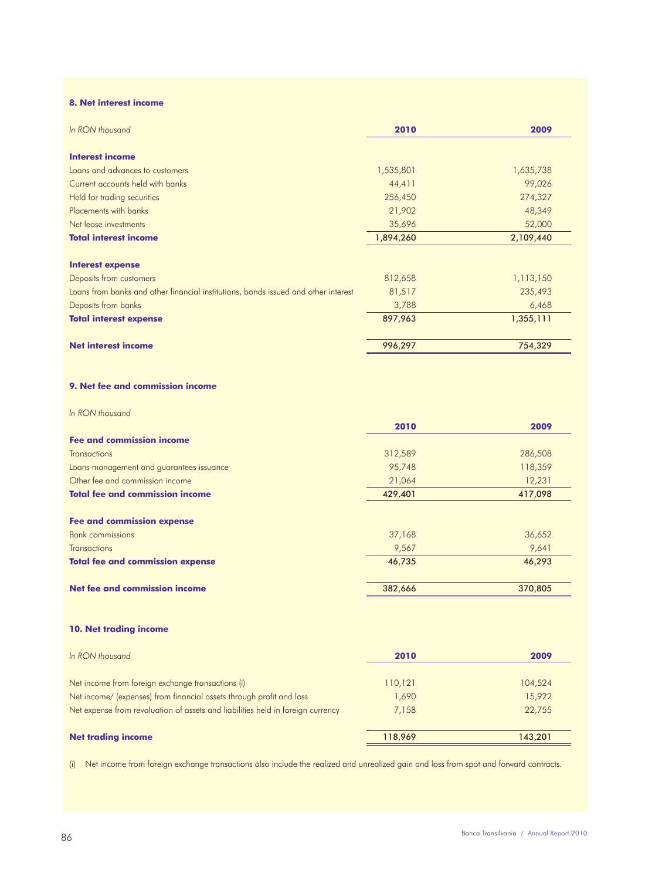### 8. Net interest income

| *In RON thousand* | 2010 | 2009 |
|---|---|---|
| **Interest income** | | |
| Loans and advances to customers | 1,535,801 | 1,635,738 |
| Current accounts held with banks | 44,411 | 99,026 |
| Held for trading securities | 256,450 | 274,327 |
| Placements with banks | 21,902 | 48,349 |
| Net lease investments | 35,696 | 52,000 |
| **Total interest income** | 1,894,260 | 2,109,440 |
| **Interest expense** | | |
| Deposits from customers | 812,658 | 1,113,150 |
| Loans from banks and other financial institutions, bonds issued and other interest | 81,517 | 235,493 |
| Deposits from banks | 3,788 | 6,468 |
| **Total interest expense** | 897,963 | 1,355,111 |
| **Net interest income** | 996,297 | 754,329 |

### 9. Net fee and commission income

*In RON thousand*

| | 2010 | 2009 |
|---|---|---|
| **Fee and commission income** | | |
| Transactions | 312,589 | 286,508 |
| Loans management and guarantees issuance | 95,748 | 118,359 |
| Other fee and commission income | 21,064 | 12,231 |
| **Total fee and commission income** | 429,401 | 417,098 |
| **Fee and commission expense** | | |
| Bank commissions | 37,168 | 36,652 |
| Transactions | 9,567 | 9,641 |
| **Total fee and commission expense** | 46,735 | 46,293 |
| **Net fee and commission income** | 382,666 | 370,805 |

### 10. Net trading income

| *In RON thousand* | 2010 | 2009 |
|---|---|---|
| Net income from foreign exchange transactions (i) | 110,121 | 104,524 |
| Net income/ (expenses) from financial assets through profit and loss | 1,690 | 15,922 |
| Net expense from revaluation of assets and liabilities held in foreign currency | 7,158 | 22,755 |
| **Net trading income** | 118,969 | 143,201 |

(i) Net income from foreign exchange transactions also include the realized and unrealized gain and loss from spot and forward contracts.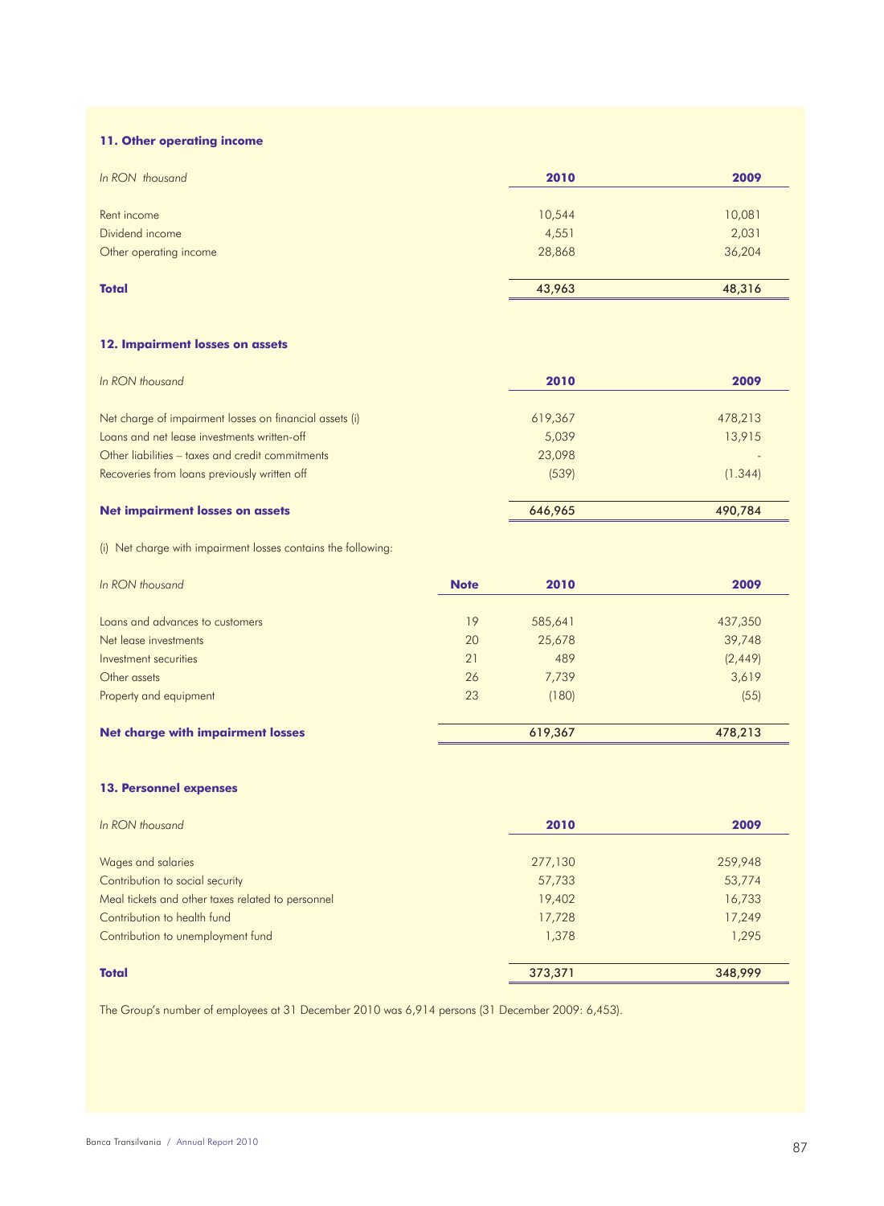## 11. Other operating income

| *In RON thousand* | 2010 | 2009 |
|---|---|---|
| Rent income | 10,544 | 10,081 |
| Dividend income | 4,551 | 2,031 |
| Other operating income | 28,868 | 36,204 |
| **Total** | 43,963 | 48,316 |

## 12. Impairment losses on assets

| *In RON thousand* | 2010 | 2009 |
|---|---|---|
| Net charge of impairment losses on financial assets (i) | 619,367 | 478,213 |
| Loans and net lease investments written-off | 5,039 | 13,915 |
| Other liabilities – taxes and credit commitments | 23,098 | - |
| Recoveries from loans previously written off | (539) | (1.344) |
| **Net impairment losses on assets** | 646,965 | 490,784 |

(i) Net charge with impairment losses contains the following:

| *In RON thousand* | Note | 2010 | 2009 |
|---|---|---|---|
| Loans and advances to customers | 19 | 585,641 | 437,350 |
| Net lease investments | 20 | 25,678 | 39,748 |
| Investment securities | 21 | 489 | (2,449) |
| Other assets | 26 | 7,739 | 3,619 |
| Property and equipment | 23 | (180) | (55) |
| **Net charge with impairment losses** | | 619,367 | 478,213 |

## 13. Personnel expenses

| *In RON thousand* | 2010 | 2009 |
|---|---|---|
| Wages and salaries | 277,130 | 259,948 |
| Contribution to social security | 57,733 | 53,774 |
| Meal tickets and other taxes related to personnel | 19,402 | 16,733 |
| Contribution to health fund | 17,728 | 17,249 |
| Contribution to unemployment fund | 1,378 | 1,295 |
| **Total** | 373,371 | 348,999 |

The Group's number of employees at 31 December 2010 was 6,914 persons (31 December 2009: 6,453).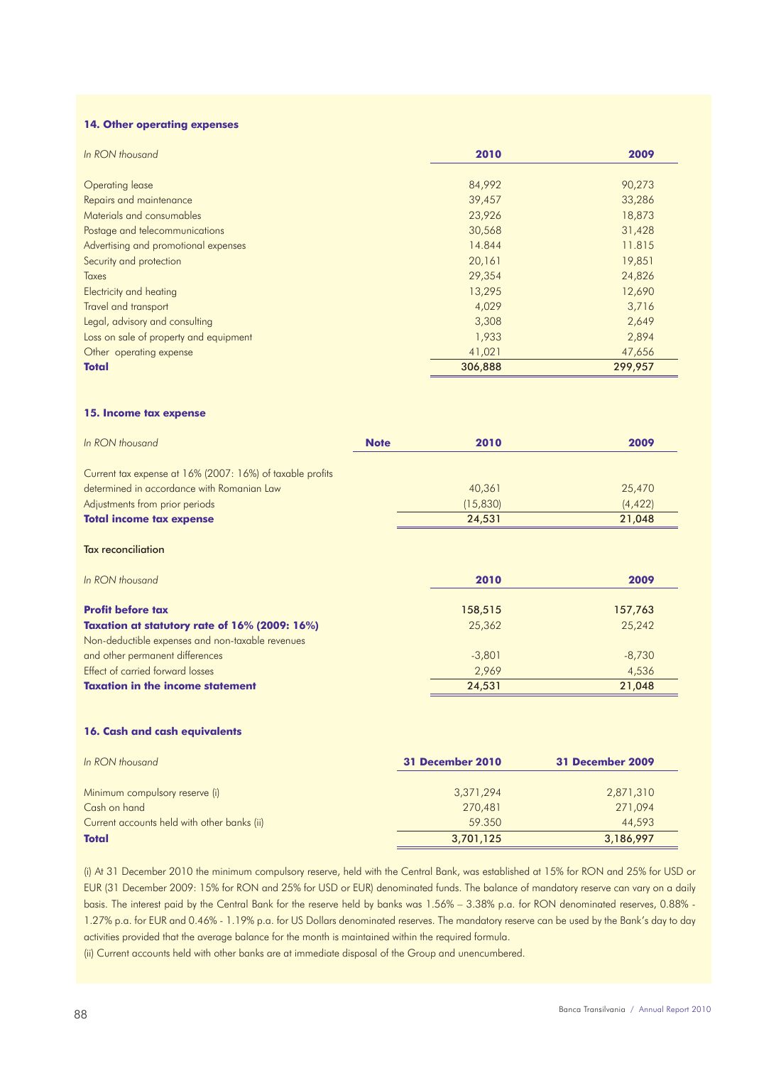### 14. Other operating expenses

| *In RON thousand* | 2010 | 2009 |
|---|---|---|
| Operating lease | 84,992 | 90,273 |
| Repairs and maintenance | 39,457 | 33,286 |
| Materials and consumables | 23,926 | 18,873 |
| Postage and telecommunications | 30,568 | 31,428 |
| Advertising and promotional expenses | 14.844 | 11.815 |
| Security and protection | 20,161 | 19,851 |
| Taxes | 29,354 | 24,826 |
| Electricity and heating | 13,295 | 12,690 |
| Travel and transport | 4,029 | 3,716 |
| Legal, advisory and consulting | 3,308 | 2,649 |
| Loss on sale of property and equipment | 1,933 | 2,894 |
| Other operating expense | 41,021 | 47,656 |
| **Total** | 306,888 | 299,957 |

### 15. Income tax expense

| *In RON thousand* | Note | 2010 | 2009 |
|---|---|---|---|
| Current tax expense at 16% (2007: 16%) of taxable profits determined in accordance with Romanian Law | | 40,361 | 25,470 |
| Adjustments from prior periods | | (15,830) | (4,422) |
| **Total income tax expense** | | 24,531 | 21,048 |

Tax reconciliation

| *In RON thousand* | 2010 | 2009 |
|---|---|---|
| **Profit before tax** | 158,515 | 157,763 |
| **Taxation at statutory rate of 16% (2009: 16%)** | 25,362 | 25,242 |
| Non-deductible expenses and non-taxable revenues and other permanent differences | -3,801 | -8,730 |
| Effect of carried forward losses | 2,969 | 4,536 |
| **Taxation in the income statement** | 24,531 | 21,048 |

### 16. Cash and cash equivalents

| *In RON thousand* | 31 December 2010 | 31 December 2009 |
|---|---|---|
| Minimum compulsory reserve (i) | 3,371,294 | 2,871,310 |
| Cash on hand | 270,481 | 271,094 |
| Current accounts held with other banks (ii) | 59.350 | 44,593 |
| **Total** | 3,701,125 | 3,186,997 |

(i) At 31 December 2010 the minimum compulsory reserve, held with the Central Bank, was established at 15% for RON and 25% for USD or EUR (31 December 2009: 15% for RON and 25% for USD or EUR) denominated funds. The balance of mandatory reserve can vary on a daily basis. The interest paid by the Central Bank for the reserve held by banks was 1.56% – 3.38% p.a. for RON denominated reserves, 0.88% - 1.27% p.a. for EUR and 0.46% - 1.19% p.a. for US Dollars denominated reserves. The mandatory reserve can be used by the Bank's day to day activities provided that the average balance for the month is maintained within the required formula.

(ii) Current accounts held with other banks are at immediate disposal of the Group and unencumbered.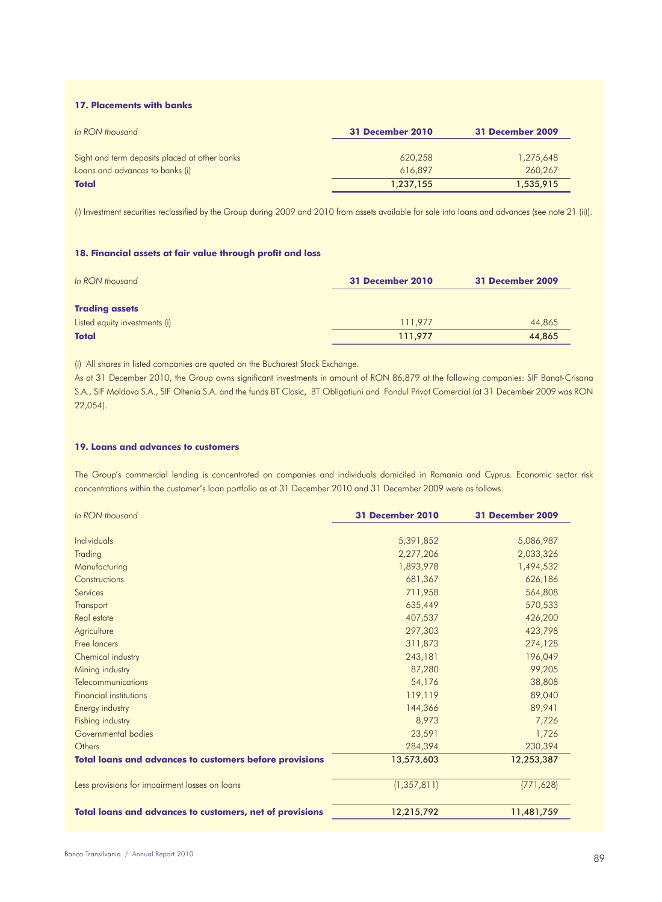### 17. Placements with banks

| *In RON thousand* | 31 December 2010 | 31 December 2009 |
|---|---|---|
| Sight and term deposits placed at other banks | 620,258 | 1,275,648 |
| Loans and advances to banks (i) | 616,897 | 260,267 |
| **Total** | **1,237,155** | **1,535,915** |

(i) Investment securities reclassified by the Group during 2009 and 2010 from assets available for sale into loans and advances (see note 21 (ii)).

### 18. Financial assets at fair value through profit and loss

| *In RON thousand* | 31 December 2010 | 31 December 2009 |
|---|---|---|
| **Trading assets** | | |
| Listed equity investments (i) | 111,977 | 44,865 |
| **Total** | **111,977** | **44,865** |

(i) All shares in listed companies are quoted on the Bucharest Stock Exchange.

As at 31 December 2010, the Group owns significant investments in amount of RON 86,879 at the following companies: SIF Banat-Crisana S.A., SIF Moldova S.A., SIF Oltenia S.A. and the funds BT Clasic, BT Obligatiuni and Fondul Privat Comercial (at 31 December 2009 was RON 22,054).

### 19. Loans and advances to customers

The Group's commercial lending is concentrated on companies and individuals domiciled in Romania and Cyprus. Economic sector risk concentrations within the customer's loan portfolio as at 31 December 2010 and 31 December 2009 were as follows:

| *In RON thousand* | 31 December 2010 | 31 December 2009 |
|---|---|---|
| Individuals | 5,391,852 | 5,086,987 |
| Trading | 2,277,206 | 2,033,326 |
| Manufacturing | 1,893,978 | 1,494,532 |
| Constructions | 681,367 | 626,186 |
| Services | 711,958 | 564,808 |
| Transport | 635,449 | 570,533 |
| Real estate | 407,537 | 426,200 |
| Agriculture | 297,303 | 423,798 |
| Free lancers | 311,873 | 274,128 |
| Chemical industry | 243,181 | 196,049 |
| Mining industry | 87,280 | 99,205 |
| Telecommunications | 54,176 | 38,808 |
| Financial institutions | 119,119 | 89,040 |
| Energy industry | 144,366 | 89,941 |
| Fishing industry | 8,973 | 7,726 |
| Governmental bodies | 23,591 | 1,726 |
| Others | 284,394 | 230,394 |
| **Total loans and advances to customers before provisions** | 13,573,603 | 12,253,387 |
| Less provisions for impairment losses on loans | (1,357,811) | (771,628) |
| **Total loans and advances to customers, net of provisions** | 12,215,792 | 11,481,759 |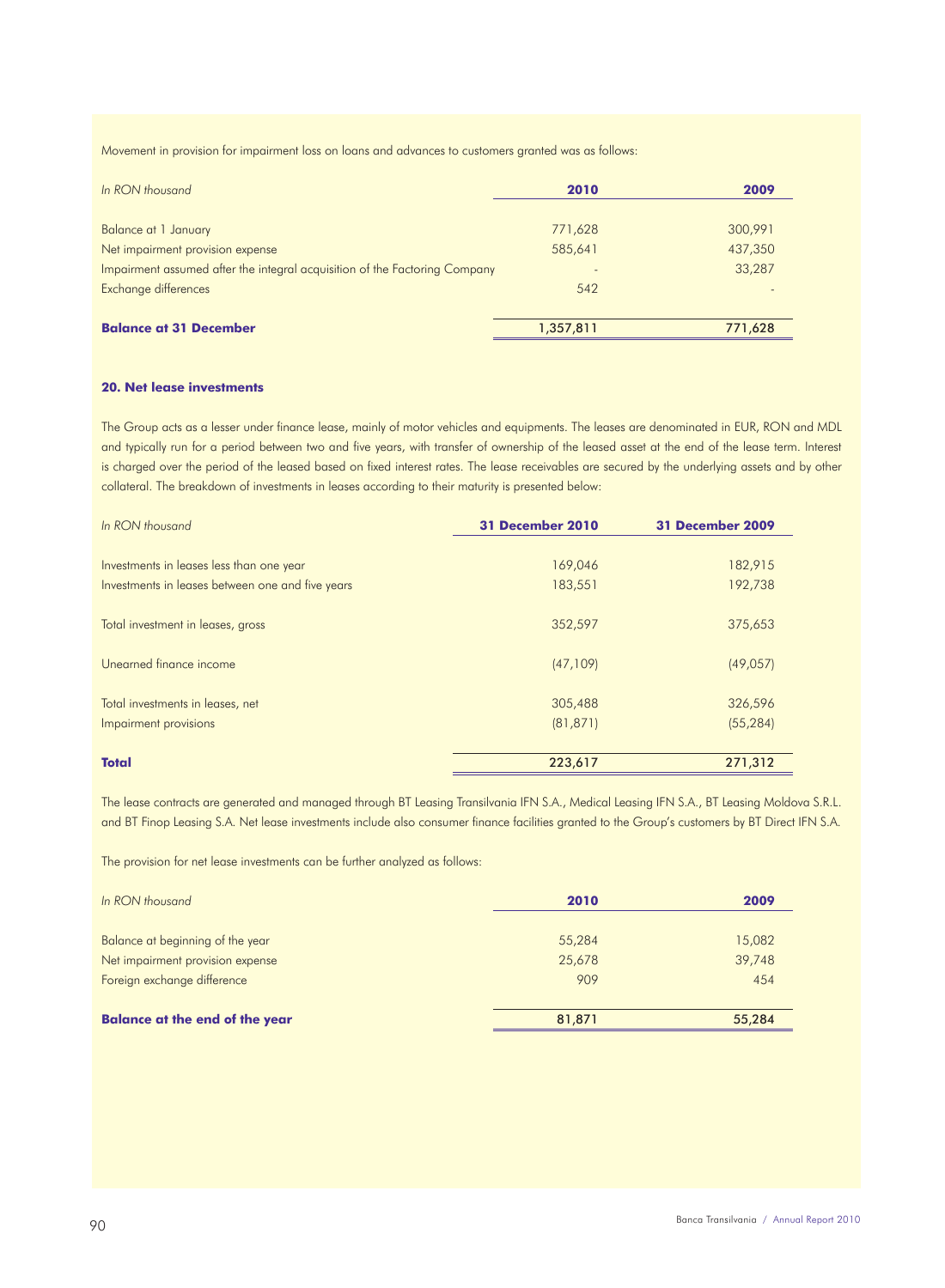Movement in provision for impairment loss on loans and advances to customers granted was as follows:

| *In RON thousand* | **2010** | **2009** |
|---|---|---|
| Balance at 1 January | 771,628 | 300,991 |
| Net impairment provision expense | 585,641 | 437,350 |
| Impairment assumed after the integral acquisition of the Factoring Company | - | 33,287 |
| Exchange differences | 542 | - |
| **Balance at 31 December** | 1,357,811 | 771,628 |

### 20. Net lease investments

The Group acts as a lesser under finance lease, mainly of motor vehicles and equipments. The leases are denominated in EUR, RON and MDL and typically run for a period between two and five years, with transfer of ownership of the leased asset at the end of the lease term. Interest is charged over the period of the leased based on fixed interest rates. The lease receivables are secured by the underlying assets and by other collateral. The breakdown of investments in leases according to their maturity is presented below:

| *In RON thousand* | **31 December 2010** | **31 December 2009** |
|---|---|---|
| Investments in leases less than one year | 169,046 | 182,915 |
| Investments in leases between one and five years | 183,551 | 192,738 |
| Total investment in leases, gross | 352,597 | 375,653 |
| Unearned finance income | (47,109) | (49,057) |
| Total investments in leases, net | 305,488 | 326,596 |
| Impairment provisions | (81,871) | (55,284) |
| **Total** | 223,617 | 271,312 |

The lease contracts are generated and managed through BT Leasing Transilvania IFN S.A., Medical Leasing IFN S.A., BT Leasing Moldova S.R.L. and BT Finop Leasing S.A. Net lease investments include also consumer finance facilities granted to the Group's customers by BT Direct IFN S.A.

The provision for net lease investments can be further analyzed as follows:

| *In RON thousand* | **2010** | **2009** |
|---|---|---|
| Balance at beginning of the year | 55,284 | 15,082 |
| Net impairment provision expense | 25,678 | 39,748 |
| Foreign exchange difference | 909 | 454 |
| **Balance at the end of the year** | 81,871 | 55,284 |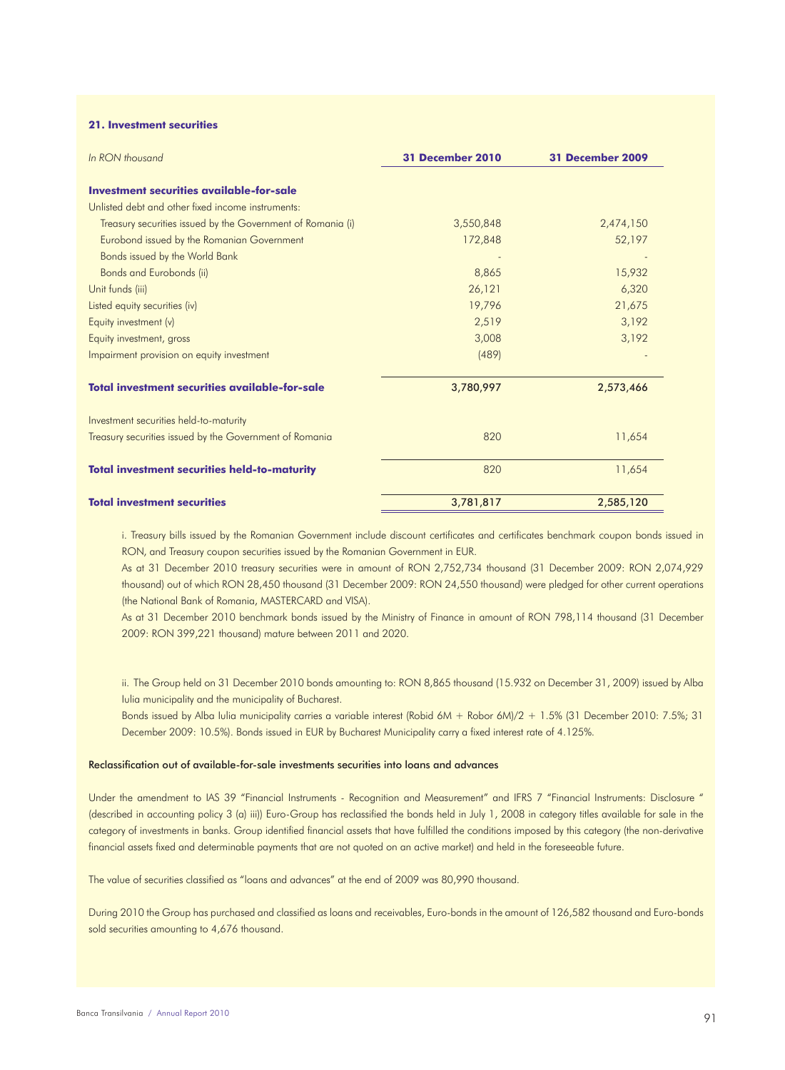### 21. Investment securities

| *In RON thousand* | **31 December 2010** | **31 December 2009** |
|---|---|---|
| **Investment securities available-for-sale** | | |
| Unlisted debt and other fixed income instruments: | | |
| Treasury securities issued by the Government of Romania (i) | 3,550,848 | 2,474,150 |
| Eurobond issued by the Romanian Government | 172,848 | 52,197 |
| Bonds issued by the World Bank | - | - |
| Bonds and Eurobonds (ii) | 8,865 | 15,932 |
| Unit funds (iii) | 26,121 | 6,320 |
| Listed equity securities (iv) | 19,796 | 21,675 |
| Equity investment (v) | 2,519 | 3,192 |
| Equity investment, gross | 3,008 | 3,192 |
| Impairment provision on equity investment | (489) | - |
| **Total investment securities available-for-sale** | 3,780,997 | 2,573,466 |
| Investment securities held-to-maturity | | |
| Treasury securities issued by the Government of Romania | 820 | 11,654 |
| **Total investment securities held-to-maturity** | 820 | 11,654 |
| **Total investment securities** | 3,781,817 | 2,585,120 |

i. Treasury bills issued by the Romanian Government include discount certificates and certificates benchmark coupon bonds issued in RON, and Treasury coupon securities issued by the Romanian Government in EUR.

As at 31 December 2010 treasury securities were in amount of RON 2,752,734 thousand (31 December 2009: RON 2,074,929 thousand) out of which RON 28,450 thousand (31 December 2009: RON 24,550 thousand) were pledged for other current operations (the National Bank of Romania, MASTERCARD and VISA).

As at 31 December 2010 benchmark bonds issued by the Ministry of Finance in amount of RON 798,114 thousand (31 December 2009: RON 399,221 thousand) mature between 2011 and 2020.

ii. The Group held on 31 December 2010 bonds amounting to: RON 8,865 thousand (15.932 on December 31, 2009) issued by Alba Iulia municipality and the municipality of Bucharest.

Bonds issued by Alba Iulia municipality carries a variable interest (Robid 6M + Robor 6M)/2 + 1.5% (31 December 2010: 7.5%; 31 December 2009: 10.5%). Bonds issued in EUR by Bucharest Municipality carry a fixed interest rate of 4.125%.

#### Reclassification out of available-for-sale investments securities into loans and advances

Under the amendment to IAS 39 "Financial Instruments - Recognition and Measurement" and IFRS 7 "Financial Instruments: Disclosure " (described in accounting policy 3 (a) iii)) Euro-Group has reclassified the bonds held in July 1, 2008 in category titles available for sale in the category of investments in banks. Group identified financial assets that have fulfilled the conditions imposed by this category (the non-derivative financial assets fixed and determinable payments that are not quoted on an active market) and held in the foreseeable future.

The value of securities classified as "loans and advances" at the end of 2009 was 80,990 thousand.

During 2010 the Group has purchased and classified as loans and receivables, Euro-bonds in the amount of 126,582 thousand and Euro-bonds sold securities amounting to 4,676 thousand.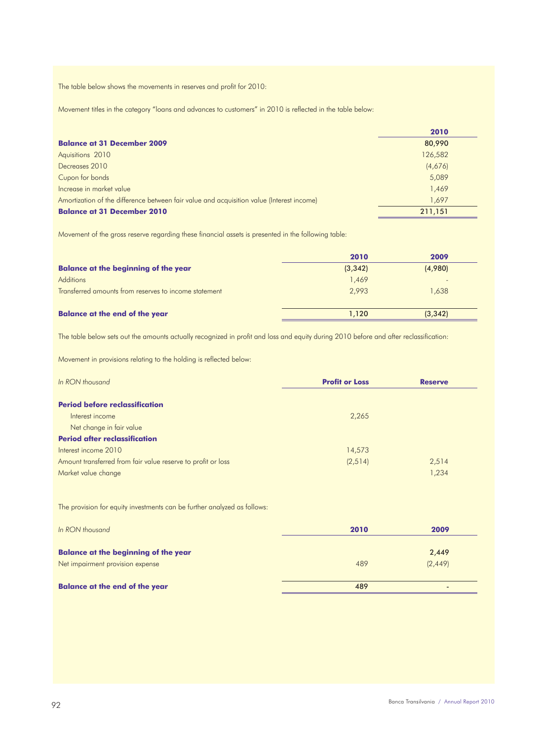The table below shows the movements in reserves and profit for 2010:

Movement titles in the category "loans and advances to customers" in 2010 is reflected in the table below:

| | 2010 |
|---|---|
| **Balance at 31 December 2009** | 80,990 |
| Aquisitions 2010 | 126,582 |
| Decreases 2010 | (4,676) |
| Cupon for bonds | 5,089 |
| Increase in market value | 1,469 |
| Amortization of the difference between fair value and acquisition value (Interest income) | 1,697 |
| **Balance at 31 December 2010** | 211,151 |

Movement of the gross reserve regarding these financial assets is presented in the following table:

| | 2010 | 2009 |
|---|---|---|
| **Balance at the beginning of the year** | (3,342) | (4,980) |
| Additions | 1,469 | - |
| Transferred amounts from reserves to income statement | 2,993 | 1,638 |
| **Balance at the end of the year** | 1,120 | (3,342) |

The table below sets out the amounts actually recognized in profit and loss and equity during 2010 before and after reclassification:

Movement in provisions relating to the holding is reflected below:

| *In RON thousand* | Profit or Loss | Reserve |
|---|---|---|
| **Period before reclassification** | | |
| Interest income | 2,265 | |
| Net change in fair value | | |
| **Period after reclassification** | | |
| Interest income 2010 | 14,573 | |
| Amount transferred from fair value reserve to profit or loss | (2,514) | 2,514 |
| Market value change | | 1,234 |

The provision for equity investments can be further analyzed as follows:

| *In RON thousand* | 2010 | 2009 |
|---|---|---|
| **Balance at the beginning of the year** | | 2,449 |
| Net impairment provision expense | 489 | (2,449) |
| **Balance at the end of the year** | 489 | - |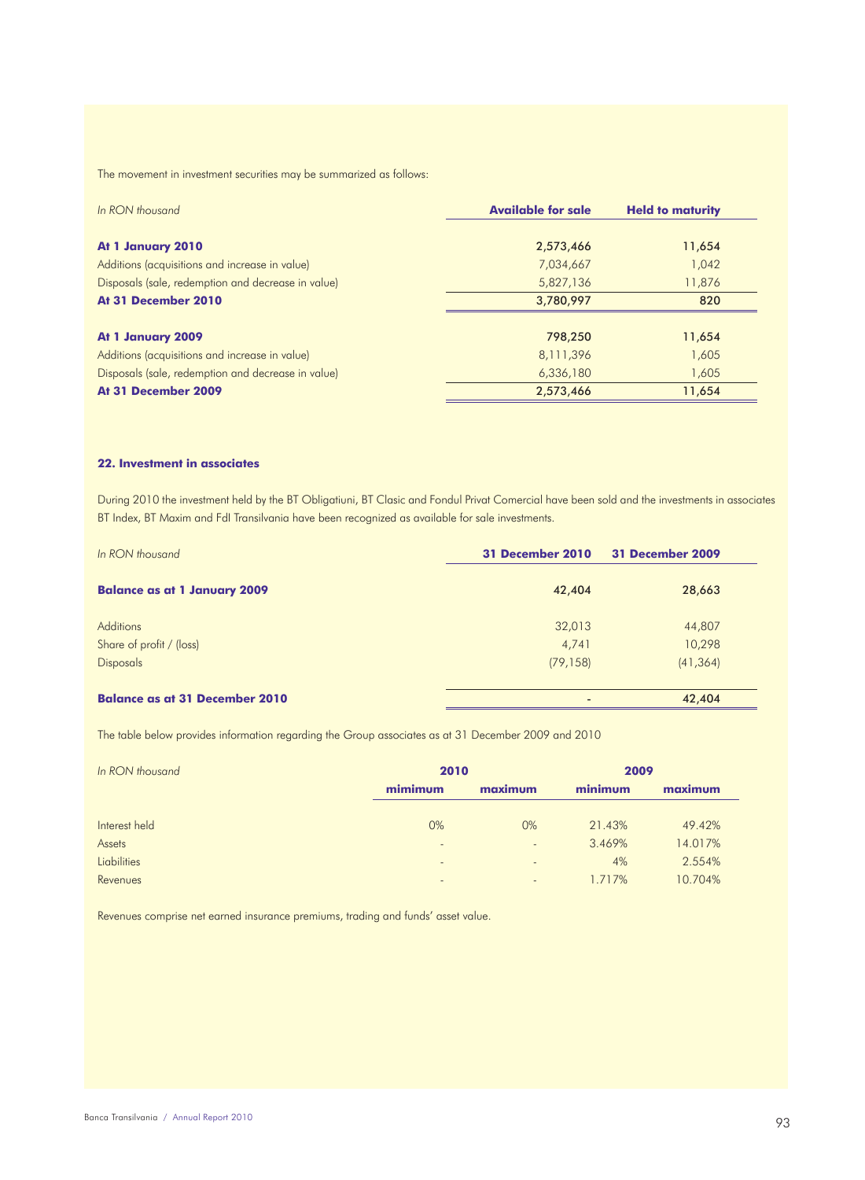The movement in investment securities may be summarized as follows:

| *In RON thousand* | **Available for sale** | **Held to maturity** |
|---|---|---|
| **At 1 January 2010** | **2,573,466** | **11,654** |
| Additions (acquisitions and increase in value) | 7,034,667 | 1,042 |
| Disposals (sale, redemption and decrease in value) | 5,827,136 | 11,876 |
| **At 31 December 2010** | **3,780,997** | **820** |
| **At 1 January 2009** | **798,250** | **11,654** |
| Additions (acquisitions and increase in value) | 8,111,396 | 1,605 |
| Disposals (sale, redemption and decrease in value) | 6,336,180 | 1,605 |
| **At 31 December 2009** | **2,573,466** | **11,654** |

### 22. Investment in associates

During 2010 the investment held by the BT Obligatiuni, BT Clasic and Fondul Privat Comercial have been sold and the investments in associates BT Index, BT Maxim and FdI Transilvania have been recognized as available for sale investments.

| *In RON thousand* | **31 December 2010** | **31 December 2009** |
|---|---|---|
| **Balance as at 1 January 2009** | **42,404** | **28,663** |
| Additions | 32,013 | 44,807 |
| Share of profit / (loss) | 4,741 | 10,298 |
| Disposals | (79,158) | (41,364) |
| **Balance as at 31 December 2010** | **-** | **42,404** |

The table below provides information regarding the Group associates as at 31 December 2009 and 2010

| *In RON thousand* | **2010** | | **2009** | |
|---|---|---|---|---|
| | **mimimum** | **maximum** | **minimum** | **maximum** |
| Interest held | 0% | 0% | 21.43% | 49.42% |
| Assets | - | - | 3.469% | 14.017% |
| Liabilities | - | - | 4% | 2.554% |
| Revenues | - | - | 1.717% | 10.704% |

Revenues comprise net earned insurance premiums, trading and funds' asset value.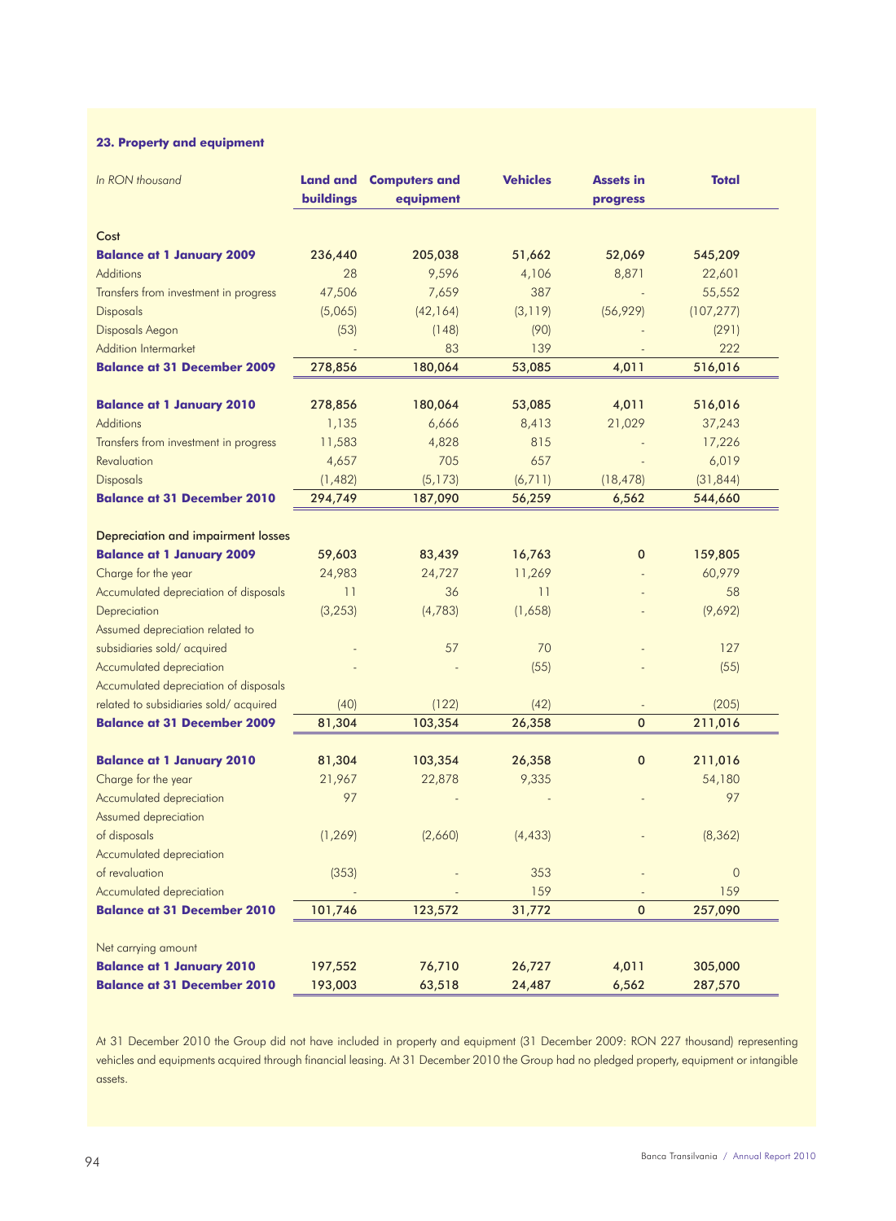### 23. Property and equipment

| *In RON thousand* | **Land and buildings** | **Computers and equipment** | **Vehicles** | **Assets in progress** | **Total** |
|---|---|---|---|---|---|
| Cost | | | | | |
| **Balance at 1 January 2009** | 236,440 | 205,038 | 51,662 | 52,069 | 545,209 |
| Additions | 28 | 9,596 | 4,106 | 8,871 | 22,601 |
| Transfers from investment in progress | 47,506 | 7,659 | 387 | - | 55,552 |
| Disposals | (5,065) | (42,164) | (3,119) | (56,929) | (107,277) |
| Disposals Aegon | (53) | (148) | (90) | - | (291) |
| Addition Intermarket | - | 83 | 139 | - | 222 |
| **Balance at 31 December 2009** | 278,856 | 180,064 | 53,085 | 4,011 | 516,016 |
| | | | | | |
| **Balance at 1 January 2010** | 278,856 | 180,064 | 53,085 | 4,011 | 516,016 |
| Additions | 1,135 | 6,666 | 8,413 | 21,029 | 37,243 |
| Transfers from investment in progress | 11,583 | 4,828 | 815 | - | 17,226 |
| Revaluation | 4,657 | 705 | 657 | - | 6,019 |
| Disposals | (1,482) | (5,173) | (6,711) | (18,478) | (31,844) |
| **Balance at 31 December 2010** | 294,749 | 187,090 | 56,259 | 6,562 | 544,660 |
| | | | | | |
| Depreciation and impairment losses | | | | | |
| **Balance at 1 January 2009** | 59,603 | 83,439 | 16,763 | 0 | 159,805 |
| Charge for the year | 24,983 | 24,727 | 11,269 | - | 60,979 |
| Accumulated depreciation of disposals | 11 | 36 | 11 | - | 58 |
| Depreciation | (3,253) | (4,783) | (1,658) | - | (9,692) |
| Assumed depreciation related to subsidiaries sold/ acquired | - | 57 | 70 | - | 127 |
| Accumulated depreciation | - | - | (55) | - | (55) |
| Accumulated depreciation of disposals related to subsidiaries sold/ acquired | (40) | (122) | (42) | - | (205) |
| **Balance at 31 December 2009** | 81,304 | 103,354 | 26,358 | 0 | 211,016 |
| | | | | | |
| **Balance at 1 January 2010** | 81,304 | 103,354 | 26,358 | 0 | 211,016 |
| Charge for the year | 21,967 | 22,878 | 9,335 | | 54,180 |
| Accumulated depreciation | 97 | - | - | - | 97 |
| Assumed depreciation of disposals | (1,269) | (2,660) | (4,433) | - | (8,362) |
| Accumulated depreciation of revaluation | (353) | - | 353 | - | 0 |
| Accumulated depreciation | - | - | 159 | - | 159 |
| **Balance at 31 December 2010** | 101,746 | 123,572 | 31,772 | 0 | 257,090 |
| | | | | | |
| Net carrying amount | | | | | |
| **Balance at 1 January 2010** | 197,552 | 76,710 | 26,727 | 4,011 | 305,000 |
| **Balance at 31 December 2010** | 193,003 | 63,518 | 24,487 | 6,562 | 287,570 |

At 31 December 2010 the Group did not have included in property and equipment (31 December 2009: RON 227 thousand) representing vehicles and equipments acquired through financial leasing. At 31 December 2010 the Group had no pledged property, equipment or intangible assets.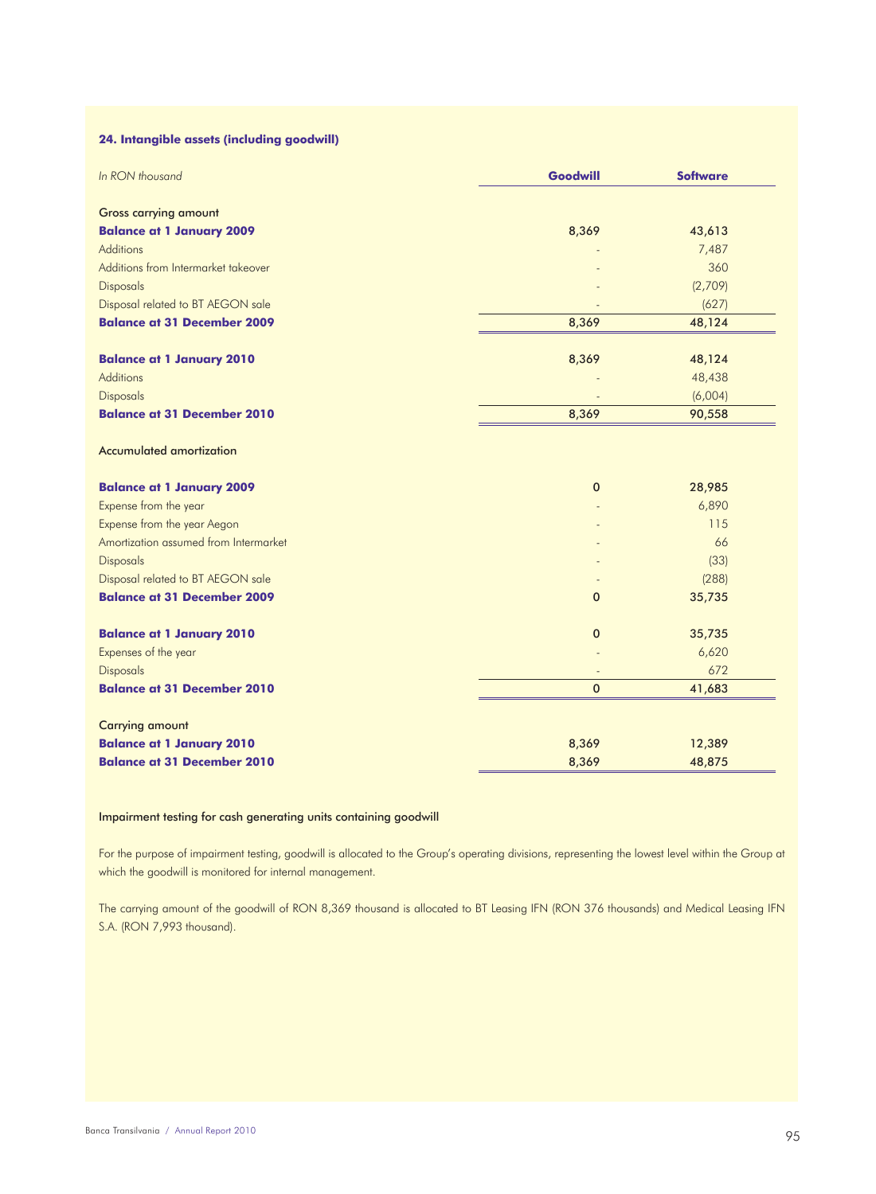### 24. Intangible assets (including goodwill)

| *In RON thousand* | Goodwill | Software |
|---|---|---|
| Gross carrying amount | | |
| **Balance at 1 January 2009** | 8,369 | 43,613 |
| Additions | - | 7,487 |
| Additions from Intermarket takeover | - | 360 |
| Disposals | - | (2,709) |
| Disposal related to BT AEGON sale | - | (627) |
| **Balance at 31 December 2009** | 8,369 | 48,124 |
| | | |
| **Balance at 1 January 2010** | 8,369 | 48,124 |
| Additions | - | 48,438 |
| Disposals | - | (6,004) |
| **Balance at 31 December 2010** | 8,369 | 90,558 |
| | | |
| Accumulated amortization | | |
| | | |
| **Balance at 1 January 2009** | 0 | 28,985 |
| Expense from the year | - | 6,890 |
| Expense from the year Aegon | - | 115 |
| Amortization assumed from Intermarket | - | 66 |
| Disposals | - | (33) |
| Disposal related to BT AEGON sale | - | (288) |
| **Balance at 31 December 2009** | 0 | 35,735 |
| | | |
| **Balance at 1 January 2010** | 0 | 35,735 |
| Expenses of the year | - | 6,620 |
| Disposals | - | 672 |
| **Balance at 31 December 2010** | 0 | 41,683 |
| | | |
| Carrying amount | | |
| **Balance at 1 January 2010** | 8,369 | 12,389 |
| **Balance at 31 December 2010** | 8,369 | 48,875 |

Impairment testing for cash generating units containing goodwill

For the purpose of impairment testing, goodwill is allocated to the Group's operating divisions, representing the lowest level within the Group at which the goodwill is monitored for internal management.

The carrying amount of the goodwill of RON 8,369 thousand is allocated to BT Leasing IFN (RON 376 thousands) and Medical Leasing IFN S.A. (RON 7,993 thousand).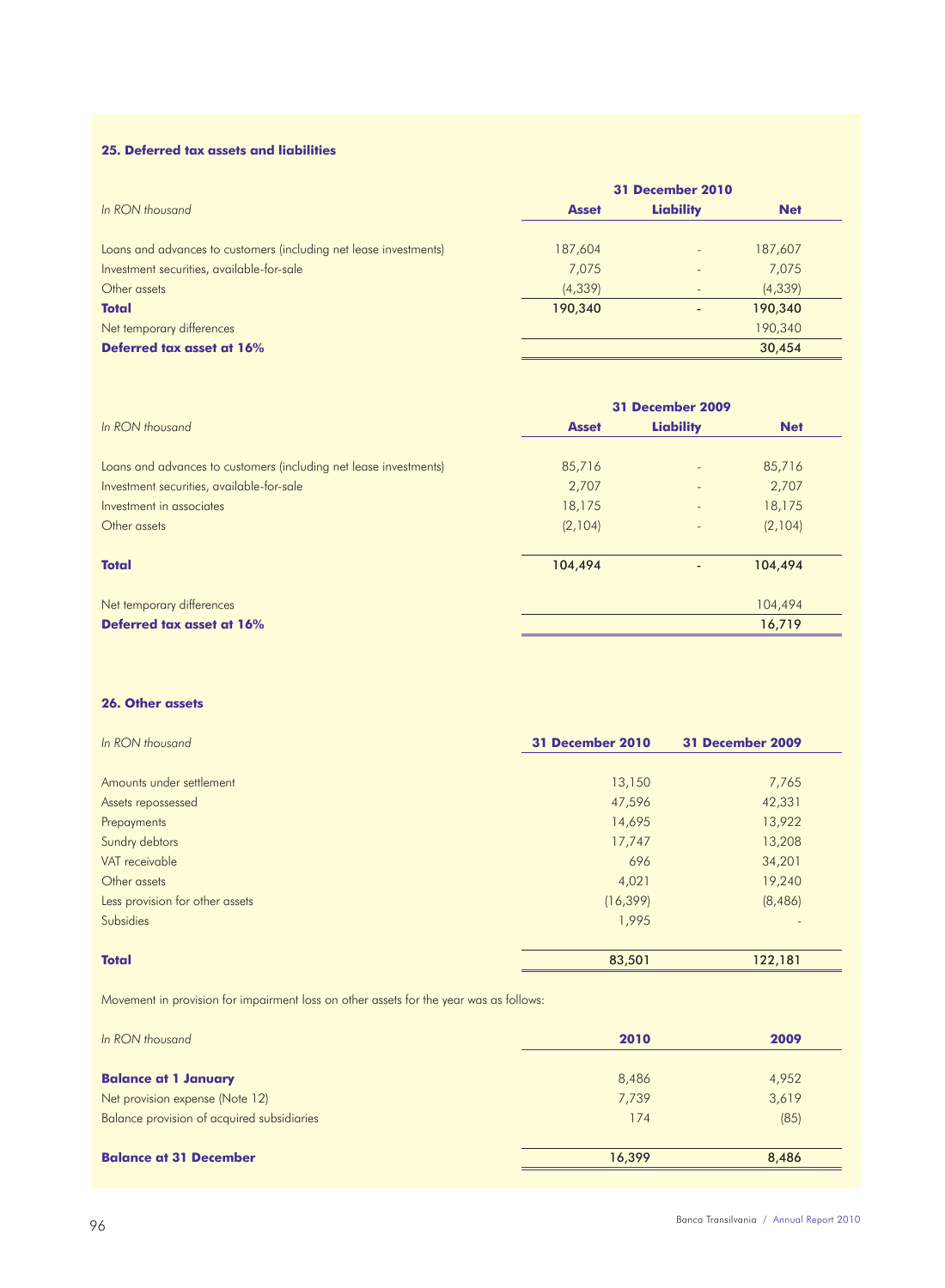### 25. Deferred tax assets and liabilities

| *In RON thousand* | 31 December 2010 | | |
|---|---|---|---|
| | **Asset** | **Liability** | **Net** |
| Loans and advances to customers (including net lease investments) | 187,604 | - | 187,607 |
| Investment securities, available-for-sale | 7,075 | - | 7,075 |
| Other assets | (4,339) | - | (4,339) |
| **Total** | **190,340** | **-** | **190,340** |
| Net temporary differences | | | 190,340 |
| **Deferred tax asset at 16%** | | | **30,454** |

| *In RON thousand* | 31 December 2009 | | |
|---|---|---|---|
| | **Asset** | **Liability** | **Net** |
| Loans and advances to customers (including net lease investments) | 85,716 | - | 85,716 |
| Investment securities, available-for-sale | 2,707 | - | 2,707 |
| Investment in associates | 18,175 | - | 18,175 |
| Other assets | (2,104) | - | (2,104) |
| **Total** | **104,494** | **-** | **104,494** |
| Net temporary differences | | | 104,494 |
| **Deferred tax asset at 16%** | | | **16,719** |

### 26. Other assets

| *In RON thousand* | **31 December 2010** | **31 December 2009** |
|---|---|---|
| Amounts under settlement | 13,150 | 7,765 |
| Assets repossessed | 47,596 | 42,331 |
| Prepayments | 14,695 | 13,922 |
| Sundry debtors | 17,747 | 13,208 |
| VAT receivable | 696 | 34,201 |
| Other assets | 4,021 | 19,240 |
| Less provision for other assets | (16,399) | (8,486) |
| Subsidies | 1,995 | - |
| **Total** | **83,501** | **122,181** |

Movement in provision for impairment loss on other assets for the year was as follows:

| *In RON thousand* | **2010** | **2009** |
|---|---|---|
| **Balance at 1 January** | 8,486 | 4,952 |
| Net provision expense (Note 12) | 7,739 | 3,619 |
| Balance provision of acquired subsidiaries | 174 | (85) |
| **Balance at 31 December** | **16,399** | **8,486** |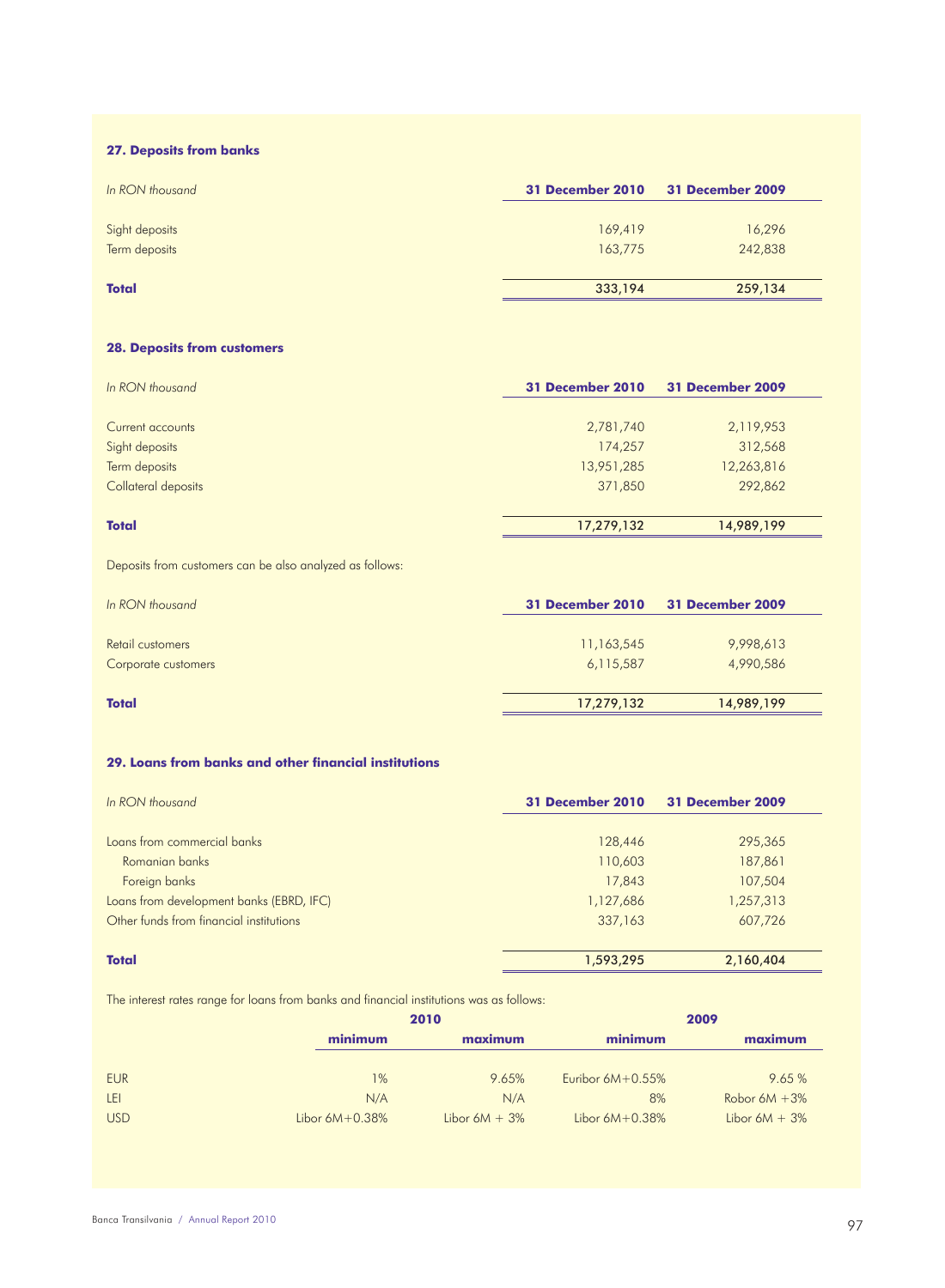### 27. Deposits from banks

| *In RON thousand* | 31 December 2010 | 31 December 2009 |
|---|---|---|
| Sight deposits | 169,419 | 16,296 |
| Term deposits | 163,775 | 242,838 |
| **Total** | 333,194 | 259,134 |

### 28. Deposits from customers

| *In RON thousand* | 31 December 2010 | 31 December 2009 |
|---|---|---|
| Current accounts | 2,781,740 | 2,119,953 |
| Sight deposits | 174,257 | 312,568 |
| Term deposits | 13,951,285 | 12,263,816 |
| Collateral deposits | 371,850 | 292,862 |
| **Total** | 17,279,132 | 14,989,199 |

Deposits from customers can be also analyzed as follows:

| *In RON thousand* | 31 December 2010 | 31 December 2009 |
|---|---|---|
| Retail customers | 11,163,545 | 9,998,613 |
| Corporate customers | 6,115,587 | 4,990,586 |
| **Total** | 17,279,132 | 14,989,199 |

### 29. Loans from banks and other financial institutions

| *In RON thousand* | 31 December 2010 | 31 December 2009 |
|---|---|---|
| Loans from commercial banks | 128,446 | 295,365 |
| Romanian banks | 110,603 | 187,861 |
| Foreign banks | 17,843 | 107,504 |
| Loans from development banks (EBRD, IFC) | 1,127,686 | 1,257,313 |
| Other funds from financial institutions | 337,163 | 607,726 |
| **Total** | 1,593,295 | 2,160,404 |

The interest rates range for loans from banks and financial institutions was as follows:

| | 2010 | | 2009 | |
|---|---|---|---|---|
| | minimum | maximum | minimum | maximum |
| EUR | 1% | 9.65% | Euribor 6M+0.55% | 9.65 % |
| LEI | N/A | N/A | 8% | Robor 6M +3% |
| USD | Libor 6M+0.38% | Libor 6M + 3% | Libor 6M+0.38% | Libor 6M + 3% |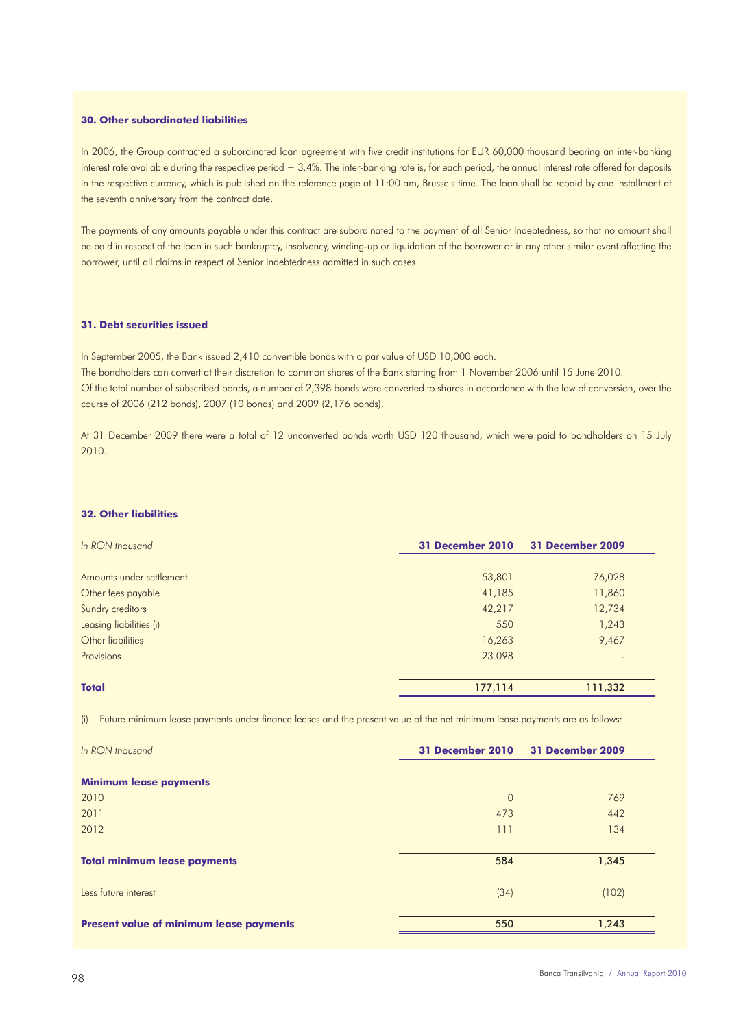### 30. Other subordinated liabilities

In 2006, the Group contracted a subordinated loan agreement with five credit institutions for EUR 60,000 thousand bearing an inter-banking interest rate available during the respective period + 3.4%. The inter-banking rate is, for each period, the annual interest rate offered for deposits in the respective currency, which is published on the reference page at 11:00 am, Brussels time. The loan shall be repaid by one installment at the seventh anniversary from the contract date.

The payments of any amounts payable under this contract are subordinated to the payment of all Senior Indebtedness, so that no amount shall be paid in respect of the loan in such bankruptcy, insolvency, winding-up or liquidation of the borrower or in any other similar event affecting the borrower, until all claims in respect of Senior Indebtedness admitted in such cases.

### 31. Debt securities issued

In September 2005, the Bank issued 2,410 convertible bonds with a par value of USD 10,000 each.
The bondholders can convert at their discretion to common shares of the Bank starting from 1 November 2006 until 15 June 2010.
Of the total number of subscribed bonds, a number of 2,398 bonds were converted to shares in accordance with the law of conversion, over the course of 2006 (212 bonds), 2007 (10 bonds) and 2009 (2,176 bonds).

At 31 December 2009 there were a total of 12 unconverted bonds worth USD 120 thousand, which were paid to bondholders on 15 July 2010.

### 32. Other liabilities

| *In RON thousand* | **31 December 2010** | **31 December 2009** |
|---|---|---|
| Amounts under settlement | 53,801 | 76,028 |
| Other fees payable | 41,185 | 11,860 |
| Sundry creditors | 42,217 | 12,734 |
| Leasing liabilities (i) | 550 | 1,243 |
| Other liabilities | 16,263 | 9,467 |
| Provisions | 23.098 | - |
| **Total** | 177,114 | 111,332 |

(i) Future minimum lease payments under finance leases and the present value of the net minimum lease payments are as follows:

| *In RON thousand* | **31 December 2010** | **31 December 2009** |
|---|---|---|
| **Minimum lease payments** | | |
| 2010 | 0 | 769 |
| 2011 | 473 | 442 |
| 2012 | 111 | 134 |
| **Total minimum lease payments** | **584** | **1,345** |
| Less future interest | (34) | (102) |
| **Present value of minimum lease payments** | **550** | **1,243** |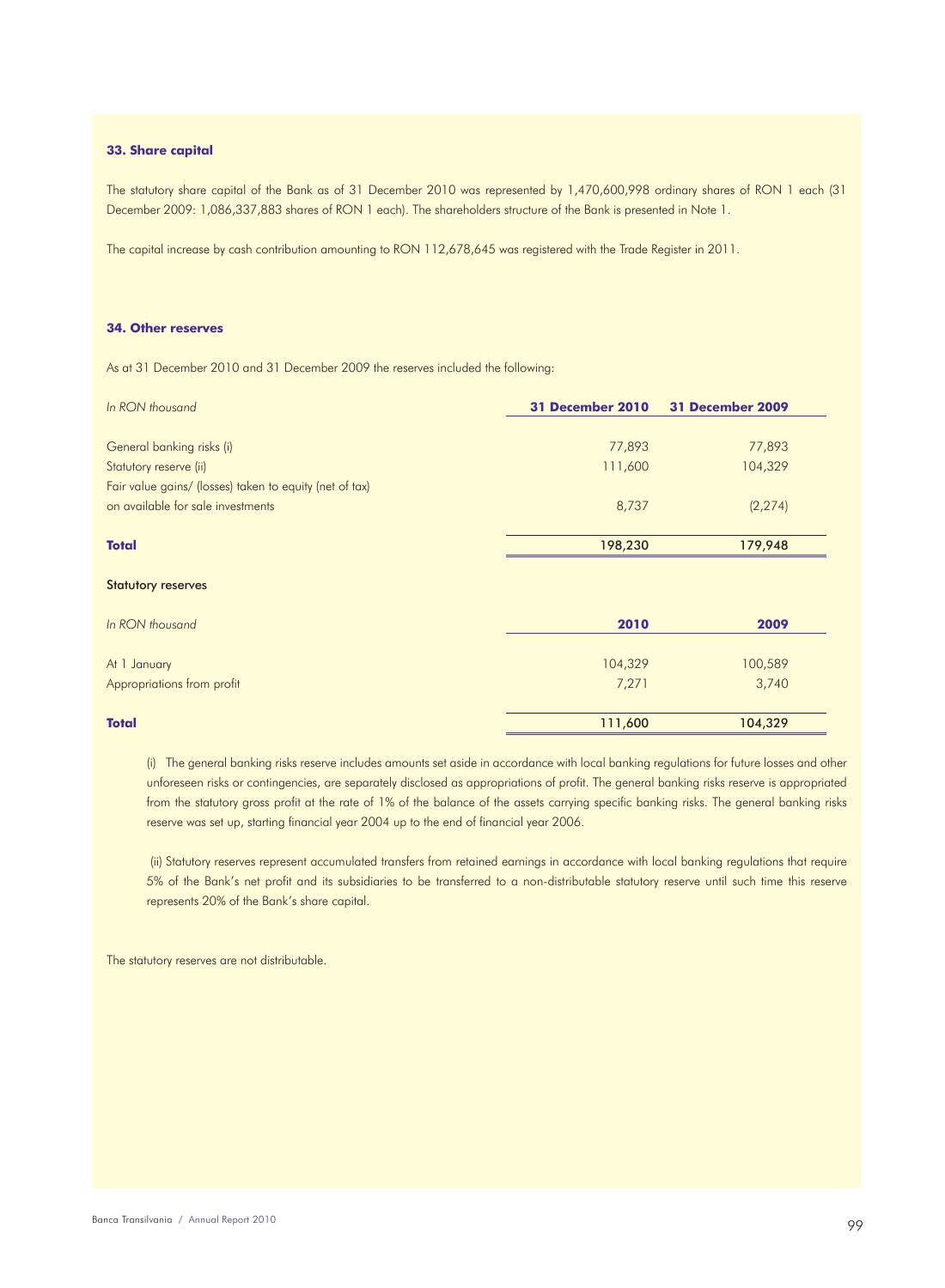### 33. Share capital

The statutory share capital of the Bank as of 31 December 2010 was represented by 1,470,600,998 ordinary shares of RON 1 each (31 December 2009: 1,086,337,883 shares of RON 1 each). The shareholders structure of the Bank is presented in Note 1.

The capital increase by cash contribution amounting to RON 112,678,645 was registered with the Trade Register in 2011.

### 34. Other reserves

As at 31 December 2010 and 31 December 2009 the reserves included the following:

| *In RON thousand* | **31 December 2010** | **31 December 2009** |
|---|---|---|
| General banking risks (i) | 77,893 | 77,893 |
| Statutory reserve (ii) | 111,600 | 104,329 |
| Fair value gains/ (losses) taken to equity (net of tax) on available for sale investments | 8,737 | (2,274) |
| **Total** | 198,230 | 179,948 |

**Statutory reserves**

| *In RON thousand* | **2010** | **2009** |
|---|---|---|
| At 1 January | 104,329 | 100,589 |
| Appropriations from profit | 7,271 | 3,740 |
| **Total** | 111,600 | 104,329 |

(i) The general banking risks reserve includes amounts set aside in accordance with local banking regulations for future losses and other unforeseen risks or contingencies, are separately disclosed as appropriations of profit. The general banking risks reserve is appropriated from the statutory gross profit at the rate of 1% of the balance of the assets carrying specific banking risks. The general banking risks reserve was set up, starting financial year 2004 up to the end of financial year 2006.

(ii) Statutory reserves represent accumulated transfers from retained earnings in accordance with local banking regulations that require 5% of the Bank's net profit and its subsidiaries to be transferred to a non-distributable statutory reserve until such time this reserve represents 20% of the Bank's share capital.

The statutory reserves are not distributable.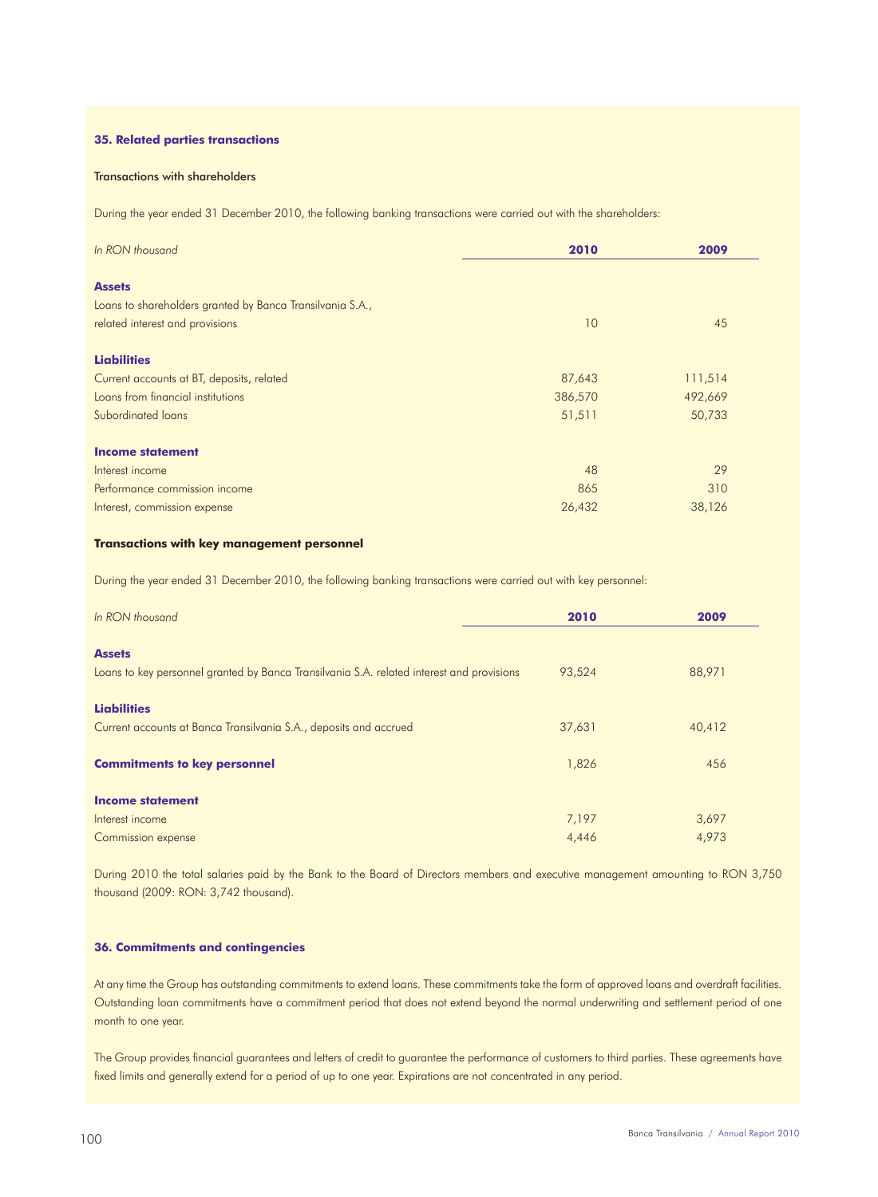### 35. Related parties transactions

#### Transactions with shareholders

During the year ended 31 December 2010, the following banking transactions were carried out with the shareholders:

| *In RON thousand* | 2010 | 2009 |
|---|---|---|
| **Assets** | | |
| Loans to shareholders granted by Banca Transilvania S.A., related interest and provisions | 10 | 45 |
| **Liabilities** | | |
| Current accounts at BT, deposits, related | 87,643 | 111,514 |
| Loans from financial institutions | 386,570 | 492,669 |
| Subordinated loans | 51,511 | 50,733 |
| **Income statement** | | |
| Interest income | 48 | 29 |
| Performance commission income | 865 | 310 |
| Interest, commission expense | 26,432 | 38,126 |

#### Transactions with key management personnel

During the year ended 31 December 2010, the following banking transactions were carried out with key personnel:

| *In RON thousand* | 2010 | 2009 |
|---|---|---|
| **Assets** | | |
| Loans to key personnel granted by Banca Transilvania S.A. related interest and provisions | 93,524 | 88,971 |
| **Liabilities** | | |
| Current accounts at Banca Transilvania S.A., deposits and accrued | 37,631 | 40,412 |
| **Commitments to key personnel** | 1,826 | 456 |
| **Income statement** | | |
| Interest income | 7,197 | 3,697 |
| Commission expense | 4,446 | 4,973 |

During 2010 the total salaries paid by the Bank to the Board of Directors members and executive management amounting to RON 3,750 thousand (2009: RON: 3,742 thousand).

### 36. Commitments and contingencies

At any time the Group has outstanding commitments to extend loans. These commitments take the form of approved loans and overdraft facilities. Outstanding loan commitments have a commitment period that does not extend beyond the normal underwriting and settlement period of one month to one year.

The Group provides financial guarantees and letters of credit to guarantee the performance of customers to third parties. These agreements have fixed limits and generally extend for a period of up to one year. Expirations are not concentrated in any period.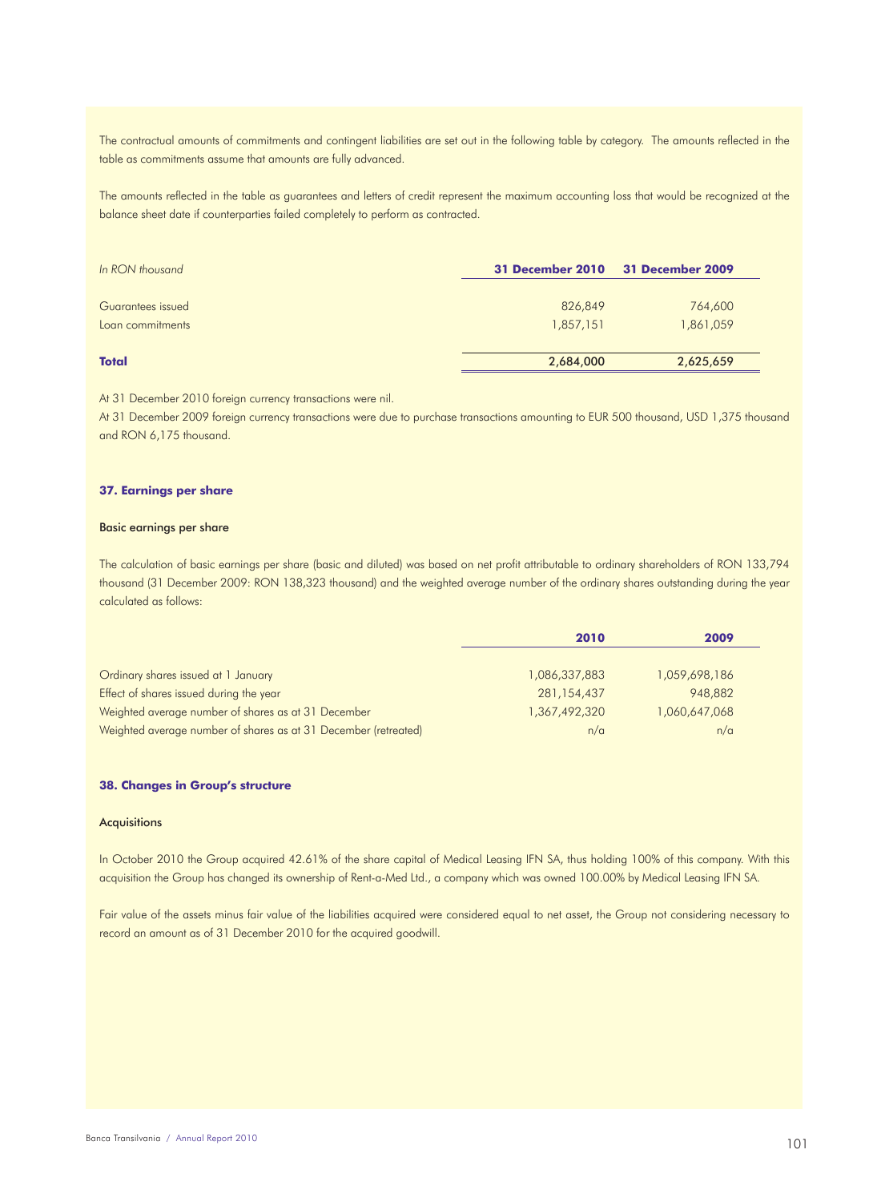The contractual amounts of commitments and contingent liabilities are set out in the following table by category. The amounts reflected in the table as commitments assume that amounts are fully advanced.

The amounts reflected in the table as guarantees and letters of credit represent the maximum accounting loss that would be recognized at the balance sheet date if counterparties failed completely to perform as contracted.

| *In RON thousand* | **31 December 2010** | **31 December 2009** |
|---|---|---|
| Guarantees issued | 826,849 | 764,600 |
| Loan commitments | 1,857,151 | 1,861,059 |
| **Total** | **2,684,000** | **2,625,659** |

At 31 December 2010 foreign currency transactions were nil.

At 31 December 2009 foreign currency transactions were due to purchase transactions amounting to EUR 500 thousand, USD 1,375 thousand and RON 6,175 thousand.

### 37. Earnings per share

#### Basic earnings per share

The calculation of basic earnings per share (basic and diluted) was based on net profit attributable to ordinary shareholders of RON 133,794 thousand (31 December 2009: RON 138,323 thousand) and the weighted average number of the ordinary shares outstanding during the year calculated as follows:

| | **2010** | **2009** |
|---|---|---|
| Ordinary shares issued at 1 January | 1,086,337,883 | 1,059,698,186 |
| Effect of shares issued during the year | 281,154,437 | 948,882 |
| Weighted average number of shares as at 31 December | 1,367,492,320 | 1,060,647,068 |
| Weighted average number of shares as at 31 December (retreated) | n/a | n/a |

### 38. Changes in Group's structure

#### Acquisitions

In October 2010 the Group acquired 42.61% of the share capital of Medical Leasing IFN SA, thus holding 100% of this company. With this acquisition the Group has changed its ownership of Rent-a-Med Ltd., a company which was owned 100.00% by Medical Leasing IFN SA.

Fair value of the assets minus fair value of the liabilities acquired were considered equal to net asset, the Group not considering necessary to record an amount as of 31 December 2010 for the acquired goodwill.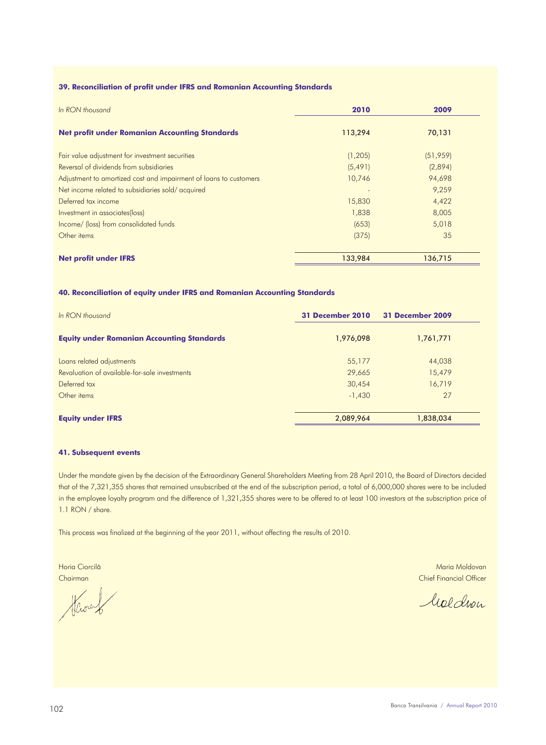### 39. Reconciliation of profit under IFRS and Romanian Accounting Standards

| *In RON thousand* | 2010 | 2009 |
|---|---|---|
| **Net profit under Romanian Accounting Standards** | 113,294 | 70,131 |
| Fair value adjustment for investment securities | (1,205) | (51,959) |
| Reversal of dividends from subsidiaries | (5,491) | (2,894) |
| Adjustment to amortized cost and impairment of loans to customers | 10,746 | 94,698 |
| Net income related to subsidiaries sold/ acquired | - | 9,259 |
| Deferred tax income | 15,830 | 4,422 |
| Investment in associates(loss) | 1,838 | 8,005 |
| Income/ (loss) from consolidated funds | (653) | 5,018 |
| Other items | (375) | 35 |
| **Net profit under IFRS** | 133,984 | 136,715 |

### 40. Reconciliation of equity under IFRS and Romanian Accounting Standards

| *In RON thousand* | 31 December 2010 | 31 December 2009 |
|---|---|---|
| **Equity under Romanian Accounting Standards** | 1,976,098 | 1,761,771 |
| Loans related adjustments | 55,177 | 44,038 |
| Revaluation of available-for-sale investments | 29,665 | 15,479 |
| Deferred tax | 30,454 | 16,719 |
| Other items | -1,430 | 27 |
| **Equity under IFRS** | 2,089,964 | 1,838,034 |

### 41. Subsequent events

Under the mandate given by the decision of the Extraordinary General Shareholders Meeting from 28 April 2010, the Board of Directors decided that of the 7,321,355 shares that remained unsubscribed at the end of the subscription period, a total of 6,000,000 shares were to be included in the employee loyalty program and the difference of 1,321,355 shares were to be offered to at least 100 investors at the subscription price of 1.1 RON / share.

This process was finalized at the beginning of the year 2011, without affecting the results of 2010.

Horia Ciorcilă
Chairman

Maria Moldovan
Chief Financial Officer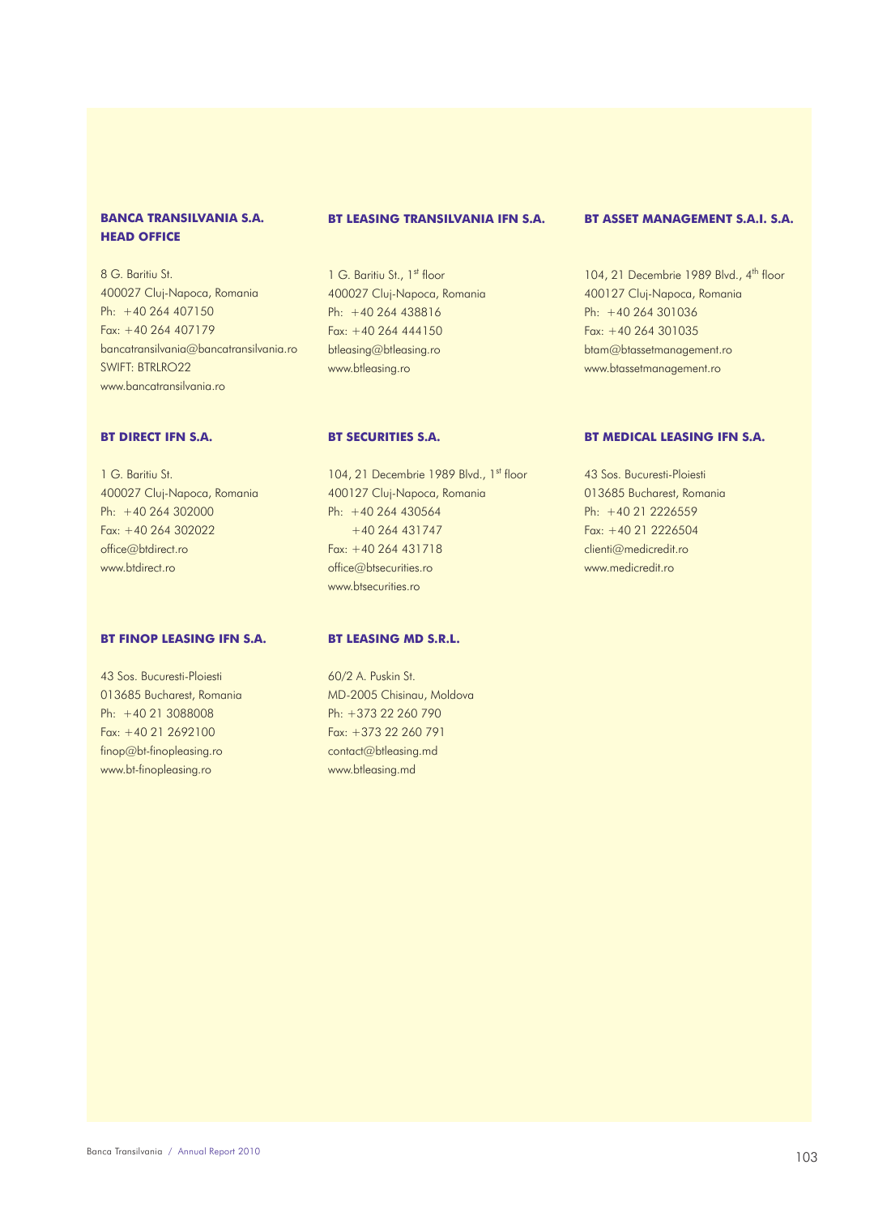### BANCA TRANSILVANIA S.A. HEAD OFFICE

8 G. Baritiu St.
400027 Cluj-Napoca, Romania
Ph: +40 264 407150
Fax: +40 264 407179
bancatransilvania@bancatransilvania.ro
SWIFT: BTRLRO22
www.bancatransilvania.ro

### BT LEASING TRANSILVANIA IFN S.A.

1 G. Baritiu St., 1st floor
400027 Cluj-Napoca, Romania
Ph: +40 264 438816
Fax: +40 264 444150
btleasing@btleasing.ro
www.btleasing.ro

### BT ASSET MANAGEMENT S.A.I. S.A.

104, 21 Decembrie 1989 Blvd., 4th floor
400127 Cluj-Napoca, Romania
Ph: +40 264 301036
Fax: +40 264 301035
btam@btassetmanagement.ro
www.btassetmanagement.ro

### BT DIRECT IFN S.A.

1 G. Baritiu St.
400027 Cluj-Napoca, Romania
Ph: +40 264 302000
Fax: +40 264 302022
office@btdirect.ro
www.btdirect.ro

### BT SECURITIES S.A.

104, 21 Decembrie 1989 Blvd., 1st floor
400127 Cluj-Napoca, Romania
Ph: +40 264 430564
+40 264 431747
Fax: +40 264 431718
office@btsecurities.ro
www.btsecurities.ro

### BT MEDICAL LEASING IFN S.A.

43 Sos. Bucuresti-Ploiesti
013685 Bucharest, Romania
Ph: +40 21 2226559
Fax: +40 21 2226504
clienti@medicredit.ro
www.medicredit.ro

### BT FINOP LEASING IFN S.A.

43 Sos. Bucuresti-Ploiesti
013685 Bucharest, Romania
Ph: +40 21 3088008
Fax: +40 21 2692100
finop@bt-finopleasing.ro
www.bt-finopleasing.ro

### BT LEASING MD S.R.L.

60/2 A. Puskin St.
MD-2005 Chisinau, Moldova
Ph: +373 22 260 790
Fax: +373 22 260 791
contact@btleasing.md
www.btleasing.md